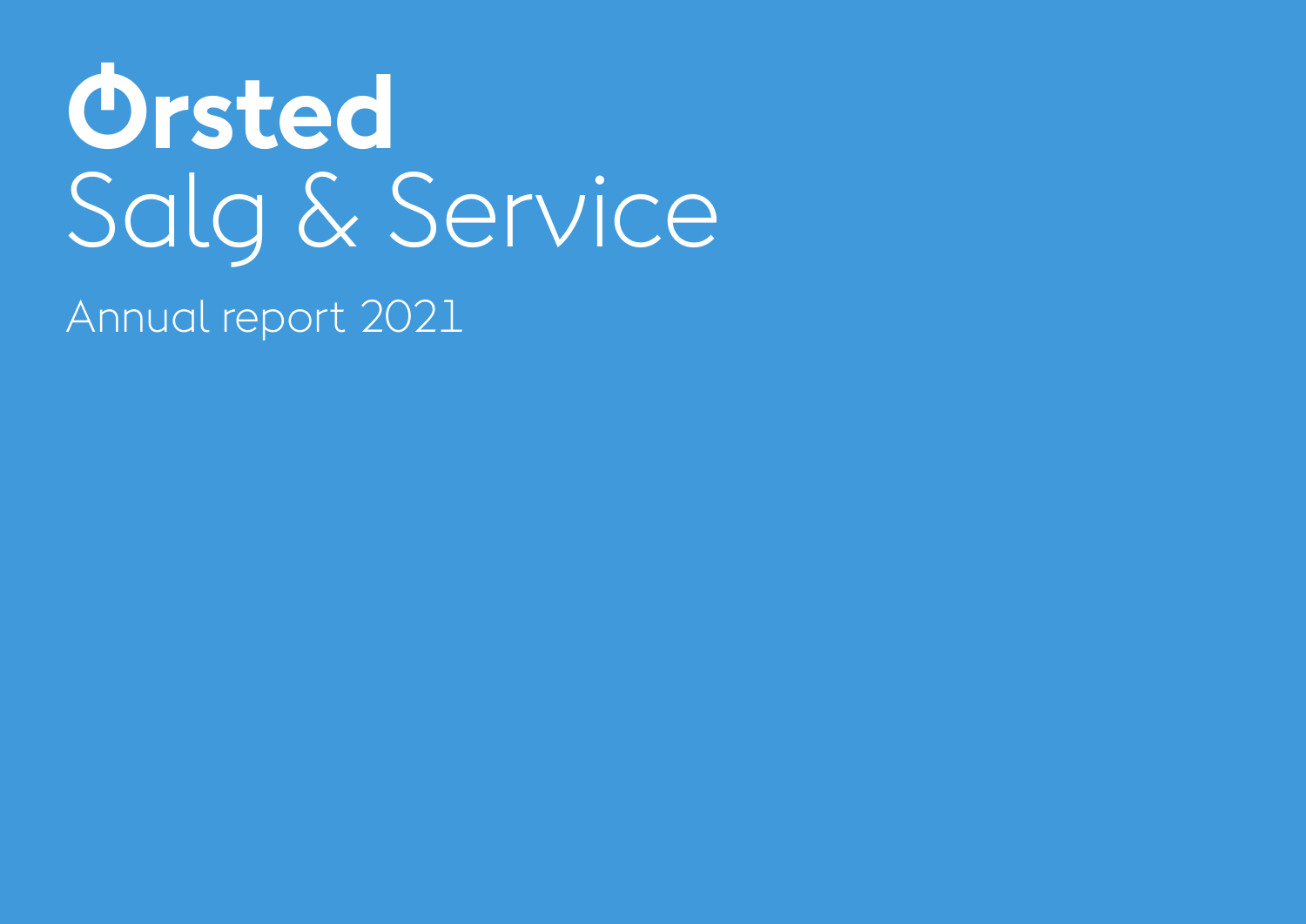# Ørsted

# Salg & Service

## Annual report 2021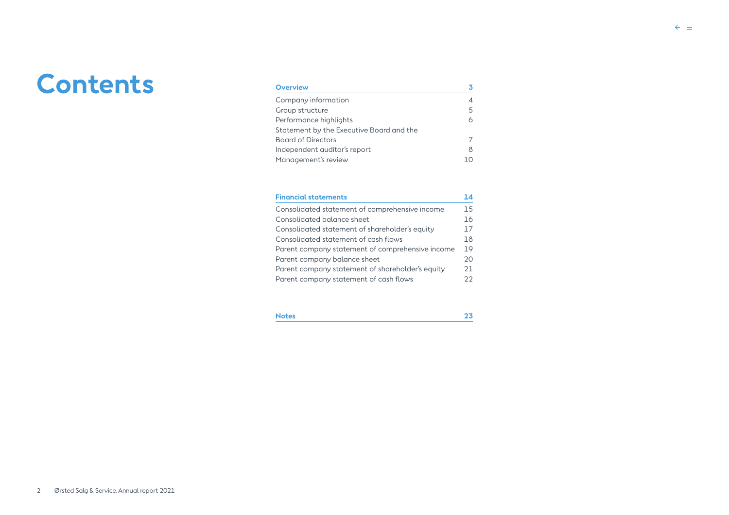# Contents

| Overview | 3 |
|---|---|
| Company information | 4 |
| Group structure | 5 |
| Performance highlights | 6 |
| Statement by the Executive Board and the Board of Directors | 7 |
| Independent auditor's report | 8 |
| Management's review | 10 |

| Financial statements | 14 |
|---|---|
| Consolidated statement of comprehensive income | 15 |
| Consolidated balance sheet | 16 |
| Consolidated statement of shareholder's equity | 17 |
| Consolidated statement of cash flows | 18 |
| Parent company statement of comprehensive income | 19 |
| Parent company balance sheet | 20 |
| Parent company statement of shareholder's equity | 21 |
| Parent company statement of cash flows | 22 |

| Notes | 23 |
|---|---|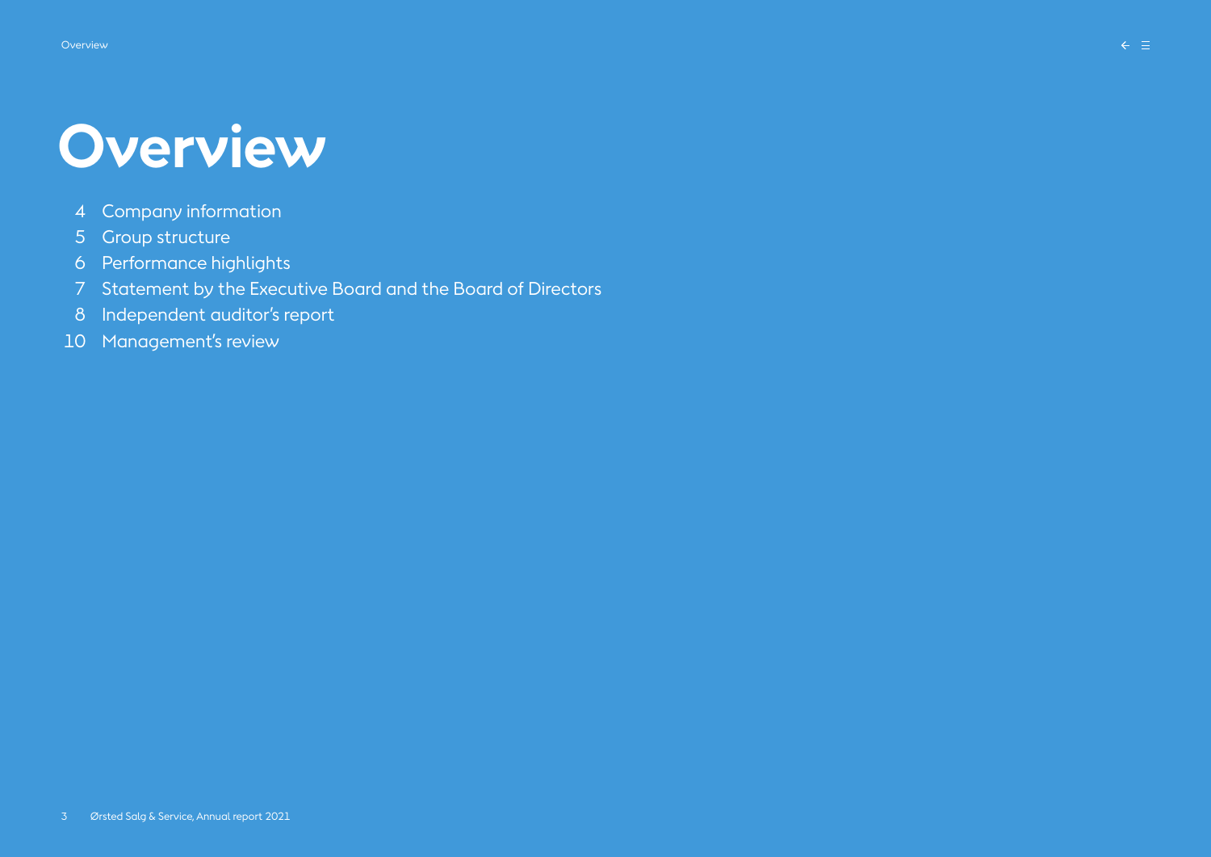# Overview

4 Company information
5 Group structure
6 Performance highlights
7 Statement by the Executive Board and the Board of Directors
8 Independent auditor's report
10 Management's review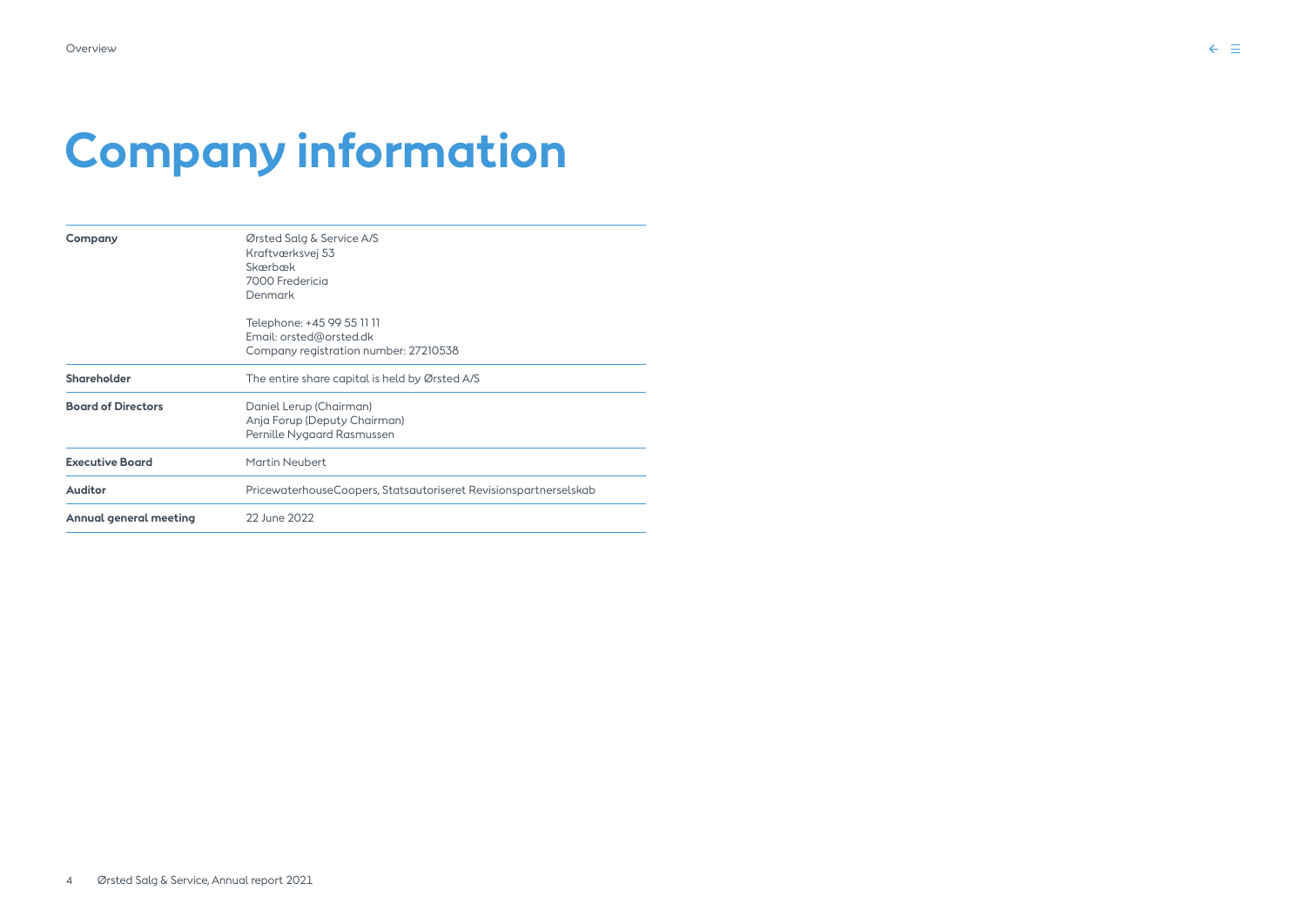# Company information

| | |
|---|---|
| **Company** | Ørsted Salg & Service A/S<br>Kraftværksvej 53<br>Skærbæk<br>7000 Fredericia<br>Denmark<br><br>Telephone: +45 99 55 11 11<br>Email: orsted@orsted.dk<br>Company registration number: 27210538 |
| **Shareholder** | The entire share capital is held by Ørsted A/S |
| **Board of Directors** | Daniel Lerup (Chairman)<br>Anja Forup (Deputy Chairman)<br>Pernille Nygaard Rasmussen |
| **Executive Board** | Martin Neubert |
| **Auditor** | PricewaterhouseCoopers, Statsautoriseret Revisionspartnerselskab |
| **Annual general meeting** | 22 June 2022 |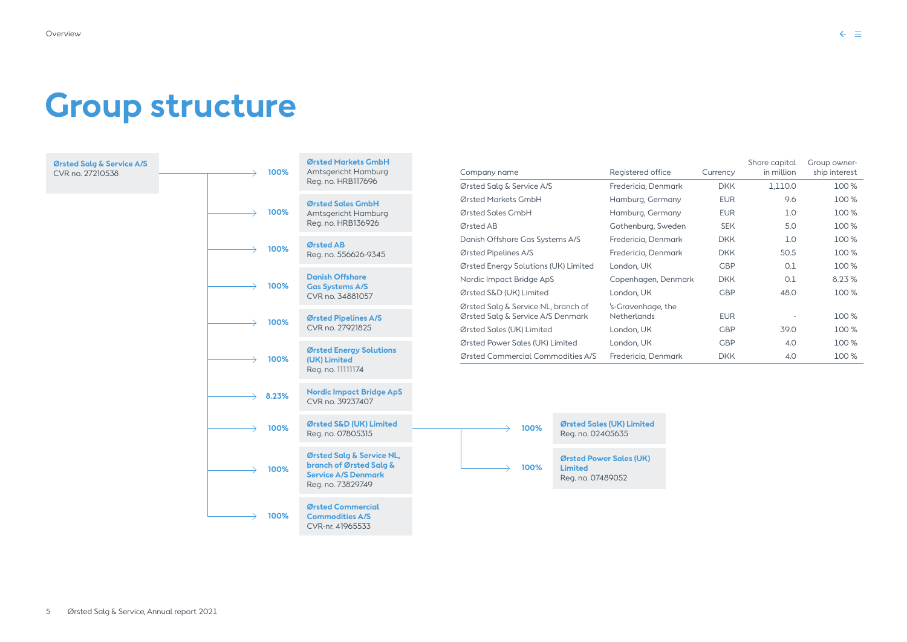# Group structure

**Ørsted Salg & Service A/S**
CVR no. 27210538

- 100% — **Ørsted Markets GmbH**, Amtsgericht Hamburg, Reg. no. HRB117696
- 100% — **Ørsted Sales GmbH**, Amtsgericht Hamburg, Reg. no. HRB136926
- 100% — **Ørsted AB**, Reg. no. 556626-9345
- 100% — **Danish Offshore Gas Systems A/S**, CVR no. 34881057
- 100% — **Ørsted Pipelines A/S**, CVR no. 27921825
- 100% — **Ørsted Energy Solutions (UK) Limited**, Reg. no. 11111174
- 8.23% — **Nordic Impact Bridge ApS**, CVR no. 39237407
- 100% — **Ørsted S&D (UK) Limited**, Reg. no. 07805315
  - 100% — **Ørsted Sales (UK) Limited**, Reg. no. 02405635
  - 100% — **Ørsted Power Sales (UK) Limited**, Reg. no. 07489052
- 100% — **Ørsted Salg & Service NL, branch of Ørsted Salg & Service A/S Denmark**, Reg. no. 73829749
- 100% — **Ørsted Commercial Commodities A/S**, CVR-nr. 41965533

| Company name | Registered office | Currency | Share capital in million | Group ownership interest |
|---|---|---|---|---|
| Ørsted Salg & Service A/S | Fredericia, Denmark | DKK | 1,110.0 | 100 % |
| Ørsted Markets GmbH | Hamburg, Germany | EUR | 9.6 | 100 % |
| Ørsted Sales GmbH | Hamburg, Germany | EUR | 1.0 | 100 % |
| Ørsted AB | Gothenburg, Sweden | SEK | 5.0 | 100 % |
| Danish Offshore Gas Systems A/S | Fredericia, Denmark | DKK | 1.0 | 100 % |
| Ørsted Pipelines A/S | Fredericia, Denmark | DKK | 50.5 | 100 % |
| Ørsted Energy Solutions (UK) Limited | London, UK | GBP | 0.1 | 100 % |
| Nordic Impact Bridge ApS | Copenhagen, Denmark | DKK | 0.1 | 8.23 % |
| Ørsted S&D (UK) Limited | London, UK | GBP | 48.0 | 100 % |
| Ørsted Salg & Service NL, branch of Ørsted Salg & Service A/S Denmark | 's-Gravenhage, the Netherlands | EUR | - | 100 % |
| Ørsted Sales (UK) Limited | London, UK | GBP | 39.0 | 100 % |
| Ørsted Power Sales (UK) Limited | London, UK | GBP | 4.0 | 100 % |
| Ørsted Commercial Commodities A/S | Fredericia, Denmark | DKK | 4.0 | 100 % |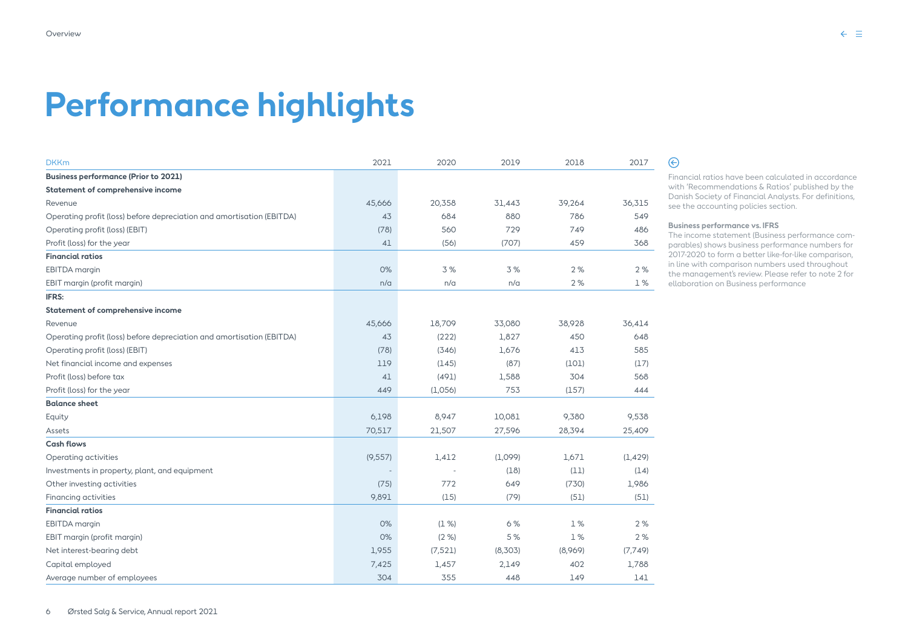# Performance highlights

| DKKm | 2021 | 2020 | 2019 | 2018 | 2017 |
|---|---|---|---|---|---|
| **Business performance (Prior to 2021)** | | | | | |
| **Statement of comprehensive income** | | | | | |
| Revenue | 45,666 | 20,358 | 31,443 | 39,264 | 36,315 |
| Operating profit (loss) before depreciation and amortisation (EBITDA) | 43 | 684 | 880 | 786 | 549 |
| Operating profit (loss) (EBIT) | (78) | 560 | 729 | 749 | 486 |
| Profit (loss) for the year | 41 | (56) | (707) | 459 | 368 |
| **Financial ratios** | | | | | |
| EBITDA margin | 0% | 3 % | 3 % | 2 % | 2 % |
| EBIT margin (profit margin) | n/a | n/a | n/a | 2 % | 1 % |
| **IFRS:** | | | | | |
| **Statement of comprehensive income** | | | | | |
| Revenue | 45,666 | 18,709 | 33,080 | 38,928 | 36,414 |
| Operating profit (loss) before depreciation and amortisation (EBITDA) | 43 | (222) | 1,827 | 450 | 648 |
| Operating profit (loss) (EBIT) | (78) | (346) | 1,676 | 413 | 585 |
| Net financial income and expenses | 119 | (145) | (87) | (101) | (17) |
| Profit (loss) before tax | 41 | (491) | 1,588 | 304 | 568 |
| Profit (loss) for the year | 449 | (1,056) | 753 | (157) | 444 |
| **Balance sheet** | | | | | |
| Equity | 6,198 | 8,947 | 10,081 | 9,380 | 9,538 |
| Assets | 70,517 | 21,507 | 27,596 | 28,394 | 25,409 |
| **Cash flows** | | | | | |
| Operating activities | (9,557) | 1,412 | (1,099) | 1,671 | (1,429) |
| Investments in property, plant, and equipment | - | - | (18) | (11) | (14) |
| Other investing activities | (75) | 772 | 649 | (730) | 1,986 |
| Financing activities | 9,891 | (15) | (79) | (51) | (51) |
| **Financial ratios** | | | | | |
| EBITDA margin | 0% | (1 %) | 6 % | 1 % | 2 % |
| EBIT margin (profit margin) | 0% | (2 %) | 5 % | 1 % | 2 % |
| Net interest-bearing debt | 1,955 | (7,521) | (8,303) | (8,969) | (7,749) |
| Capital employed | 7,425 | 1,457 | 2,149 | 402 | 1,788 |
| Average number of employees | 304 | 355 | 448 | 149 | 141 |

Financial ratios have been calculated in accordance with 'Recommendations & Ratios' published by the Danish Society of Financial Analysts. For definitions, see the accounting policies section.

**Business performance vs. IFRS**
The income statement (Business performance comparables) shows business performance numbers for 2017-2020 to form a better like-for-like comparison, in line with comparison numbers used throughout the management's review. Please refer to note 2 for ellaboration on Business performance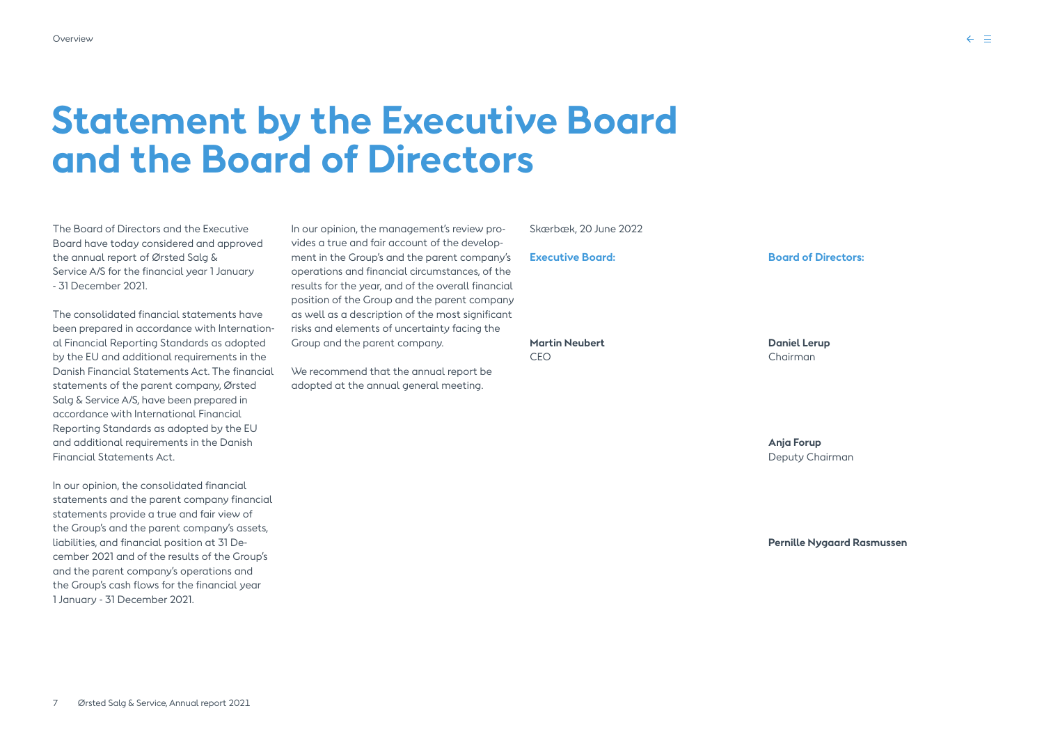# Statement by the Executive Board and the Board of Directors

The Board of Directors and the Executive Board have today considered and approved the annual report of Ørsted Salg & Service A/S for the financial year 1 January - 31 December 2021.

The consolidated financial statements have been prepared in accordance with International Financial Reporting Standards as adopted by the EU and additional requirements in the Danish Financial Statements Act. The financial statements of the parent company, Ørsted Salg & Service A/S, have been prepared in accordance with International Financial Reporting Standards as adopted by the EU and additional requirements in the Danish Financial Statements Act.

In our opinion, the consolidated financial statements and the parent company financial statements provide a true and fair view of the Group's and the parent company's assets, liabilities, and financial position at 31 December 2021 and of the results of the Group's and the parent company's operations and the Group's cash flows for the financial year 1 January - 31 December 2021.

In our opinion, the management's review provides a true and fair account of the development in the Group's and the parent company's operations and financial circumstances, of the results for the year, and of the overall financial position of the Group and the parent company as well as a description of the most significant risks and elements of uncertainty facing the Group and the parent company.

We recommend that the annual report be adopted at the annual general meeting.

Skærbæk, 20 June 2022

**Executive Board:**

**Martin Neubert**
CEO

**Board of Directors:**

**Daniel Lerup**
Chairman

**Anja Forup**
Deputy Chairman

**Pernille Nygaard Rasmussen**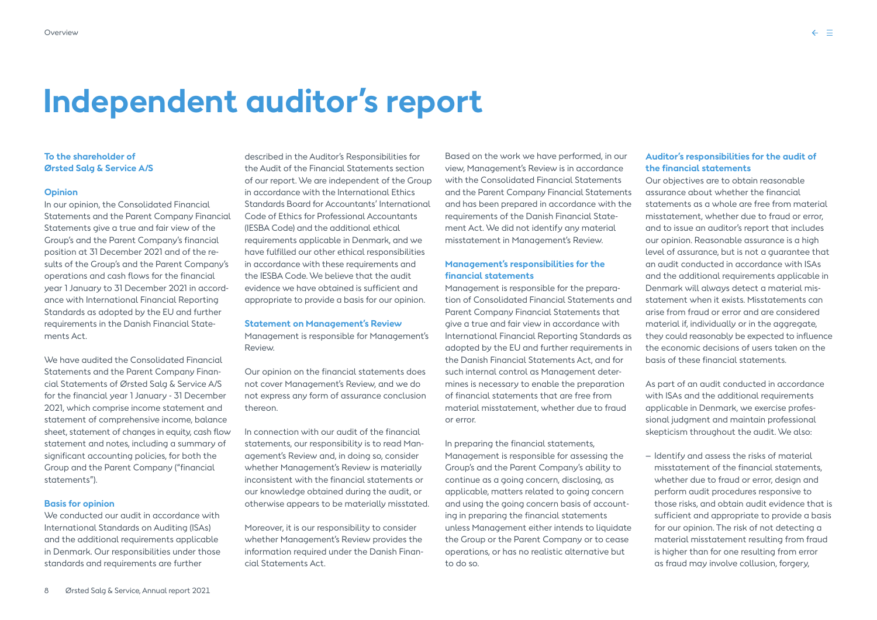# Independent auditor's report

**To the shareholder of Ørsted Salg & Service A/S**

### Opinion

In our opinion, the Consolidated Financial Statements and the Parent Company Financial Statements give a true and fair view of the Group's and the Parent Company's financial position at 31 December 2021 and of the results of the Group's and the Parent Company's operations and cash flows for the financial year 1 January to 31 December 2021 in accordance with International Financial Reporting Standards as adopted by the EU and further requirements in the Danish Financial Statements Act.

We have audited the Consolidated Financial Statements and the Parent Company Financial Statements of Ørsted Salg & Service A/S for the financial year 1 January - 31 December 2021, which comprise income statement and statement of comprehensive income, balance sheet, statement of changes in equity, cash flow statement and notes, including a summary of significant accounting policies, for both the Group and the Parent Company ("financial statements").

### Basis for opinion

We conducted our audit in accordance with International Standards on Auditing (ISAs) and the additional requirements applicable in Denmark. Our responsibilities under those standards and requirements are further described in the Auditor's Responsibilities for the Audit of the Financial Statements section of our report. We are independent of the Group in accordance with the International Ethics Standards Board for Accountants' International Code of Ethics for Professional Accountants (IESBA Code) and the additional ethical requirements applicable in Denmark, and we have fulfilled our other ethical responsibilities in accordance with these requirements and the IESBA Code. We believe that the audit evidence we have obtained is sufficient and appropriate to provide a basis for our opinion.

### Statement on Management's Review

Management is responsible for Management's Review.

Our opinion on the financial statements does not cover Management's Review, and we do not express any form of assurance conclusion thereon.

In connection with our audit of the financial statements, our responsibility is to read Management's Review and, in doing so, consider whether Management's Review is materially inconsistent with the financial statements or our knowledge obtained during the audit, or otherwise appears to be materially misstated.

Moreover, it is our responsibility to consider whether Management's Review provides the information required under the Danish Financial Statements Act.

Based on the work we have performed, in our view, Management's Review is in accordance with the Consolidated Financial Statements and the Parent Company Financial Statements and has been prepared in accordance with the requirements of the Danish Financial Statement Act. We did not identify any material misstatement in Management's Review.

### Management's responsibilities for the financial statements

Management is responsible for the preparation of Consolidated Financial Statements and Parent Company Financial Statements that give a true and fair view in accordance with International Financial Reporting Standards as adopted by the EU and further requirements in the Danish Financial Statements Act, and for such internal control as Management determines is necessary to enable the preparation of financial statements that are free from material misstatement, whether due to fraud or error.

In preparing the financial statements, Management is responsible for assessing the Group's and the Parent Company's ability to continue as a going concern, disclosing, as applicable, matters related to going concern and using the going concern basis of accounting in preparing the financial statements unless Management either intends to liquidate the Group or the Parent Company or to cease operations, or has no realistic alternative but to do so.

### Auditor's responsibilities for the audit of the financial statements

Our objectives are to obtain reasonable assurance about whether the financial statements as a whole are free from material misstatement, whether due to fraud or error, and to issue an auditor's report that includes our opinion. Reasonable assurance is a high level of assurance, but is not a guarantee that an audit conducted in accordance with ISAs and the additional requirements applicable in Denmark will always detect a material misstatement when it exists. Misstatements can arise from fraud or error and are considered material if, individually or in the aggregate, they could reasonably be expected to influence the economic decisions of users taken on the basis of these financial statements.

As part of an audit conducted in accordance with ISAs and the additional requirements applicable in Denmark, we exercise professional judgment and maintain professional skepticism throughout the audit. We also:

- Identify and assess the risks of material misstatement of the financial statements, whether due to fraud or error, design and perform audit procedures responsive to those risks, and obtain audit evidence that is sufficient and appropriate to provide a basis for our opinion. The risk of not detecting a material misstatement resulting from fraud is higher than for one resulting from error as fraud may involve collusion, forgery,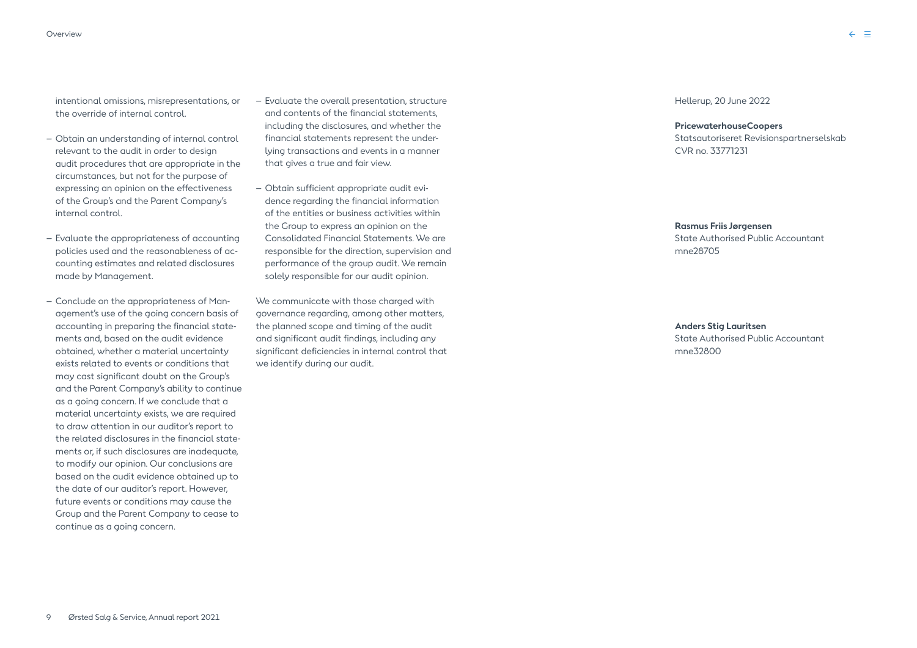intentional omissions, misrepresentations, or the override of internal control.

- Obtain an understanding of internal control relevant to the audit in order to design audit procedures that are appropriate in the circumstances, but not for the purpose of expressing an opinion on the effectiveness of the Group's and the Parent Company's internal control.
- Evaluate the appropriateness of accounting policies used and the reasonableness of accounting estimates and related disclosures made by Management.
- Conclude on the appropriateness of Management's use of the going concern basis of accounting in preparing the financial statements and, based on the audit evidence obtained, whether a material uncertainty exists related to events or conditions that may cast significant doubt on the Group's and the Parent Company's ability to continue as a going concern. If we conclude that a material uncertainty exists, we are required to draw attention in our auditor's report to the related disclosures in the financial statements or, if such disclosures are inadequate, to modify our opinion. Our conclusions are based on the audit evidence obtained up to the date of our auditor's report. However, future events or conditions may cause the Group and the Parent Company to cease to continue as a going concern.
- Evaluate the overall presentation, structure and contents of the financial statements, including the disclosures, and whether the financial statements represent the underlying transactions and events in a manner that gives a true and fair view.
- Obtain sufficient appropriate audit evidence regarding the financial information of the entities or business activities within the Group to express an opinion on the Consolidated Financial Statements. We are responsible for the direction, supervision and performance of the group audit. We remain solely responsible for our audit opinion.

We communicate with those charged with governance regarding, among other matters, the planned scope and timing of the audit and significant audit findings, including any significant deficiencies in internal control that we identify during our audit.

Hellerup, 20 June 2022

**PricewaterhouseCoopers**
Statsautoriseret Revisionspartnerselskab
CVR no. 33771231

**Rasmus Friis Jørgensen**
State Authorised Public Accountant
mne28705

**Anders Stig Lauritsen**
State Authorised Public Accountant
mne32800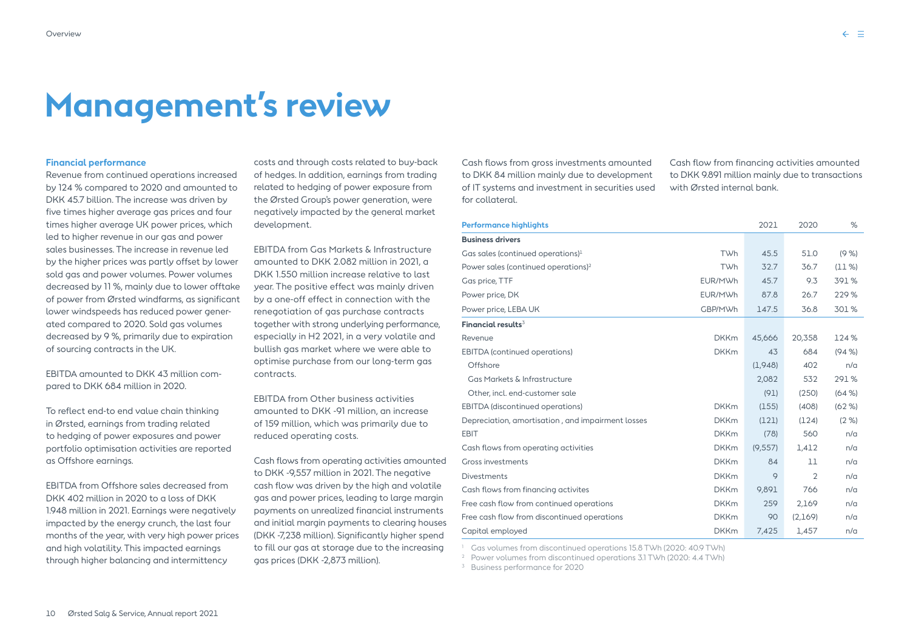# Management's review

## Financial performance

Revenue from continued operations increased by 124 % compared to 2020 and amounted to DKK 45.7 billion. The increase was driven by five times higher average gas prices and four times higher average UK power prices, which led to higher revenue in our gas and power sales businesses. The increase in revenue led by the higher prices was partly offset by lower sold gas and power volumes. Power volumes decreased by 11 %, mainly due to lower offtake of power from Ørsted windfarms, as significant lower windspeeds has reduced power generated compared to 2020. Sold gas volumes decreased by 9 %, primarily due to expiration of sourcing contracts in the UK.

EBITDA amounted to DKK 43 million compared to DKK 684 million in 2020.

To reflect end-to end value chain thinking in Ørsted, earnings from trading related to hedging of power exposures and power portfolio optimisation activities are reported as Offshore earnings.

EBITDA from Offshore sales decreased from DKK 402 million in 2020 to a loss of DKK 1.948 million in 2021. Earnings were negatively impacted by the energy crunch, the last four months of the year, with very high power prices and high volatility. This impacted earnings through higher balancing and intermittency costs and through costs related to buy-back of hedges. In addition, earnings from trading related to hedging of power exposure from the Ørsted Group's power generation, were negatively impacted by the general market development.

EBITDA from Gas Markets & Infrastructure amounted to DKK 2.082 million in 2021, a DKK 1.550 million increase relative to last year. The positive effect was mainly driven by a one-off effect in connection with the renegotiation of gas purchase contracts together with strong underlying performance, especially in H2 2021, in a very volatile and bullish gas market where we were able to optimise purchase from our long-term gas contracts.

EBITDA from Other business activities amounted to DKK -91 million, an increase of 159 million, which was primarily due to reduced operating costs.

Cash flows from operating activities amounted to DKK -9,557 million in 2021. The negative cash flow was driven by the high and volatile gas and power prices, leading to large margin payments on unrealized financial instruments and initial margin payments to clearing houses (DKK -7,238 million). Significantly higher spend to fill our gas at storage due to the increasing gas prices (DKK -2,873 million).

Cash flows from gross investments amounted to DKK 84 million mainly due to development of IT systems and investment in securities used for collateral.

Cash flow from financing activities amounted to DKK 9.891 million mainly due to transactions with Ørsted internal bank.

| Performance highlights | | 2021 | 2020 | % |
|---|---|---|---|---|
| **Business drivers** | | | | |
| Gas sales (continued operations)[1] | TWh | 45.5 | 51.0 | (9 %) |
| Power sales (continued operations)[2] | TWh | 32.7 | 36.7 | (11 %) |
| Gas price, TTF | EUR/MWh | 45.7 | 9.3 | 391 % |
| Power price, DK | EUR/MWh | 87.8 | 26.7 | 229 % |
| Power price, LEBA UK | GBP/MWh | 147.5 | 36.8 | 301 % |
| **Financial results**[3] | | | | |
| Revenue | DKKm | 45,666 | 20,358 | 124 % |
| EBITDA (continued operations) | DKKm | 43 | 684 | (94 %) |
| Offshore | | (1,948) | 402 | n/a |
| Gas Markets & Infrastructure | | 2,082 | 532 | 291 % |
| Other, incl. end-customer sale | | (91) | (250) | (64 %) |
| EBITDA (discontinued operations) | DKKm | (155) | (408) | (62 %) |
| Depreciation, amortisation , and impairment losses | DKKm | (121) | (124) | (2 %) |
| EBIT | DKKm | (78) | 560 | n/a |
| Cash flows from operating activities | DKKm | (9,557) | 1,412 | n/a |
| Gross investments | DKKm | 84 | 11 | n/a |
| Divestments | DKKm | 9 | 2 | n/a |
| Cash flows from financing activites | DKKm | 9,891 | 766 | n/a |
| Free cash flow from continued operations | DKKm | 259 | 2,169 | n/a |
| Free cash flow from discontinued operations | DKKm | 90 | (2,169) | n/a |
| Capital employed | DKKm | 7,425 | 1,457 | n/a |

[1] Gas volumes from discontinued operations 15.8 TWh (2020: 40.9 TWh)
[2] Power volumes from discontinued operations 3.1 TWh (2020: 4.4 TWh)
[3] Business performance for 2020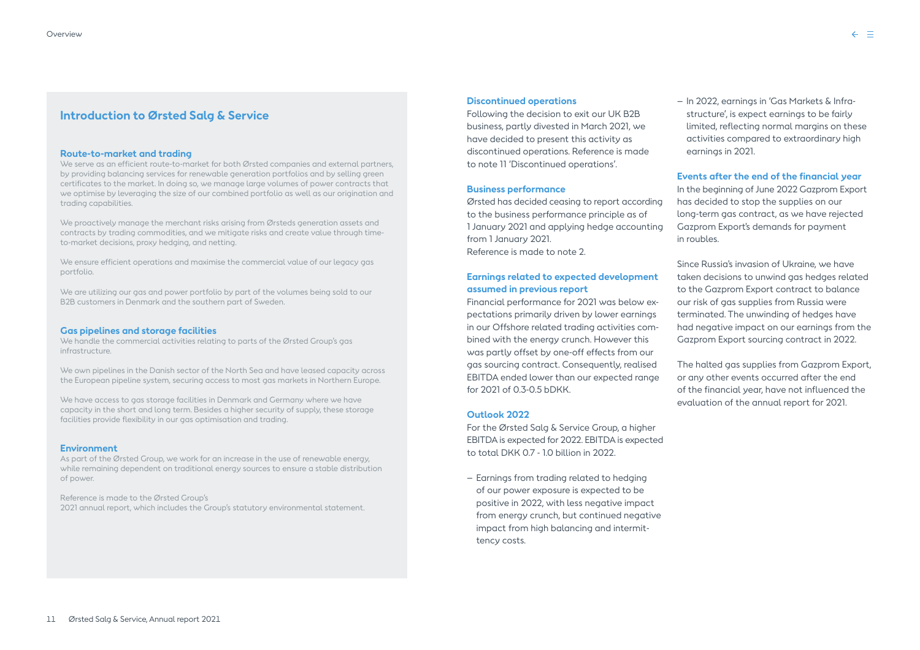## Introduction to Ørsted Salg & Service

### Route-to-market and trading

We serve as an efficient route-to-market for both Ørsted companies and external partners, by providing balancing services for renewable generation portfolios and by selling green certificates to the market. In doing so, we manage large volumes of power contracts that we optimise by leveraging the size of our combined portfolio as well as our origination and trading capabilities.

We proactively manage the merchant risks arising from Ørsteds generation assets and contracts by trading commodities, and we mitigate risks and create value through time-to-market decisions, proxy hedging, and netting.

We ensure efficient operations and maximise the commercial value of our legacy gas portfolio.

We are utilizing our gas and power portfolio by part of the volumes being sold to our B2B customers in Denmark and the southern part of Sweden.

### Gas pipelines and storage facilities

We handle the commercial activities relating to parts of the Ørsted Group's gas infrastructure.

We own pipelines in the Danish sector of the North Sea and have leased capacity across the European pipeline system, securing access to most gas markets in Northern Europe.

We have access to gas storage facilities in Denmark and Germany where we have capacity in the short and long term. Besides a higher security of supply, these storage facilities provide flexibility in our gas optimisation and trading.

### Environment

As part of the Ørsted Group, we work for an increase in the use of renewable energy, while remaining dependent on traditional energy sources to ensure a stable distribution of power.

Reference is made to the Ørsted Group's 2021 annual report, which includes the Group's statutory environmental statement.

### Discontinued operations

Following the decision to exit our UK B2B business, partly divested in March 2021, we have decided to present this activity as discontinued operations. Reference is made to note 11 'Discontinued operations'.

### Business performance

Ørsted has decided ceasing to report according to the business performance principle as of 1 January 2021 and applying hedge accounting from 1 January 2021.
Reference is made to note 2.

### Earnings related to expected development assumed in previous report

Financial performance for 2021 was below expectations primarily driven by lower earnings in our Offshore related trading activities combined with the energy crunch. However this was partly offset by one-off effects from our gas sourcing contract. Consequently, realised EBITDA ended lower than our expected range for 2021 of 0.3-0.5 bDKK.

### Outlook 2022

For the Ørsted Salg & Service Group, a higher EBITDA is expected for 2022. EBITDA is expected to total DKK 0.7 - 1.0 billion in 2022.

- Earnings from trading related to hedging of our power exposure is expected to be positive in 2022, with less negative impact from energy crunch, but continued negative impact from high balancing and intermittency costs.
- In 2022, earnings in 'Gas Markets & Infrastructure', is expect earnings to be fairly limited, reflecting normal margins on these activities compared to extraordinary high earnings in 2021.

### Events after the end of the financial year

In the beginning of June 2022 Gazprom Export has decided to stop the supplies on our long-term gas contract, as we have rejected Gazprom Export's demands for payment in roubles.

Since Russia's invasion of Ukraine, we have taken decisions to unwind gas hedges related to the Gazprom Export contract to balance our risk of gas supplies from Russia were terminated. The unwinding of hedges have had negative impact on our earnings from the Gazprom Export sourcing contract in 2022.

The halted gas supplies from Gazprom Export, or any other events occurred after the end of the financial year, have not influenced the evaluation of the annual report for 2021.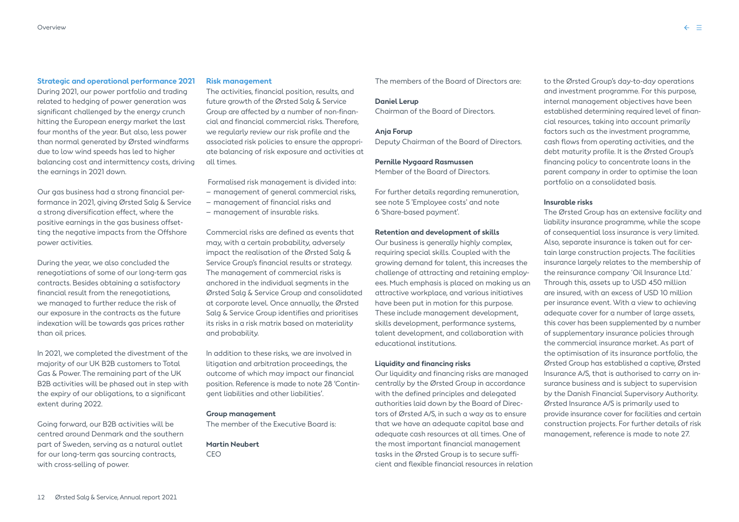### Strategic and operational performance 2021

During 2021, our power portfolio and trading related to hedging of power generation was significant challenged by the energy crunch hitting the European energy market the last four months of the year. But also, less power than normal generated by Ørsted windfarms due to low wind speeds has led to higher balancing cost and intermittency costs, driving the earnings in 2021 down.

Our gas business had a strong financial performance in 2021, giving Ørsted Salg & Service a strong diversification effect, where the positive earnings in the gas business offsetting the negative impacts from the Offshore power activities.

During the year, we also concluded the renegotiations of some of our long-term gas contracts. Besides obtaining a satisfactory financial result from the renegotiations, we managed to further reduce the risk of our exposure in the contracts as the future indexation will be towards gas prices rather than oil prices.

In 2021, we completed the divestment of the majority of our UK B2B customers to Total Gas & Power. The remaining part of the UK B2B activities will be phased out in step with the expiry of our obligations, to a significant extent during 2022.

Going forward, our B2B activities will be centred around Denmark and the southern part of Sweden, serving as a natural outlet for our long-term gas sourcing contracts, with cross-selling of power.

### Risk management

The activities, financial position, results, and future growth of the Ørsted Salg & Service Group are affected by a number of non-financial and financial commercial risks. Therefore, we regularly review our risk profile and the associated risk policies to ensure the appropriate balancing of risk exposure and activities at all times.

Formalised risk management is divided into:

- management of general commercial risks,
- management of financial risks and
- management of insurable risks.

Commercial risks are defined as events that may, with a certain probability, adversely impact the realisation of the Ørsted Salg & Service Group's financial results or strategy. The management of commercial risks is anchored in the individual segments in the Ørsted Salg & Service Group and consolidated at corporate level. Once annually, the Ørsted Salg & Service Group identifies and prioritises its risks in a risk matrix based on materiality and probability.

In addition to these risks, we are involved in litigation and arbitration proceedings, the outcome of which may impact our financial position. Reference is made to note 28 'Contingent liabilities and other liabilities'.

### Group management

The member of the Executive Board is:

**Martin Neubert**
CEO

The members of the Board of Directors are:

**Daniel Lerup**
Chairman of the Board of Directors.

**Anja Forup**
Deputy Chairman of the Board of Directors.

**Pernille Nygaard Rasmussen**
Member of the Board of Directors.

For further details regarding remuneration, see note 5 'Employee costs' and note 6 'Share-based payment'.

### Retention and development of skills

Our business is generally highly complex, requiring special skills. Coupled with the growing demand for talent, this increases the challenge of attracting and retaining employees. Much emphasis is placed on making us an attractive workplace, and various initiatives have been put in motion for this purpose. These include management development, skills development, performance systems, talent development, and collaboration with educational institutions.

### Liquidity and financing risks

Our liquidity and financing risks are managed centrally by the Ørsted Group in accordance with the defined principles and delegated authorities laid down by the Board of Directors of Ørsted A/S, in such a way as to ensure that we have an adequate capital base and adequate cash resources at all times. One of the most important financial management tasks in the Ørsted Group is to secure sufficient and flexible financial resources in relation to the Ørsted Group's day-to-day operations and investment programme. For this purpose, internal management objectives have been established determining required level of financial resources, taking into account primarily factors such as the investment programme, cash flows from operating activities, and the debt maturity profile. It is the Ørsted Group's financing policy to concentrate loans in the parent company in order to optimise the loan portfolio on a consolidated basis.

### Insurable risks

The Ørsted Group has an extensive facility and liability insurance programme, while the scope of consequential loss insurance is very limited. Also, separate insurance is taken out for certain large construction projects. The facilities insurance largely relates to the membership of the reinsurance company 'Oil Insurance Ltd.' Through this, assets up to USD 450 million are insured, with an excess of USD 10 million per insurance event. With a view to achieving adequate cover for a number of large assets, this cover has been supplemented by a number of supplementary insurance policies through the commercial insurance market. As part of the optimisation of its insurance portfolio, the Ørsted Group has established a captive, Ørsted Insurance A/S, that is authorised to carry on insurance business and is subject to supervision by the Danish Financial Supervisory Authority. Ørsted Insurance A/S is primarily used to provide insurance cover for facilities and certain construction projects. For further details of risk management, reference is made to note 27.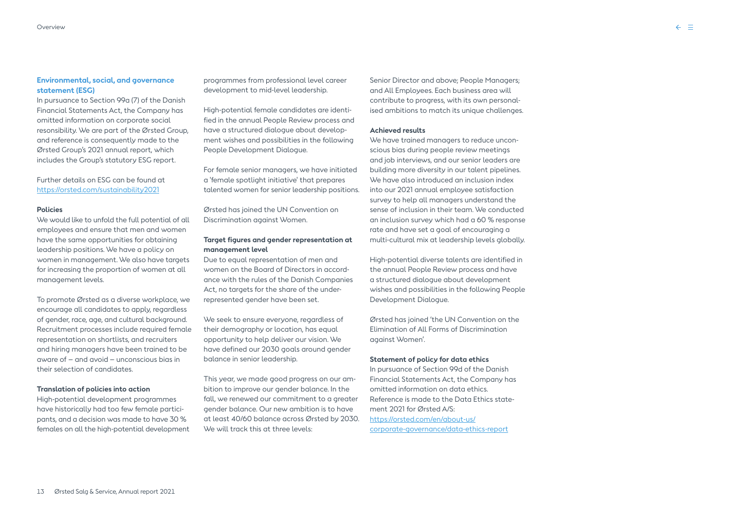### Environmental, social, and governance statement (ESG)

In pursuance to Section 99a (7) of the Danish Financial Statements Act, the Company has omitted information on corporate social resonsibility. We are part of the Ørsted Group, and reference is consequently made to the Ørsted Group's 2021 annual report, which includes the Group's statutory ESG report.

Further details on ESG can be found at https://orsted.com/sustainability2021

**Policies**

We would like to unfold the full potential of all employees and ensure that men and women have the same opportunities for obtaining leadership positions. We have a policy on women in management. We also have targets for increasing the proportion of women at all management levels.

To promote Ørsted as a diverse workplace, we encourage all candidates to apply, regardless of gender, race, age, and cultural background. Recruitment processes include required female representation on shortlists, and recruiters and hiring managers have been trained to be aware of – and avoid – unconscious bias in their selection of candidates.

**Translation of policies into action**

High-potential development programmes have historically had too few female participants, and a decision was made to have 30 % females on all the high-potential development programmes from professional level career development to mid-level leadership.

High-potential female candidates are identified in the annual People Review process and have a structured dialogue about development wishes and possibilities in the following People Development Dialogue.

For female senior managers, we have initiated a 'female spotlight initiative' that prepares talented women for senior leadership positions.

Ørsted has joined the UN Convention on Discrimination against Women.

**Target figures and gender representation at management level**

Due to equal representation of men and women on the Board of Directors in accordance with the rules of the Danish Companies Act, no targets for the share of the under-represented gender have been set.

We seek to ensure everyone, regardless of their demography or location, has equal opportunity to help deliver our vision. We have defined our 2030 goals around gender balance in senior leadership.

This year, we made good progress on our ambition to improve our gender balance. In the fall, we renewed our commitment to a greater gender balance. Our new ambition is to have at least 40/60 balance across Ørsted by 2030. We will track this at three levels: Senior Director and above; People Managers; and All Employees. Each business area will contribute to progress, with its own personalised ambitions to match its unique challenges.

**Achieved results**

We have trained managers to reduce unconscious bias during people review meetings and job interviews, and our senior leaders are building more diversity in our talent pipelines. We have also introduced an inclusion index into our 2021 annual employee satisfaction survey to help all managers understand the sense of inclusion in their team. We conducted an inclusion survey which had a 60 % response rate and have set a goal of encouraging a multi-cultural mix at leadership levels globally.

High-potential diverse talents are identified in the annual People Review process and have a structured dialogue about development wishes and possibilities in the following People Development Dialogue.

Ørsted has joined 'the UN Convention on the Elimination of All Forms of Discrimination against Women'.

**Statement of policy for data ethics**

In pursuance of Section 99d of the Danish Financial Statements Act, the Company has omitted information on data ethics. Reference is made to the Data Ethics statement 2021 for Ørsted A/S: https://orsted.com/en/about-us/corporate-governance/data-ethics-report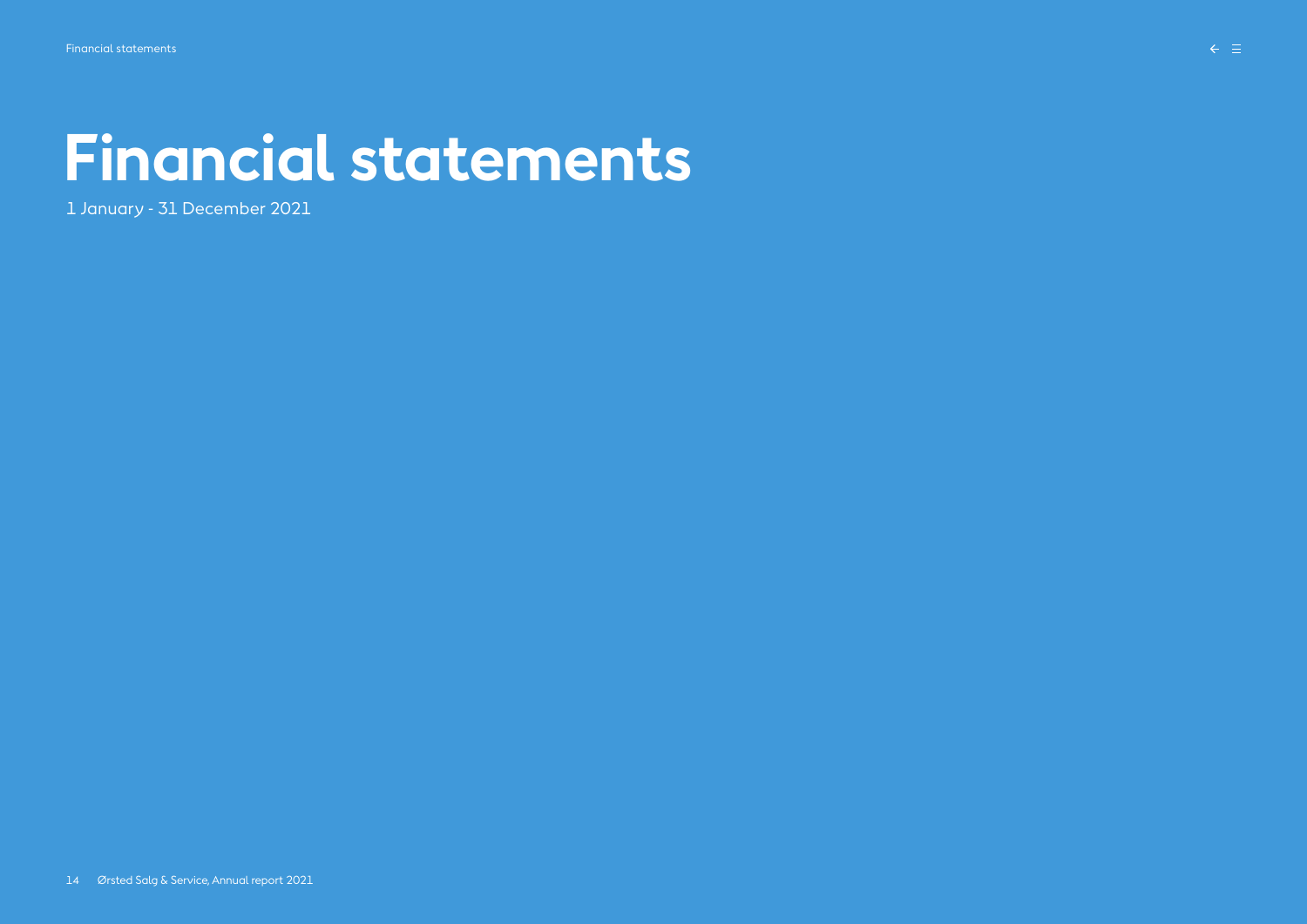# Financial statements

1 January - 31 December 2021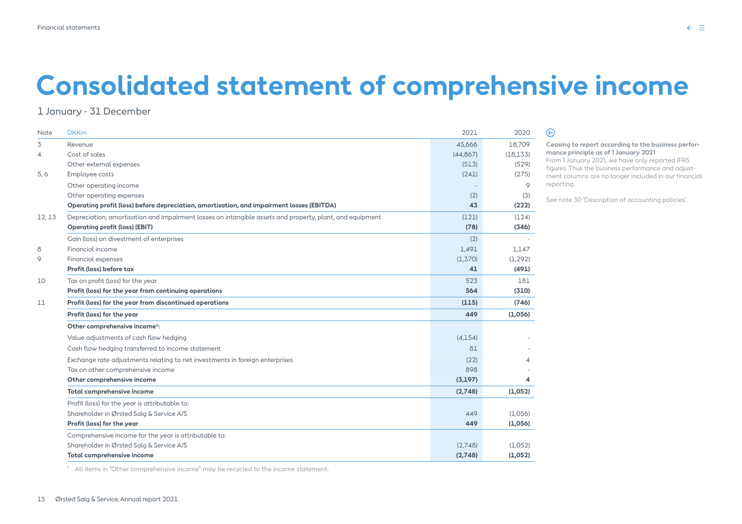# Consolidated statement of comprehensive income

1 January - 31 December

| Note | DKKm | 2021 | 2020 |
|---|---|---|---|
| 3 | Revenue | 45,666 | 18,709 |
| 4 | Cost of sales | (44,867) | (18,133) |
| | Other external expenses | (513) | (529) |
| 5, 6 | Employee costs | (241) | (275) |
| | Other operating income | - | 9 |
| | Other operating expenses | (2) | (3) |
| | **Operating profit (loss) before depreciation, amortisation, and impairment losses (EBITDA)** | **43** | **(222)** |
| 12, 13 | Depreciation, amortisation and impairment losses on intangible assets and property, plant, and equipment | (121) | (124) |
| | **Operating profit (loss) (EBIT)** | **(78)** | **(346)** |
| | Gain (loss) on divestment of enterprises | (2) | - |
| 8 | Financial income | 1,491 | 1,147 |
| 9 | Financial expenses | (1,370) | (1,292) |
| | **Profit (loss) before tax** | **41** | **(491)** |
| 10 | Tax on profit (loss) for the year | 523 | 181 |
| | **Profit (loss) for the year from continuing operations** | **564** | **(310)** |
| 11 | **Profit (loss) for the year from discontinued operations** | **(115)** | **(746)** |
| | **Profit (loss) for the year** | **449** | **(1,056)** |
| | **Other comprehensive income[1]:** | | |
| | Value adjustments of cash flow hedging | (4,154) | - |
| | Cash flow hedging transferred to income statement | 81 | - |
| | Exchange rate adjustments relating to net investments in foreign enterprises | (22) | 4 |
| | Tax on other comprehensive income | 898 | - |
| | **Other comprehensive income** | **(3,197)** | **4** |
| | **Total comprehensive income** | **(2,748)** | **(1,052)** |
| | Profit (loss) for the year is attributable to: | | |
| | Shareholder in Ørsted Salg & Service A/S | 449 | (1,056) |
| | **Profit (loss) for the year** | **449** | **(1,056)** |
| | Comprehensive income for the year is attributable to: | | |
| | Shareholder in Ørsted Salg & Service A/S | (2,748) | (1,052) |
| | **Total comprehensive income** | **(2,748)** | **(1,052)** |

[1] All items in "Other comprehensive income" may be recycled to the income statement.

**Ceasing to report according to the business performance principle as of 1 January 2021**
From 1 January 2021, we have only reported IFRS figures. Thus the business performance and adjustment columns are no longer included in our financial reporting.

See note 30 'Description of accounting policies'.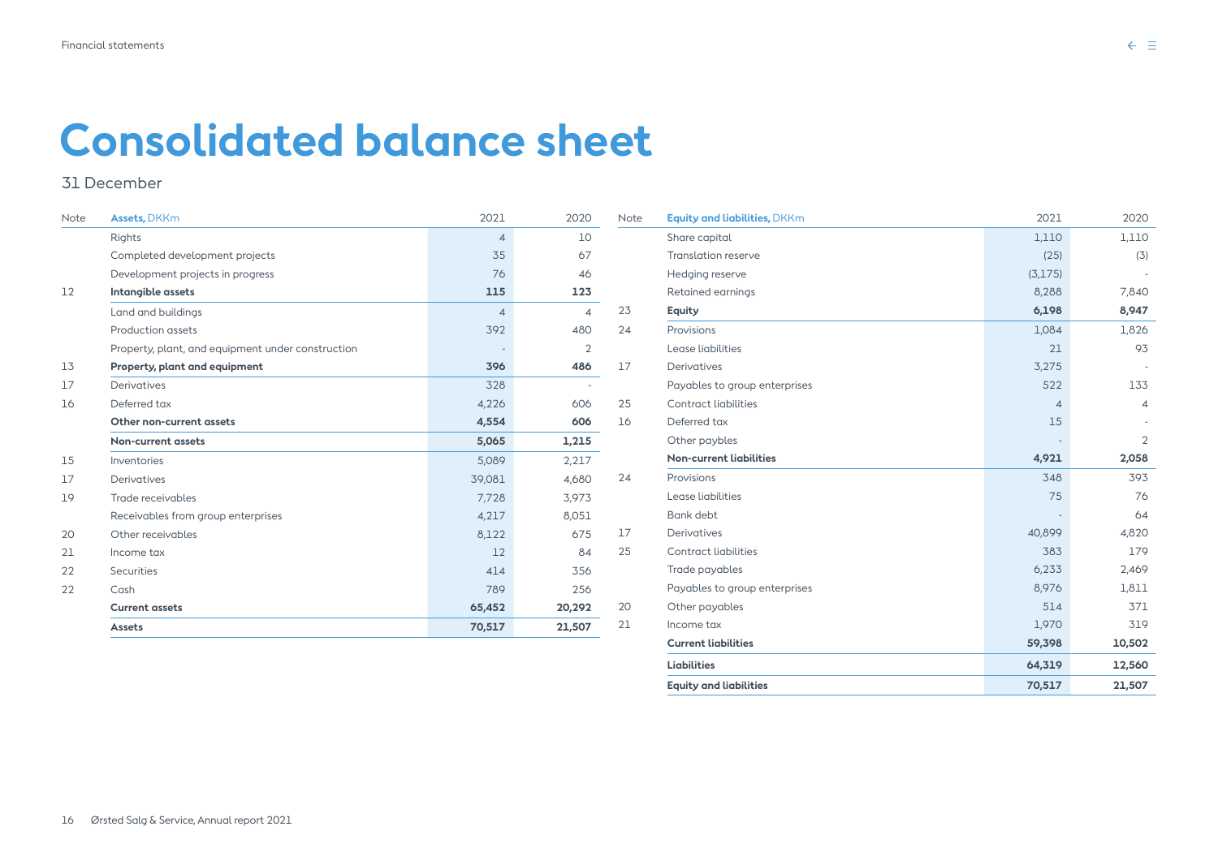# Consolidated balance sheet

31 December

| Note | Assets, DKKm | 2021 | 2020 |
|---|---|---|---|
| | Rights | 4 | 10 |
| | Completed development projects | 35 | 67 |
| | Development projects in progress | 76 | 46 |
| 12 | **Intangible assets** | **115** | **123** |
| | Land and buildings | 4 | 4 |
| | Production assets | 392 | 480 |
| | Property, plant, and equipment under construction | - | 2 |
| 13 | **Property, plant and equipment** | **396** | **486** |
| 17 | Derivatives | 328 | - |
| 16 | Deferred tax | 4,226 | 606 |
| | **Other non-current assets** | **4,554** | **606** |
| | **Non-current assets** | **5,065** | **1,215** |
| 15 | Inventories | 5,089 | 2,217 |
| 17 | Derivatives | 39,081 | 4,680 |
| 19 | Trade receivables | 7,728 | 3,973 |
| | Receivables from group enterprises | 4,217 | 8,051 |
| 20 | Other receivables | 8,122 | 675 |
| 21 | Income tax | 12 | 84 |
| 22 | Securities | 414 | 356 |
| 22 | Cash | 789 | 256 |
| | **Current assets** | **65,452** | **20,292** |
| | **Assets** | **70,517** | **21,507** |

| Note | Equity and liabilities, DKKm | 2021 | 2020 |
|---|---|---|---|
| | Share capital | 1,110 | 1,110 |
| | Translation reserve | (25) | (3) |
| | Hedging reserve | (3,175) | - |
| | Retained earnings | 8,288 | 7,840 |
| 23 | **Equity** | **6,198** | **8,947** |
| 24 | Provisions | 1,084 | 1,826 |
| | Lease liabilities | 21 | 93 |
| 17 | Derivatives | 3,275 | - |
| | Payables to group enterprises | 522 | 133 |
| 25 | Contract liabilities | 4 | 4 |
| 16 | Deferred tax | 15 | - |
| | Other paybles | - | 2 |
| | **Non-current liabilities** | **4,921** | **2,058** |
| 24 | Provisions | 348 | 393 |
| | Lease liabilities | 75 | 76 |
| | Bank debt | - | 64 |
| 17 | Derivatives | 40,899 | 4,820 |
| 25 | Contract liabilities | 383 | 179 |
| | Trade payables | 6,233 | 2,469 |
| | Payables to group enterprises | 8,976 | 1,811 |
| 20 | Other payables | 514 | 371 |
| 21 | Income tax | 1,970 | 319 |
| | **Current liabilities** | **59,398** | **10,502** |
| | **Liabilities** | **64,319** | **12,560** |
| | **Equity and liabilities** | **70,517** | **21,507** |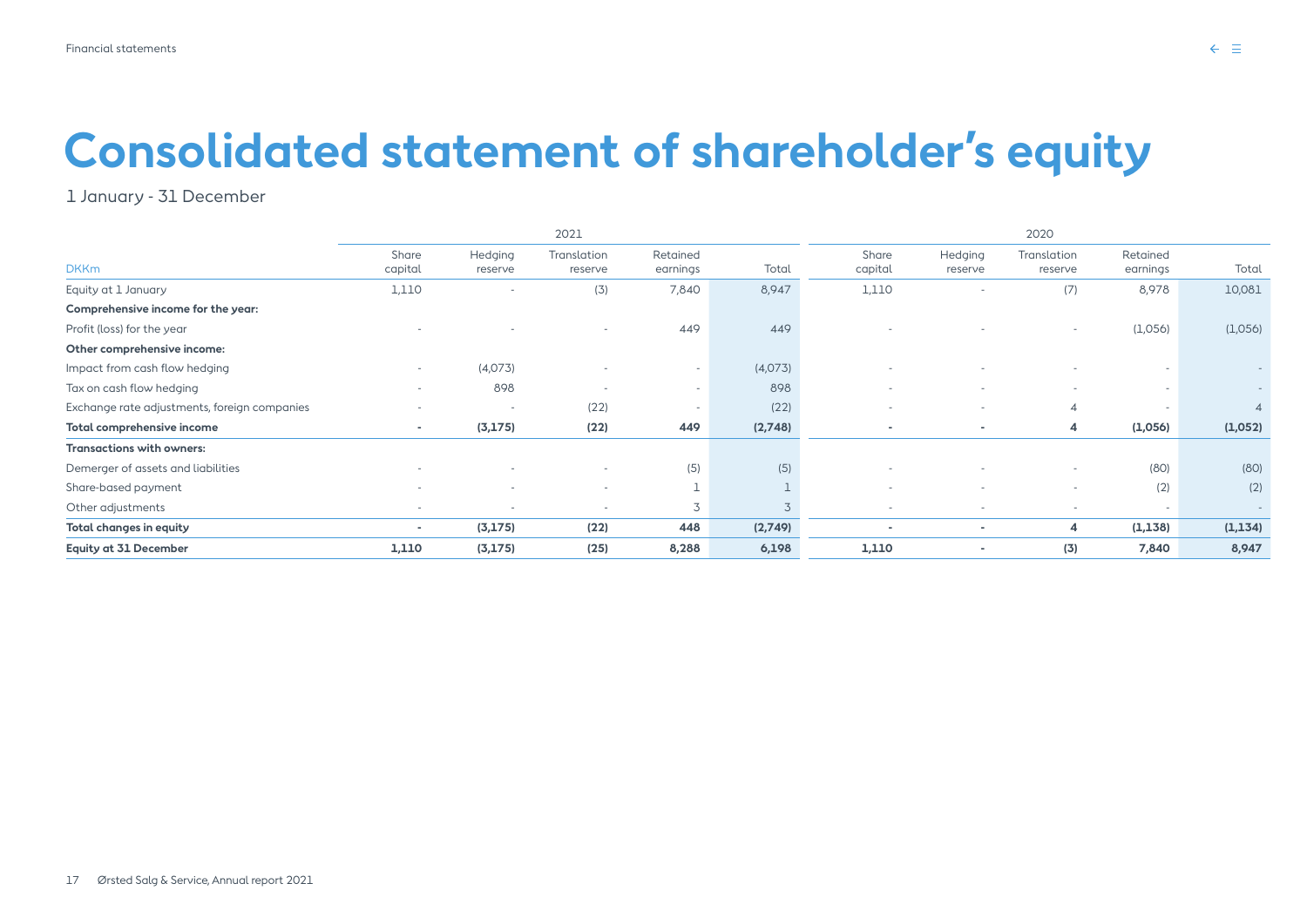# Consolidated statement of shareholder's equity

1 January - 31 December

| DKKm | 2021 | | | | | 2020 | | | | |
|---|---|---|---|---|---|---|---|---|---|---|
| | Share capital | Hedging reserve | Translation reserve | Retained earnings | Total | Share capital | Hedging reserve | Translation reserve | Retained earnings | Total |
| Equity at 1 January | 1,110 | - | (3) | 7,840 | 8,947 | 1,110 | - | (7) | 8,978 | 10,081 |
| **Comprehensive income for the year:** | | | | | | | | | | |
| Profit (loss) for the year | - | - | - | 449 | 449 | - | - | - | (1,056) | (1,056) |
| **Other comprehensive income:** | | | | | | | | | | |
| Impact from cash flow hedging | - | (4,073) | - | - | (4,073) | - | - | - | - | - |
| Tax on cash flow hedging | - | 898 | - | - | 898 | - | - | - | - | - |
| Exchange rate adjustments, foreign companies | - | - | (22) | - | (22) | - | - | 4 | - | 4 |
| **Total comprehensive income** | **-** | **(3,175)** | **(22)** | **449** | **(2,748)** | **-** | **-** | **4** | **(1,056)** | **(1,052)** |
| **Transactions with owners:** | | | | | | | | | | |
| Demerger of assets and liabilities | - | - | - | (5) | (5) | - | - | - | (80) | (80) |
| Share-based payment | - | - | - | 1 | 1 | - | - | - | (2) | (2) |
| Other adjustments | - | - | - | 3 | 3 | - | - | - | - | - |
| **Total changes in equity** | **-** | **(3,175)** | **(22)** | **448** | **(2,749)** | **-** | **-** | **4** | **(1,138)** | **(1,134)** |
| **Equity at 31 December** | **1,110** | **(3,175)** | **(25)** | **8,288** | **6,198** | **1,110** | **-** | **(3)** | **7,840** | **8,947** |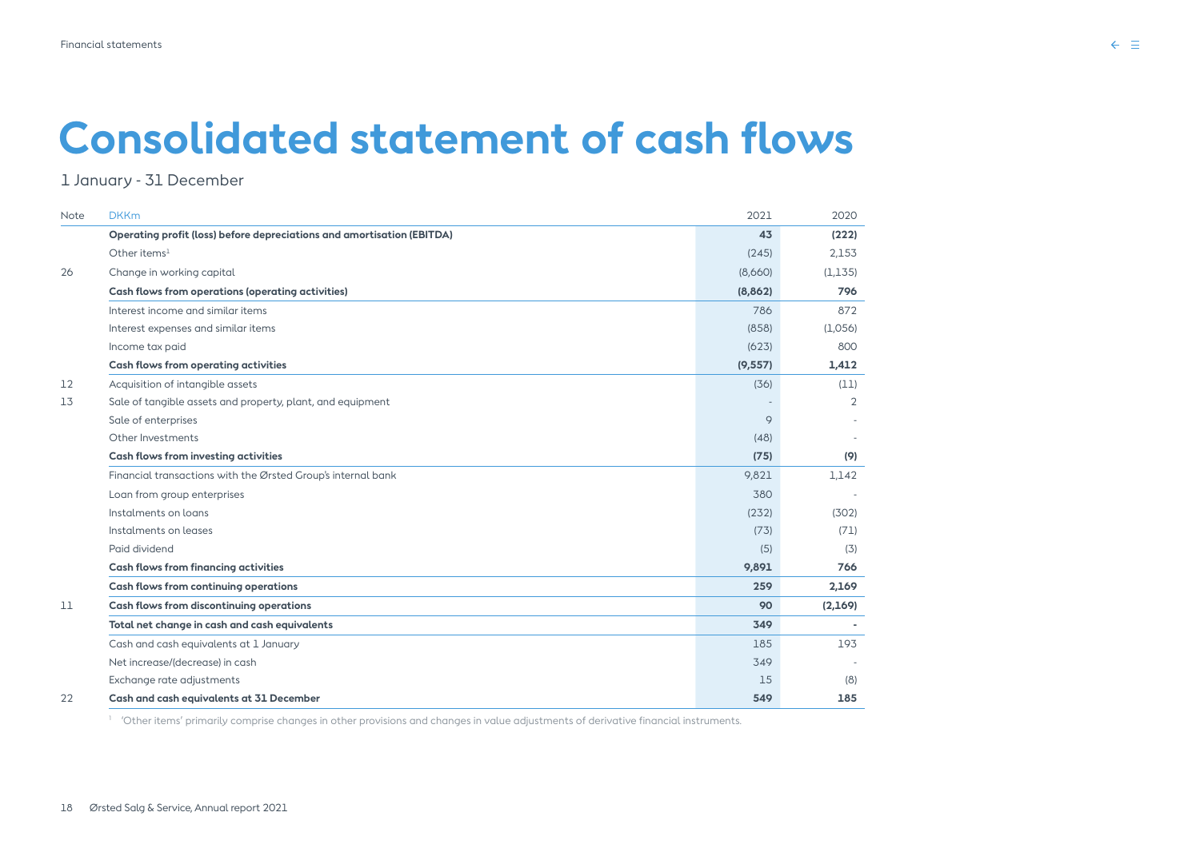# Consolidated statement of cash flows

1 January - 31 December

| Note | DKKm | 2021 | 2020 |
|---|---|---|---|
| | **Operating profit (loss) before depreciations and amortisation (EBITDA)** | **43** | **(222)** |
| | Other items[1] | (245) | 2,153 |
| 26 | Change in working capital | (8,660) | (1,135) |
| | **Cash flows from operations (operating activities)** | **(8,862)** | **796** |
| | Interest income and similar items | 786 | 872 |
| | Interest expenses and similar items | (858) | (1,056) |
| | Income tax paid | (623) | 800 |
| | **Cash flows from operating activities** | **(9,557)** | **1,412** |
| 12 | Acquisition of intangible assets | (36) | (11) |
| 13 | Sale of tangible assets and property, plant, and equipment | - | 2 |
| | Sale of enterprises | 9 | - |
| | Other Investments | (48) | - |
| | **Cash flows from investing activities** | **(75)** | **(9)** |
| | Financial transactions with the Ørsted Group's internal bank | 9,821 | 1,142 |
| | Loan from group enterprises | 380 | - |
| | Instalments on loans | (232) | (302) |
| | Instalments on leases | (73) | (71) |
| | Paid dividend | (5) | (3) |
| | **Cash flows from financing activities** | **9,891** | **766** |
| | **Cash flows from continuing operations** | **259** | **2,169** |
| 11 | **Cash flows from discontinuing operations** | **90** | **(2,169)** |
| | **Total net change in cash and cash equivalents** | **349** | **-** |
| | Cash and cash equivalents at 1 January | 185 | 193 |
| | Net increase/(decrease) in cash | 349 | - |
| | Exchange rate adjustments | 15 | (8) |
| 22 | **Cash and cash equivalents at 31 December** | **549** | **185** |

[1] 'Other items' primarily comprise changes in other provisions and changes in value adjustments of derivative financial instruments.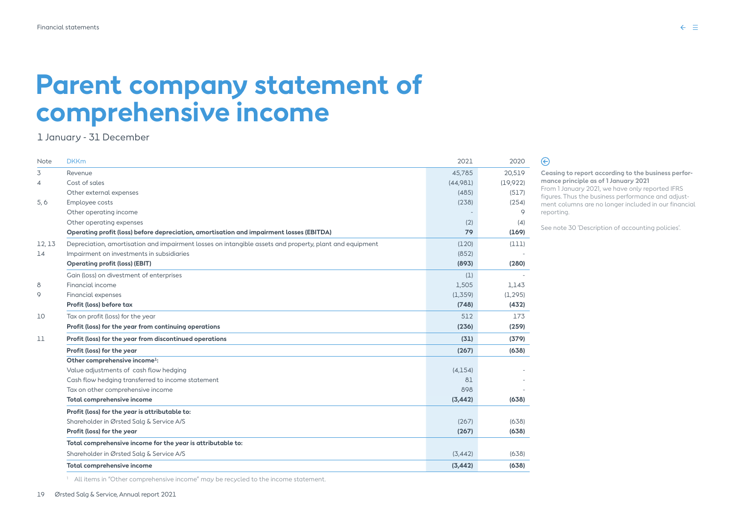# Parent company statement of comprehensive income

1 January - 31 December

| Note | DKKm | 2021 | 2020 |
|---|---|---|---|
| 3 | Revenue | 45,785 | 20,519 |
| 4 | Cost of sales | (44,981) | (19,922) |
| | Other external expenses | (485) | (517) |
| 5, 6 | Employee costs | (238) | (254) |
| | Other operating income | - | 9 |
| | Other operating expenses | (2) | (4) |
| | **Operating profit (loss) before depreciation, amortisation and impairment losses (EBITDA)** | **79** | **(169)** |
| 12, 13 | Depreciation, amortisation and impairment losses on intangible assets and property, plant and equipment | (120) | (111) |
| 14 | Impairment on investments in subsidiaries | (852) | - |
| | **Operating profit (loss) (EBIT)** | **(893)** | **(280)** |
| | Gain (loss) on divestment of enterprises | (1) | - |
| 8 | Financial income | 1,505 | 1,143 |
| 9 | Financial expenses | (1,359) | (1,295) |
| | **Profit (loss) before tax** | **(748)** | **(432)** |
| 10 | Tax on profit (loss) for the year | 512 | 173 |
| | **Profit (loss) for the year from continuing operations** | **(236)** | **(259)** |
| 11 | **Profit (loss) for the year from discontinued operations** | **(31)** | **(379)** |
| | **Profit (loss) for the year** | **(267)** | **(638)** |
| | **Other comprehensive income[1]:** | | |
| | Value adjustments of cash flow hedging | (4,154) | - |
| | Cash flow hedging transferred to income statement | 81 | - |
| | Tax on other comprehensive income | 898 | - |
| | **Total comprehensive income** | **(3,442)** | **(638)** |
| | **Profit (loss) for the year is attributable to:** | | |
| | Shareholder in Ørsted Salg & Service A/S | (267) | (638) |
| | **Profit (loss) for the year** | **(267)** | **(638)** |
| | **Total comprehensive income for the year is attributable to:** | | |
| | Shareholder in Ørsted Salg & Service A/S | (3,442) | (638) |
| | **Total comprehensive income** | **(3,442)** | **(638)** |

[1] All items in "Other comprehensive income" may be recycled to the income statement.

**Ceasing to report according to the business performance principle as of 1 January 2021**

From 1 January 2021, we have only reported IFRS figures. Thus the business performance and adjustment columns are no longer included in our financial reporting.

See note 30 'Description of accounting policies'.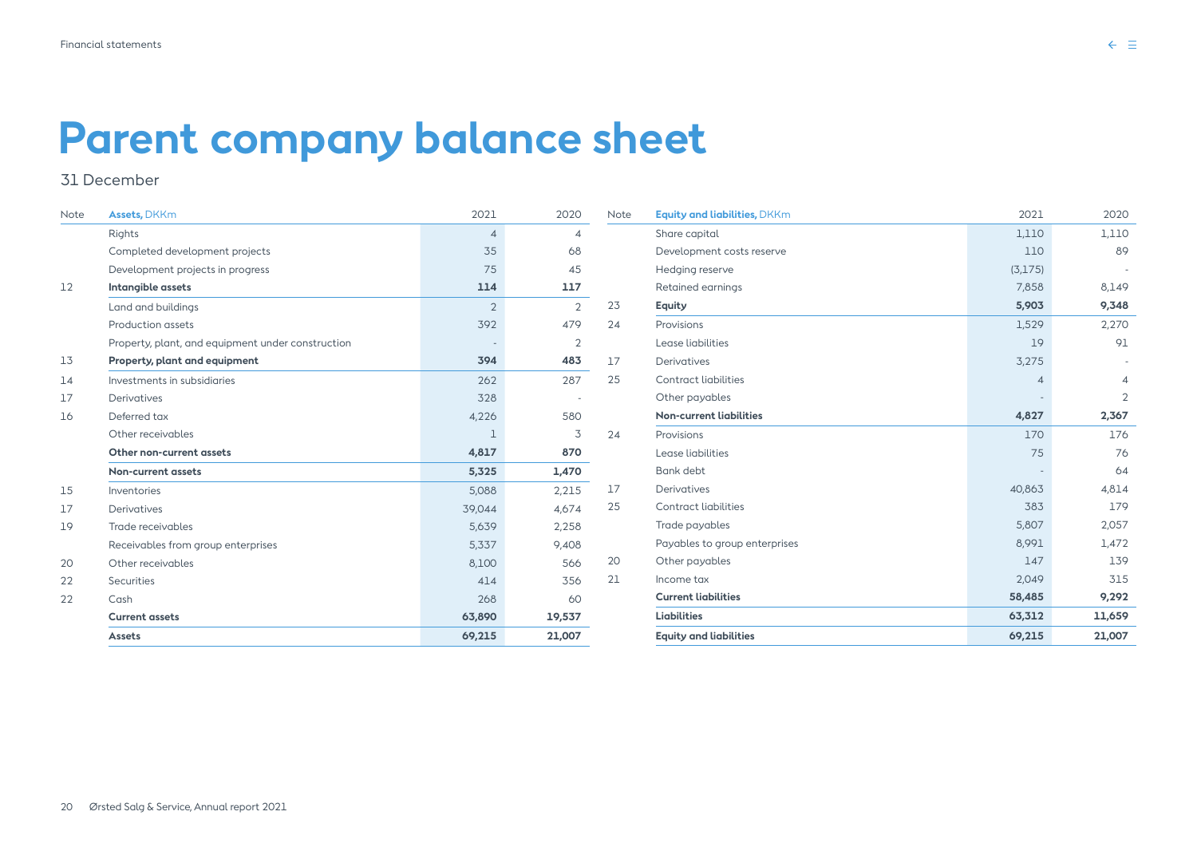# Parent company balance sheet

31 December

| Note | Assets, DKKm | 2021 | 2020 |
|---|---|---|---|
| | Rights | 4 | 4 |
| | Completed development projects | 35 | 68 |
| | Development projects in progress | 75 | 45 |
| 12 | **Intangible assets** | **114** | **117** |
| | Land and buildings | 2 | 2 |
| | Production assets | 392 | 479 |
| | Property, plant, and equipment under construction | - | 2 |
| 13 | **Property, plant and equipment** | **394** | **483** |
| 14 | Investments in subsidiaries | 262 | 287 |
| 17 | Derivatives | 328 | - |
| 16 | Deferred tax | 4,226 | 580 |
| | Other receivables | 1 | 3 |
| | **Other non-current assets** | **4,817** | **870** |
| | **Non-current assets** | **5,325** | **1,470** |
| 15 | Inventories | 5,088 | 2,215 |
| 17 | Derivatives | 39,044 | 4,674 |
| 19 | Trade receivables | 5,639 | 2,258 |
| | Receivables from group enterprises | 5,337 | 9,408 |
| 20 | Other receivables | 8,100 | 566 |
| 22 | Securities | 414 | 356 |
| 22 | Cash | 268 | 60 |
| | **Current assets** | **63,890** | **19,537** |
| | **Assets** | **69,215** | **21,007** |

| Note | Equity and liabilities, DKKm | 2021 | 2020 |
|---|---|---|---|
| | Share capital | 1,110 | 1,110 |
| | Development costs reserve | 110 | 89 |
| | Hedging reserve | (3,175) | - |
| | Retained earnings | 7,858 | 8,149 |
| 23 | **Equity** | **5,903** | **9,348** |
| 24 | Provisions | 1,529 | 2,270 |
| | Lease liabilities | 19 | 91 |
| 17 | Derivatives | 3,275 | - |
| 25 | Contract liabilities | 4 | 4 |
| | Other payables | - | 2 |
| | **Non-current liabilities** | **4,827** | **2,367** |
| 24 | Provisions | 170 | 176 |
| | Lease liabilities | 75 | 76 |
| | Bank debt | - | 64 |
| 17 | Derivatives | 40,863 | 4,814 |
| 25 | Contract liabilities | 383 | 179 |
| | Trade payables | 5,807 | 2,057 |
| | Payables to group enterprises | 8,991 | 1,472 |
| 20 | Other payables | 147 | 139 |
| 21 | Income tax | 2,049 | 315 |
| | **Current liabilities** | **58,485** | **9,292** |
| | **Liabilities** | **63,312** | **11,659** |
| | **Equity and liabilities** | **69,215** | **21,007** |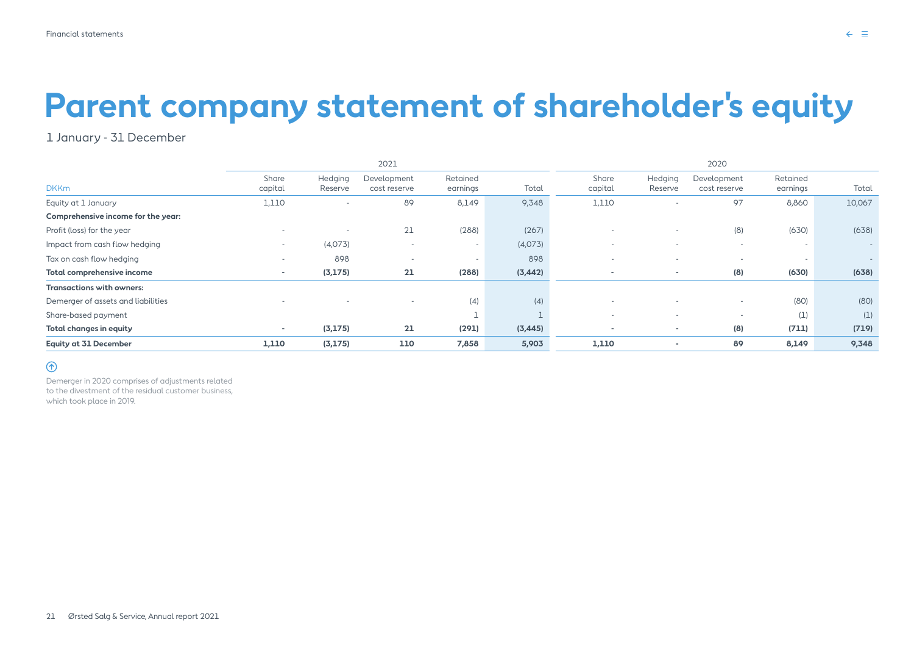# Parent company statement of shareholder's equity

1 January - 31 December

| | 2021 | | | | | 2020 | | | | |
|---|---|---|---|---|---|---|---|---|---|---|
| DKKm | Share capital | Hedging Reserve | Development cost reserve | Retained earnings | Total | Share capital | Hedging Reserve | Development cost reserve | Retained earnings | Total |
| Equity at 1 January | 1,110 | - | 89 | 8,149 | 9,348 | 1,110 | - | 97 | 8,860 | 10,067 |
| **Comprehensive income for the year:** | | | | | | | | | | |
| Profit (loss) for the year | - | - | 21 | (288) | (267) | - | - | (8) | (630) | (638) |
| Impact from cash flow hedging | - | (4,073) | - | - | (4,073) | - | - | - | - | - |
| Tax on cash flow hedging | - | 898 | - | - | 898 | - | - | - | - | - |
| **Total comprehensive income** | **-** | **(3,175)** | **21** | **(288)** | **(3,442)** | **-** | **-** | **(8)** | **(630)** | **(638)** |
| **Transactions with owners:** | | | | | | | | | | |
| Demerger of assets and liabilities | - | - | - | (4) | (4) | - | - | - | (80) | (80) |
| Share-based payment | | | | 1 | 1 | - | - | - | (1) | (1) |
| **Total changes in equity** | **-** | **(3,175)** | **21** | **(291)** | **(3,445)** | **-** | **-** | **(8)** | **(711)** | **(719)** |
| **Equity at 31 December** | **1,110** | **(3,175)** | **110** | **7,858** | **5,903** | **1,110** | **-** | **89** | **8,149** | **9,348** |

Demerger in 2020 comprises of adjustments related to the divestment of the residual customer business, which took place in 2019.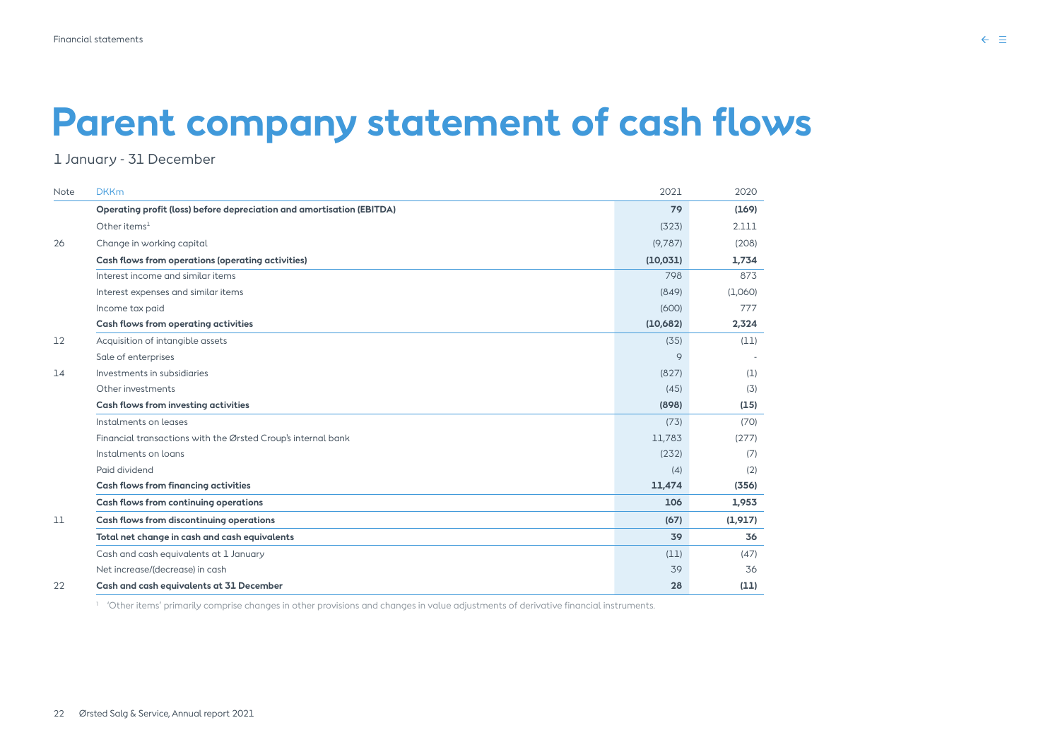# Parent company statement of cash flows

1 January - 31 December

| Note | DKKm | 2021 | 2020 |
|---|---|---|---|
| | **Operating profit (loss) before depreciation and amortisation (EBITDA)** | **79** | **(169)** |
| | Other items[1] | (323) | 2.111 |
| 26 | Change in working capital | (9,787) | (208) |
| | **Cash flows from operations (operating activities)** | **(10,031)** | **1,734** |
| | Interest income and similar items | 798 | 873 |
| | Interest expenses and similar items | (849) | (1,060) |
| | Income tax paid | (600) | 777 |
| | **Cash flows from operating activities** | **(10,682)** | **2,324** |
| 12 | Acquisition of intangible assets | (35) | (11) |
| | Sale of enterprises | 9 | - |
| 14 | Investments in subsidiaries | (827) | (1) |
| | Other investments | (45) | (3) |
| | **Cash flows from investing activities** | **(898)** | **(15)** |
| | Instalments on leases | (73) | (70) |
| | Financial transactions with the Ørsted Group's internal bank | 11,783 | (277) |
| | Instalments on loans | (232) | (7) |
| | Paid dividend | (4) | (2) |
| | **Cash flows from financing activities** | **11,474** | **(356)** |
| | **Cash flows from continuing operations** | **106** | **1,953** |
| 11 | **Cash flows from discontinuing operations** | **(67)** | **(1,917)** |
| | **Total net change in cash and cash equivalents** | **39** | **36** |
| | Cash and cash equivalents at 1 January | (11) | (47) |
| | Net increase/(decrease) in cash | 39 | 36 |
| 22 | **Cash and cash equivalents at 31 December** | **28** | **(11)** |

[1] 'Other items' primarily comprise changes in other provisions and changes in value adjustments of derivative financial instruments.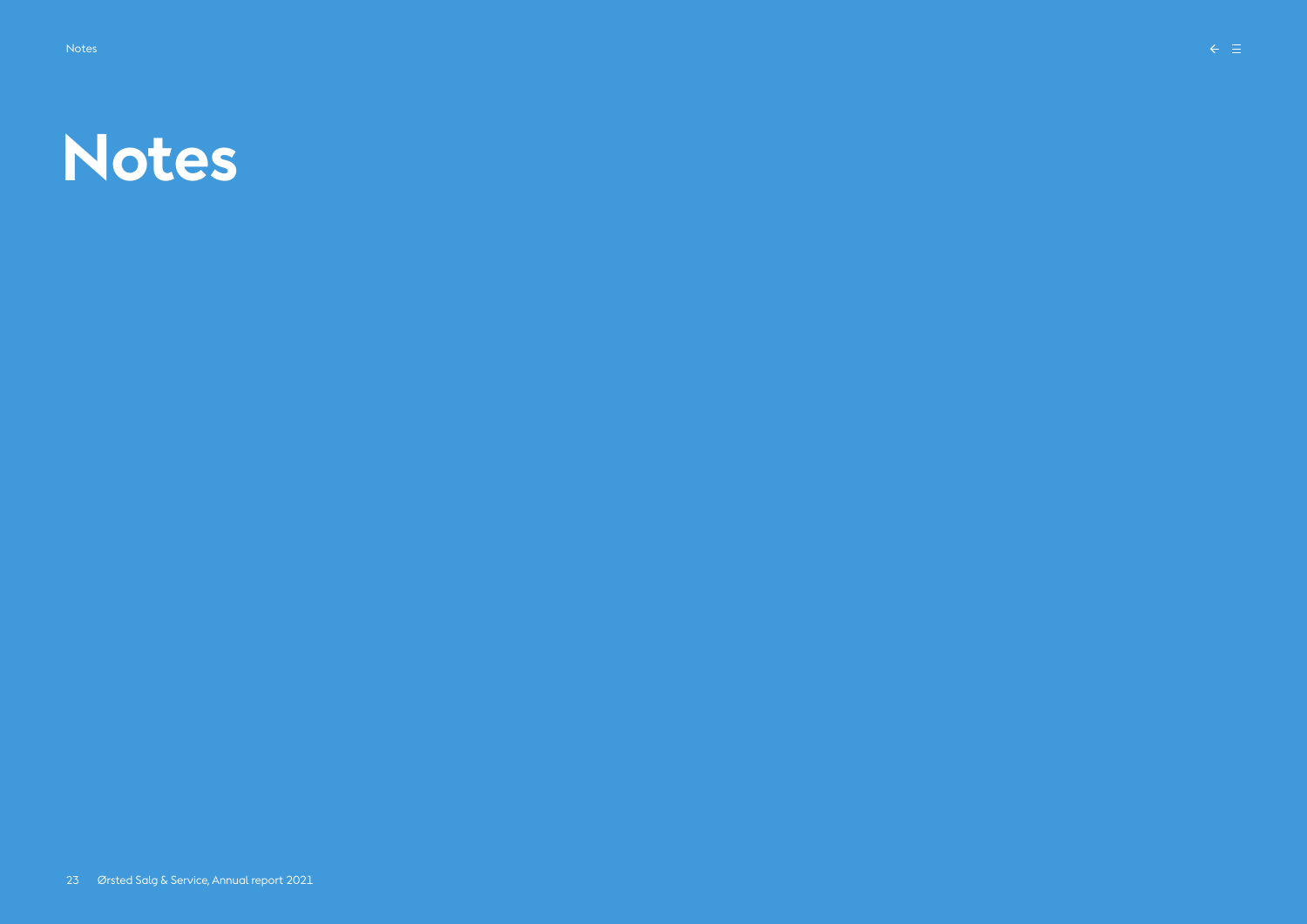# Notes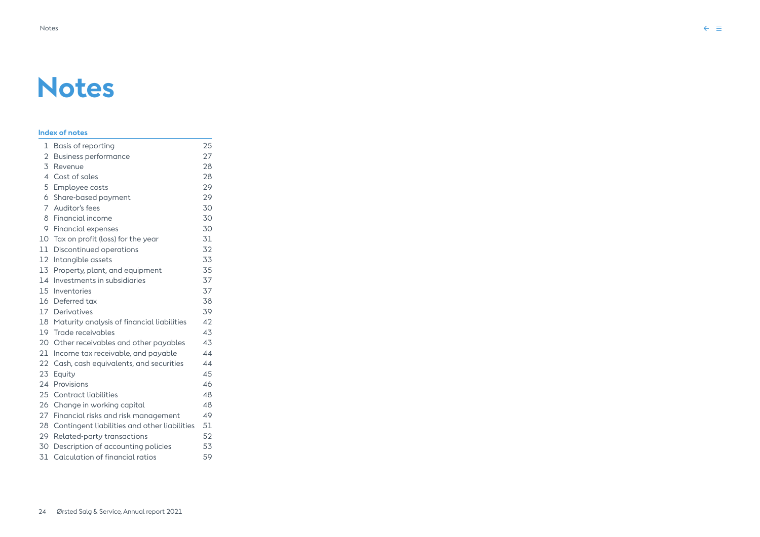# Notes

**Index of notes**

| | | |
|---|---|---|
| 1 | Basis of reporting | 25 |
| 2 | Business performance | 27 |
| 3 | Revenue | 28 |
| 4 | Cost of sales | 28 |
| 5 | Employee costs | 29 |
| 6 | Share-based payment | 29 |
| 7 | Auditor's fees | 30 |
| 8 | Financial income | 30 |
| 9 | Financial expenses | 30 |
| 10 | Tax on profit (loss) for the year | 31 |
| 11 | Discontinued operations | 32 |
| 12 | Intangible assets | 33 |
| 13 | Property, plant, and equipment | 35 |
| 14 | Investments in subsidiaries | 37 |
| 15 | Inventories | 37 |
| 16 | Deferred tax | 38 |
| 17 | Derivatives | 39 |
| 18 | Maturity analysis of financial liabilities | 42 |
| 19 | Trade receivables | 43 |
| 20 | Other receivables and other payables | 43 |
| 21 | Income tax receivable, and payable | 44 |
| 22 | Cash, cash equivalents, and securities | 44 |
| 23 | Equity | 45 |
| 24 | Provisions | 46 |
| 25 | Contract liabilities | 48 |
| 26 | Change in working capital | 48 |
| 27 | Financial risks and risk management | 49 |
| 28 | Contingent liabilities and other liabilities | 51 |
| 29 | Related-party transactions | 52 |
| 30 | Description of accounting policies | 53 |
| 31 | Calculation of financial ratios | 59 |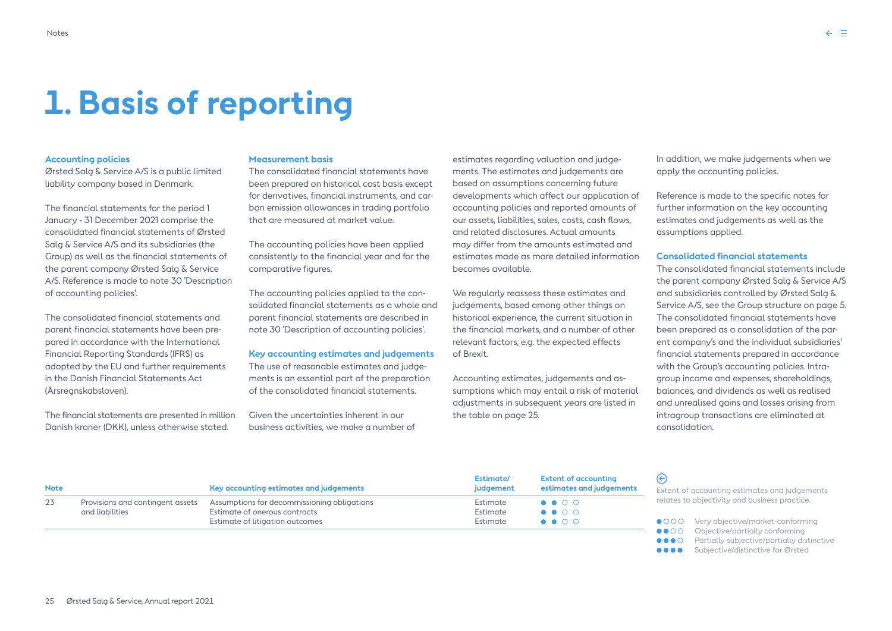# 1. Basis of reporting

**Accounting policies**

Ørsted Salg & Service A/S is a public limited liability company based in Denmark.

The financial statements for the period 1 January - 31 December 2021 comprise the consolidated financial statements of Ørsted Salg & Service A/S and its subsidiaries (the Group) as well as the financial statements of the parent company Ørsted Salg & Service A/S. Reference is made to note 30 'Description of accounting policies'.

The consolidated financial statements and parent financial statements have been prepared in accordance with the International Financial Reporting Standards (IFRS) as adopted by the EU and further requirements in the Danish Financial Statements Act (Årsregnskabsloven).

The financial statements are presented in million Danish kroner (DKK), unless otherwise stated.

**Measurement basis**

The consolidated financial statements have been prepared on historical cost basis except for derivatives, financial instruments, and carbon emission allowances in trading portfolio that are measured at market value.

The accounting policies have been applied consistently to the financial year and for the comparative figures.

The accounting policies applied to the consolidated financial statements as a whole and parent financial statements are described in note 30 'Description of accounting policies'.

**Key accounting estimates and judgements**

The use of reasonable estimates and judgements is an essential part of the preparation of the consolidated financial statements.

Given the uncertainties inherent in our business activities, we make a number of estimates regarding valuation and judgements. The estimates and judgements are based on assumptions concerning future developments which affect our application of accounting policies and reported amounts of our assets, liabilities, sales, costs, cash flows, and related disclosures. Actual amounts may differ from the amounts estimated and estimates made as more detailed information becomes available.

We regularly reassess these estimates and judgements, based among other things on historical experience, the current situation in the financial markets, and a number of other relevant factors, e.g. the expected effects of Brexit.

Accounting estimates, judgements and assumptions which may entail a risk of material adjustments in subsequent years are listed in the table on page 25.

In addition, we make judgements when we apply the accounting policies.

Reference is made to the specific notes for further information on the key accounting estimates and judgements as well as the assumptions applied.

**Consolidated financial statements**

The consolidated financial statements include the parent company Ørsted Salg & Service A/S and subsidiaries controlled by Ørsted Salg & Service A/S, see the Group structure on page 5. The consolidated financial statements have been prepared as a consolidation of the parent company's and the individual subsidiaries' financial statements prepared in accordance with the Group's accounting policies. Intragroup income and expenses, shareholdings, balances, and dividends as well as realised and unrealised gains and losses arising from intragroup transactions are eliminated at consolidation.

| Note | | Key accounting estimates and judgements | Estimate/ judgement | Extent of accounting estimates and judgements |
|---|---|---|---|---|
| 23 | Provisions and contingent assets and liabilities | Assumptions for decommissioning obligations | Estimate | ●●○○ |
| | | Estimate of onerous contracts | Estimate | ●●○○ |
| | | Estimate of litigation outcomes | Estimate | ●●○○ |

Extent of accounting estimates and judgements relates to objectivity and business practice.

- ●○○○ Very objective/market-conforming
- ●●○○ Objective/partially conforming
- ●●●○ Partially subjective/partially distinctive
- ●●●● Subjective/distinctive for Ørsted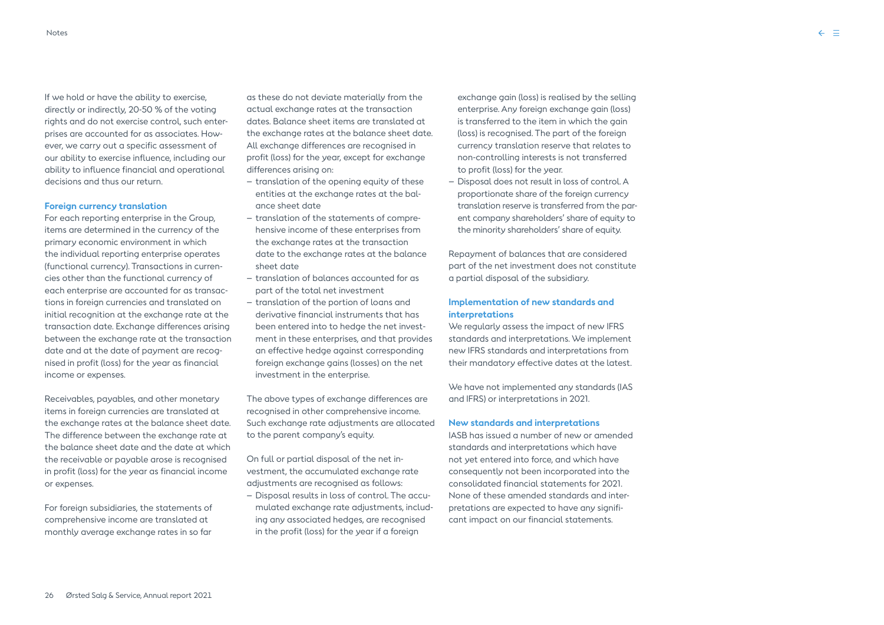If we hold or have the ability to exercise, directly or indirectly, 20-50 % of the voting rights and do not exercise control, such enterprises are accounted for as associates. However, we carry out a specific assessment of our ability to exercise influence, including our ability to influence financial and operational decisions and thus our return.

### Foreign currency translation

For each reporting enterprise in the Group, items are determined in the currency of the primary economic environment in which the individual reporting enterprise operates (functional currency). Transactions in currencies other than the functional currency of each enterprise are accounted for as transactions in foreign currencies and translated on initial recognition at the exchange rate at the transaction date. Exchange differences arising between the exchange rate at the transaction date and at the date of payment are recognised in profit (loss) for the year as financial income or expenses.

Receivables, payables, and other monetary items in foreign currencies are translated at the exchange rates at the balance sheet date. The difference between the exchange rate at the balance sheet date and the date at which the receivable or payable arose is recognised in profit (loss) for the year as financial income or expenses.

For foreign subsidiaries, the statements of comprehensive income are translated at monthly average exchange rates in so far as these do not deviate materially from the actual exchange rates at the transaction dates. Balance sheet items are translated at the exchange rates at the balance sheet date. All exchange differences are recognised in profit (loss) for the year, except for exchange differences arising on:

- translation of the opening equity of these entities at the exchange rates at the balance sheet date
- translation of the statements of comprehensive income of these enterprises from the exchange rates at the transaction date to the exchange rates at the balance sheet date
- translation of balances accounted for as part of the total net investment
- translation of the portion of loans and derivative financial instruments that has been entered into to hedge the net investment in these enterprises, and that provides an effective hedge against corresponding foreign exchange gains (losses) on the net investment in the enterprise.

The above types of exchange differences are recognised in other comprehensive income. Such exchange rate adjustments are allocated to the parent company's equity.

On full or partial disposal of the net investment, the accumulated exchange rate adjustments are recognised as follows:

- Disposal results in loss of control. The accumulated exchange rate adjustments, including any associated hedges, are recognised in the profit (loss) for the year if a foreign exchange gain (loss) is realised by the selling enterprise. Any foreign exchange gain (loss) is transferred to the item in which the gain (loss) is recognised. The part of the foreign currency translation reserve that relates to non-controlling interests is not transferred to profit (loss) for the year.
- Disposal does not result in loss of control. A proportionate share of the foreign currency translation reserve is transferred from the parent company shareholders' share of equity to the minority shareholders' share of equity.

Repayment of balances that are considered part of the net investment does not constitute a partial disposal of the subsidiary.

### Implementation of new standards and interpretations

We regularly assess the impact of new IFRS standards and interpretations. We implement new IFRS standards and interpretations from their mandatory effective dates at the latest.

We have not implemented any standards (IAS and IFRS) or interpretations in 2021.

### New standards and interpretations

IASB has issued a number of new or amended standards and interpretations which have not yet entered into force, and which have consequently not been incorporated into the consolidated financial statements for 2021. None of these amended standards and interpretations are expected to have any significant impact on our financial statements.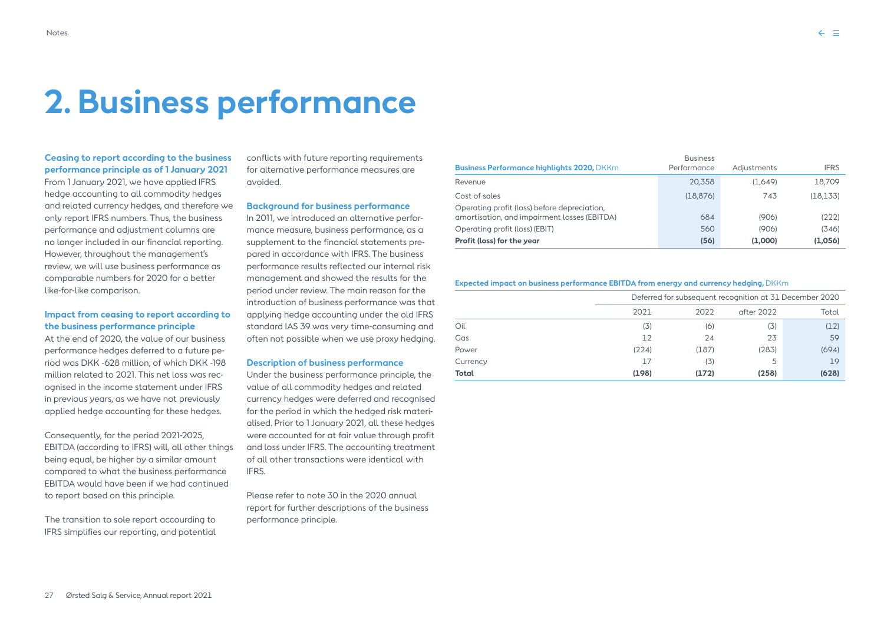# 2. Business performance

**Ceasing to report according to the business performance principle as of 1 January 2021**

From 1 January 2021, we have applied IFRS hedge accounting to all commodity hedges and related currency hedges, and therefore we only report IFRS numbers. Thus, the business performance and adjustment columns are no longer included in our financial reporting. However, throughout the management's review, we will use business performance as comparable numbers for 2020 for a better like-for-like comparison.

**Impact from ceasing to report according to the business performance principle**

At the end of 2020, the value of our business performance hedges deferred to a future period was DKK -628 million, of which DKK -198 million related to 2021. This net loss was recognised in the income statement under IFRS in previous years, as we have not previously applied hedge accounting for these hedges.

Consequently, for the period 2021-2025, EBITDA (according to IFRS) will, all other things being equal, be higher by a similar amount compared to what the business performance EBITDA would have been if we had continued to report based on this principle.

The transition to sole report accourding to IFRS simplifies our reporting, and potential conflicts with future reporting requirements for alternative performance measures are avoided.

**Background for business performance**

In 2011, we introduced an alternative performance measure, business performance, as a supplement to the financial statements prepared in accordance with IFRS. The business performance results reflected our internal risk management and showed the results for the period under review. The main reason for the introduction of business performance was that applying hedge accounting under the old IFRS standard IAS 39 was very time-consuming and often not possible when we use proxy hedging.

**Description of business performance**

Under the business performance principle, the value of all commodity hedges and related currency hedges were deferred and recognised for the period in which the hedged risk materialised. Prior to 1 January 2021, all these hedges were accounted for at fair value through profit and loss under IFRS. The accounting treatment of all other transactions were identical with IFRS.

Please refer to note 30 in the 2020 annual report for further descriptions of the business performance principle.

| Business Performance highlights 2020, DKKm | Business Performance | Adjustments | IFRS |
|---|---|---|---|
| Revenue | 20,358 | (1,649) | 18,709 |
| Cost of sales | (18,876) | 743 | (18,133) |
| Operating profit (loss) before depreciation, amortisation, and impairment losses (EBITDA) | 684 | (906) | (222) |
| Operating profit (loss) (EBIT) | 560 | (906) | (346) |
| **Profit (loss) for the year** | **(56)** | **(1,000)** | **(1,056)** |

**Expected impact on business performance EBITDA from energy and currency hedging,** DKKm

| | Deferred for subsequent recognition at 31 December 2020 | | | |
|---|---|---|---|---|
| | 2021 | 2022 | after 2022 | Total |
| Oil | (3) | (6) | (3) | (12) |
| Gas | 12 | 24 | 23 | 59 |
| Power | (224) | (187) | (283) | (694) |
| Currency | 17 | (3) | 5 | 19 |
| **Total** | **(198)** | **(172)** | **(258)** | **(628)** |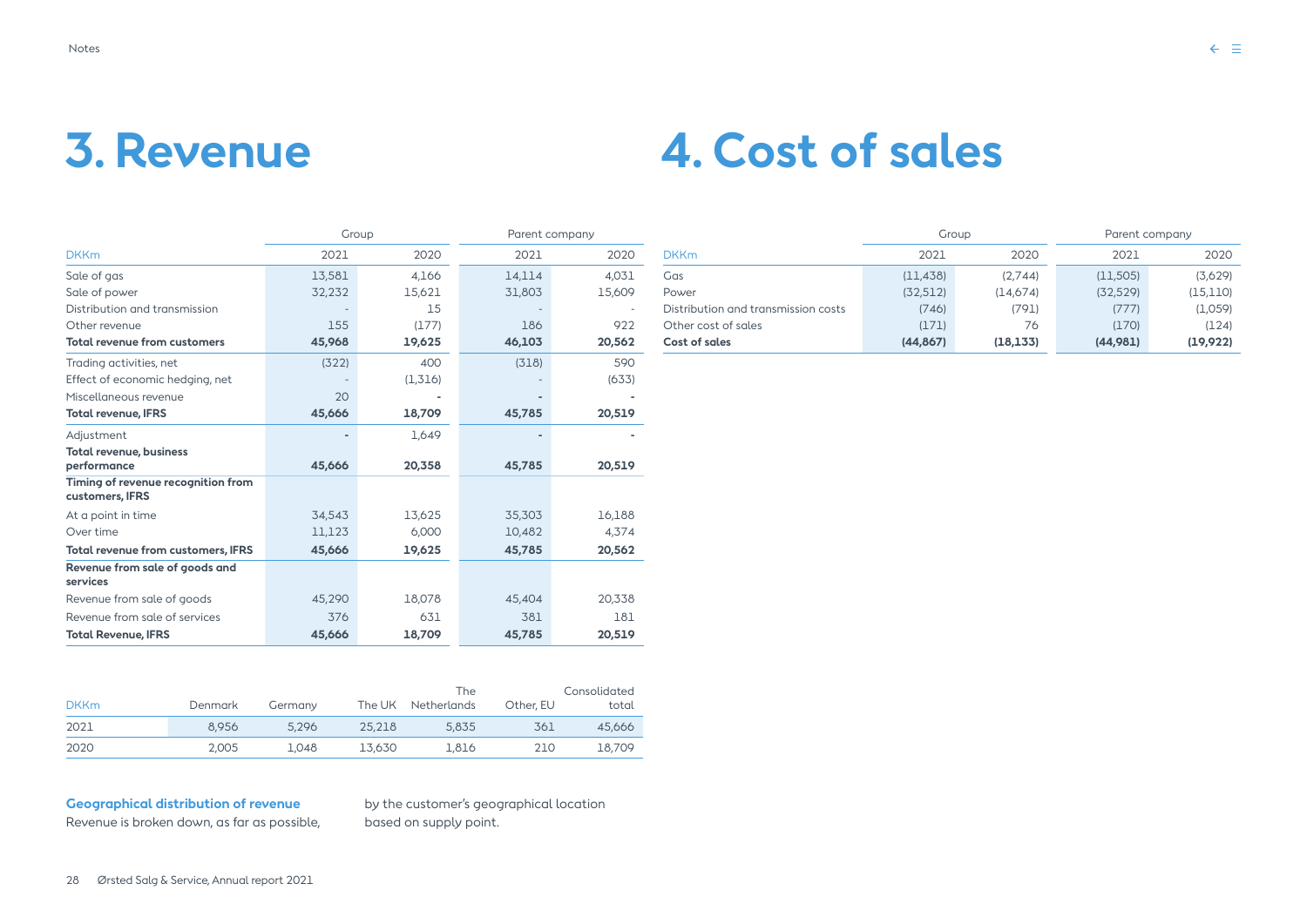# 3. Revenue

| DKKm | Group 2021 | Group 2020 | Parent company 2021 | Parent company 2020 |
|---|---|---|---|---|
| Sale of gas | 13,581 | 4,166 | 14,114 | 4,031 |
| Sale of power | 32,232 | 15,621 | 31,803 | 15,609 |
| Distribution and transmission | - | 15 | - | - |
| Other revenue | 155 | (177) | 186 | 922 |
| **Total revenue from customers** | **45,968** | **19,625** | **46,103** | **20,562** |
| Trading activities, net | (322) | 400 | (318) | 590 |
| Effect of economic hedging, net | - | (1,316) | - | (633) |
| Miscellaneous revenue | 20 | - | - | - |
| **Total revenue, IFRS** | **45,666** | **18,709** | **45,785** | **20,519** |
| Adjustment | - | 1,649 | - | - |
| **Total revenue, business performance** | **45,666** | **20,358** | **45,785** | **20,519** |
| **Timing of revenue recognition from customers, IFRS** | | | | |
| At a point in time | 34,543 | 13,625 | 35,303 | 16,188 |
| Over time | 11,123 | 6,000 | 10,482 | 4,374 |
| **Total revenue from customers, IFRS** | **45,666** | **19,625** | **45,785** | **20,562** |
| **Revenue from sale of goods and services** | | | | |
| Revenue from sale of goods | 45,290 | 18,078 | 45,404 | 20,338 |
| Revenue from sale of services | 376 | 631 | 381 | 181 |
| **Total Revenue, IFRS** | **45,666** | **18,709** | **45,785** | **20,519** |

| DKKm | Denmark | Germany | The UK | The Netherlands | Other, EU | Consolidated total |
|---|---|---|---|---|---|---|
| 2021 | 8,956 | 5,296 | 25,218 | 5,835 | 361 | 45,666 |
| 2020 | 2,005 | 1,048 | 13,630 | 1,816 | 210 | 18,709 |

**Geographical distribution of revenue**

Revenue is broken down, as far as possible, by the customer's geographical location based on supply point.

# 4. Cost of sales

| DKKm | Group 2021 | Group 2020 | Parent company 2021 | Parent company 2020 |
|---|---|---|---|---|
| Gas | (11,438) | (2,744) | (11,505) | (3,629) |
| Power | (32,512) | (14,674) | (32,529) | (15,110) |
| Distribution and transmission costs | (746) | (791) | (777) | (1,059) |
| Other cost of sales | (171) | 76 | (170) | (124) |
| **Cost of sales** | **(44,867)** | **(18,133)** | **(44,981)** | **(19,922)** |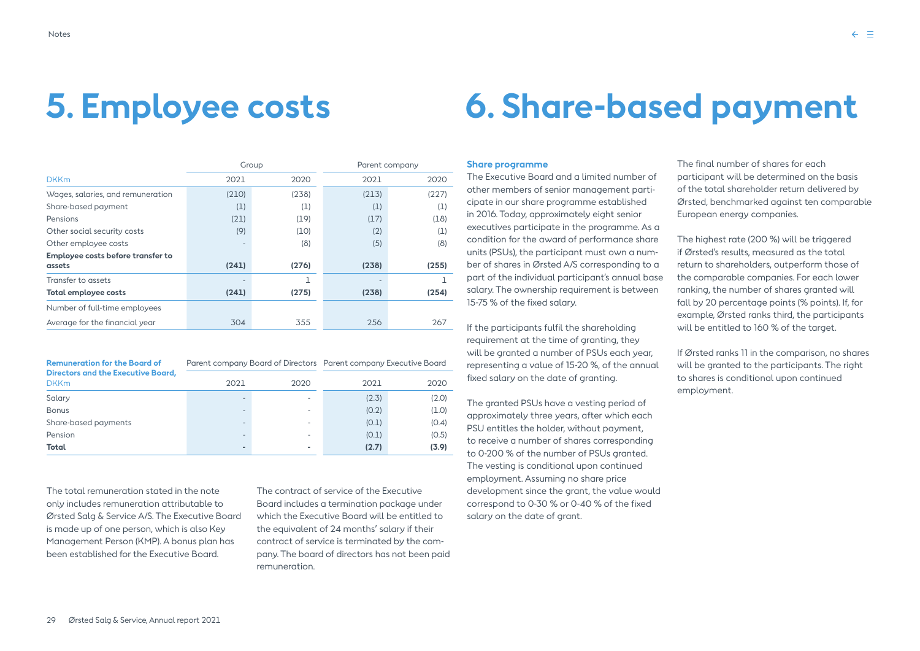# 5. Employee costs

| DKKm | Group 2021 | Group 2020 | Parent company 2021 | Parent company 2020 |
|---|---|---|---|---|
| Wages, salaries, and remuneration | (210) | (238) | (213) | (227) |
| Share-based payment | (1) | (1) | (1) | (1) |
| Pensions | (21) | (19) | (17) | (18) |
| Other social security costs | (9) | (10) | (2) | (1) |
| Other employee costs | - | (8) | (5) | (8) |
| **Employee costs before transfer to assets** | **(241)** | **(276)** | **(238)** | **(255)** |
| Transfer to assets | - | 1 | - | 1 |
| **Total employee costs** | **(241)** | **(275)** | **(238)** | **(254)** |
| Number of full-time employees | | | | |
| Average for the financial year | 304 | 355 | 256 | 267 |

| Remuneration for the Board of Directors and the Executive Board, DKKm | Parent company Board of Directors 2021 | Parent company Board of Directors 2020 | Parent company Executive Board 2021 | Parent company Executive Board 2020 |
|---|---|---|---|---|
| Salary | - | - | (2.3) | (2.0) |
| Bonus | - | - | (0.2) | (1.0) |
| Share-based payments | - | - | (0.1) | (0.4) |
| Pension | - | - | (0.1) | (0.5) |
| **Total** | **-** | **-** | **(2.7)** | **(3.9)** |

The total remuneration stated in the note only includes remuneration attributable to Ørsted Salg & Service A/S. The Executive Board is made up of one person, which is also Key Management Person (KMP). A bonus plan has been established for the Executive Board.

The contract of service of the Executive Board includes a termination package under which the Executive Board will be entitled to the equivalent of 24 months' salary if their contract of service is terminated by the company. The board of directors has not been paid remuneration.

# 6. Share-based payment

### Share programme

The Executive Board and a limited number of other members of senior management participate in our share programme established in 2016. Today, approximately eight senior executives participate in the programme. As a condition for the award of performance share units (PSUs), the participant must own a number of shares in Ørsted A/S corresponding to a part of the individual participant's annual base salary. The ownership requirement is between 15-75 % of the fixed salary.

If the participants fulfil the shareholding requirement at the time of granting, they will be granted a number of PSUs each year, representing a value of 15-20 %, of the annual fixed salary on the date of granting.

The granted PSUs have a vesting period of approximately three years, after which each PSU entitles the holder, without payment, to receive a number of shares corresponding to 0-200 % of the number of PSUs granted. The vesting is conditional upon continued employment. Assuming no share price development since the grant, the value would correspond to 0-30 % or 0-40 % of the fixed salary on the date of grant.

The final number of shares for each participant will be determined on the basis of the total shareholder return delivered by Ørsted, benchmarked against ten comparable European energy companies.

The highest rate (200 %) will be triggered if Ørsted's results, measured as the total return to shareholders, outperform those of the comparable companies. For each lower ranking, the number of shares granted will fall by 20 percentage points (% points). If, for example, Ørsted ranks third, the participants will be entitled to 160 % of the target.

If Ørsted ranks 11 in the comparison, no shares will be granted to the participants. The right to shares is conditional upon continued employment.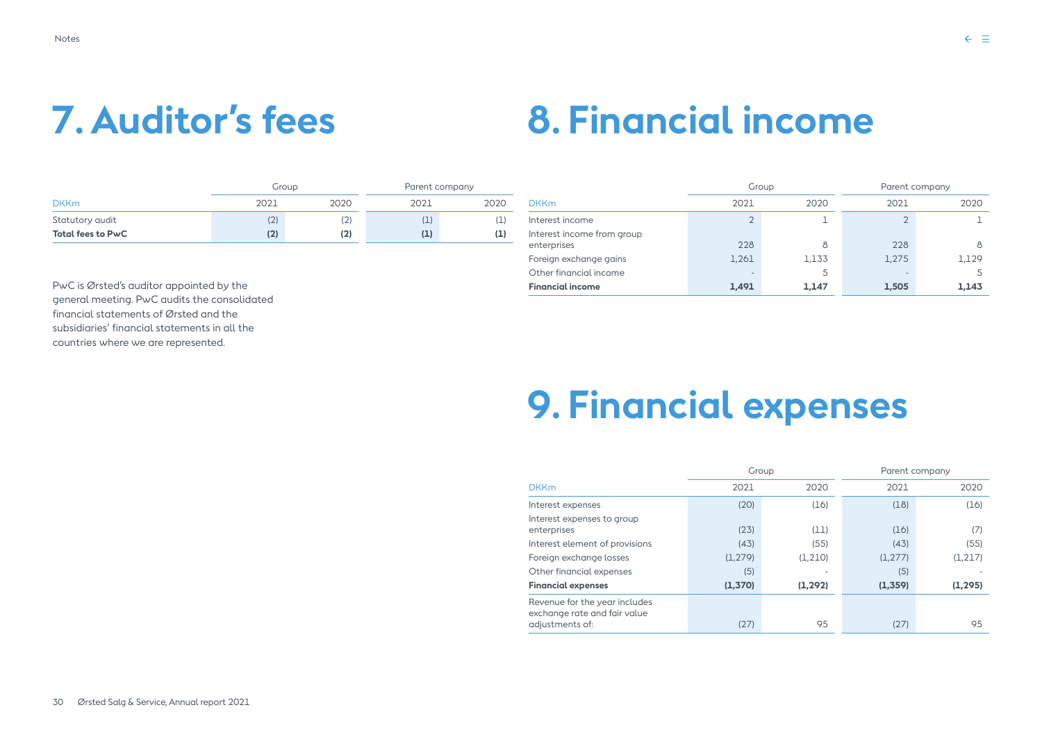# 7. Auditor's fees

| | Group | | Parent company | |
|---|---|---|---|---|
| DKKm | 2021 | 2020 | 2021 | 2020 |
| Statutory audit | (2) | (2) | (1) | (1) |
| **Total fees to PwC** | **(2)** | **(2)** | **(1)** | **(1)** |

PwC is Ørsted's auditor appointed by the general meeting. PwC audits the consolidated financial statements of Ørsted and the subsidiaries' financial statements in all the countries where we are represented.

# 8. Financial income

| | Group | | Parent company | |
|---|---|---|---|---|
| DKKm | 2021 | 2020 | 2021 | 2020 |
| Interest income | 2 | 1 | 2 | 1 |
| Interest income from group enterprises | 228 | 8 | 228 | 8 |
| Foreign exchange gains | 1,261 | 1,133 | 1,275 | 1,129 |
| Other financial income | - | 5 | - | 5 |
| **Financial income** | **1,491** | **1,147** | **1,505** | **1,143** |

# 9. Financial expenses

| | Group | | Parent company | |
|---|---|---|---|---|
| DKKm | 2021 | 2020 | 2021 | 2020 |
| Interest expenses | (20) | (16) | (18) | (16) |
| Interest expenses to group enterprises | (23) | (11) | (16) | (7) |
| Interest element of provisions | (43) | (55) | (43) | (55) |
| Foreign exchange losses | (1,279) | (1,210) | (1,277) | (1,217) |
| Other financial expenses | (5) | - | (5) | - |
| **Financial expenses** | **(1,370)** | **(1,292)** | **(1,359)** | **(1,295)** |
| Revenue for the year includes exchange rate and fair value adjustments of: | (27) | 95 | (27) | 95 |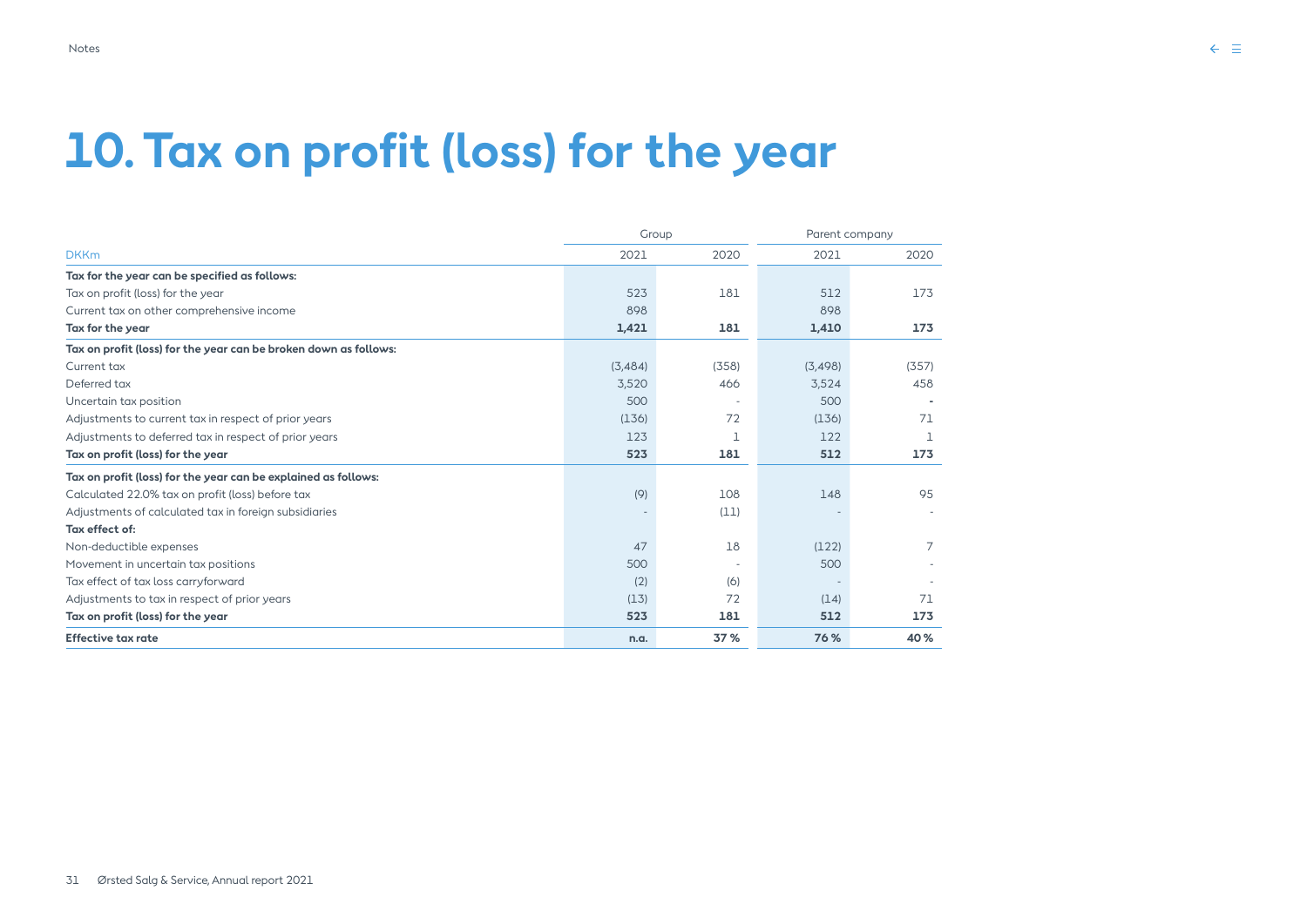# 10. Tax on profit (loss) for the year

| | Group | | Parent company | |
|---|---|---|---|---|
| DKKm | 2021 | 2020 | 2021 | 2020 |
| **Tax for the year can be specified as follows:** | | | | |
| Tax on profit (loss) for the year | 523 | 181 | 512 | 173 |
| Current tax on other comprehensive income | 898 | | 898 | |
| **Tax for the year** | **1,421** | **181** | **1,410** | **173** |
| **Tax on profit (loss) for the year can be broken down as follows:** | | | | |
| Current tax | (3,484) | (358) | (3,498) | (357) |
| Deferred tax | 3,520 | 466 | 3,524 | 458 |
| Uncertain tax position | 500 | - | 500 | - |
| Adjustments to current tax in respect of prior years | (136) | 72 | (136) | 71 |
| Adjustments to deferred tax in respect of prior years | 123 | 1 | 122 | 1 |
| **Tax on profit (loss) for the year** | **523** | **181** | **512** | **173** |
| **Tax on profit (loss) for the year can be explained as follows:** | | | | |
| Calculated 22.0% tax on profit (loss) before tax | (9) | 108 | 148 | 95 |
| Adjustments of calculated tax in foreign subsidiaries | - | (11) | - | - |
| **Tax effect of:** | | | | |
| Non-deductible expenses | 47 | 18 | (122) | 7 |
| Movement in uncertain tax positions | 500 | - | 500 | - |
| Tax effect of tax loss carryforward | (2) | (6) | - | - |
| Adjustments to tax in respect of prior years | (13) | 72 | (14) | 71 |
| **Tax on profit (loss) for the year** | **523** | **181** | **512** | **173** |
| **Effective tax rate** | **n.a.** | **37 %** | **76 %** | **40 %** |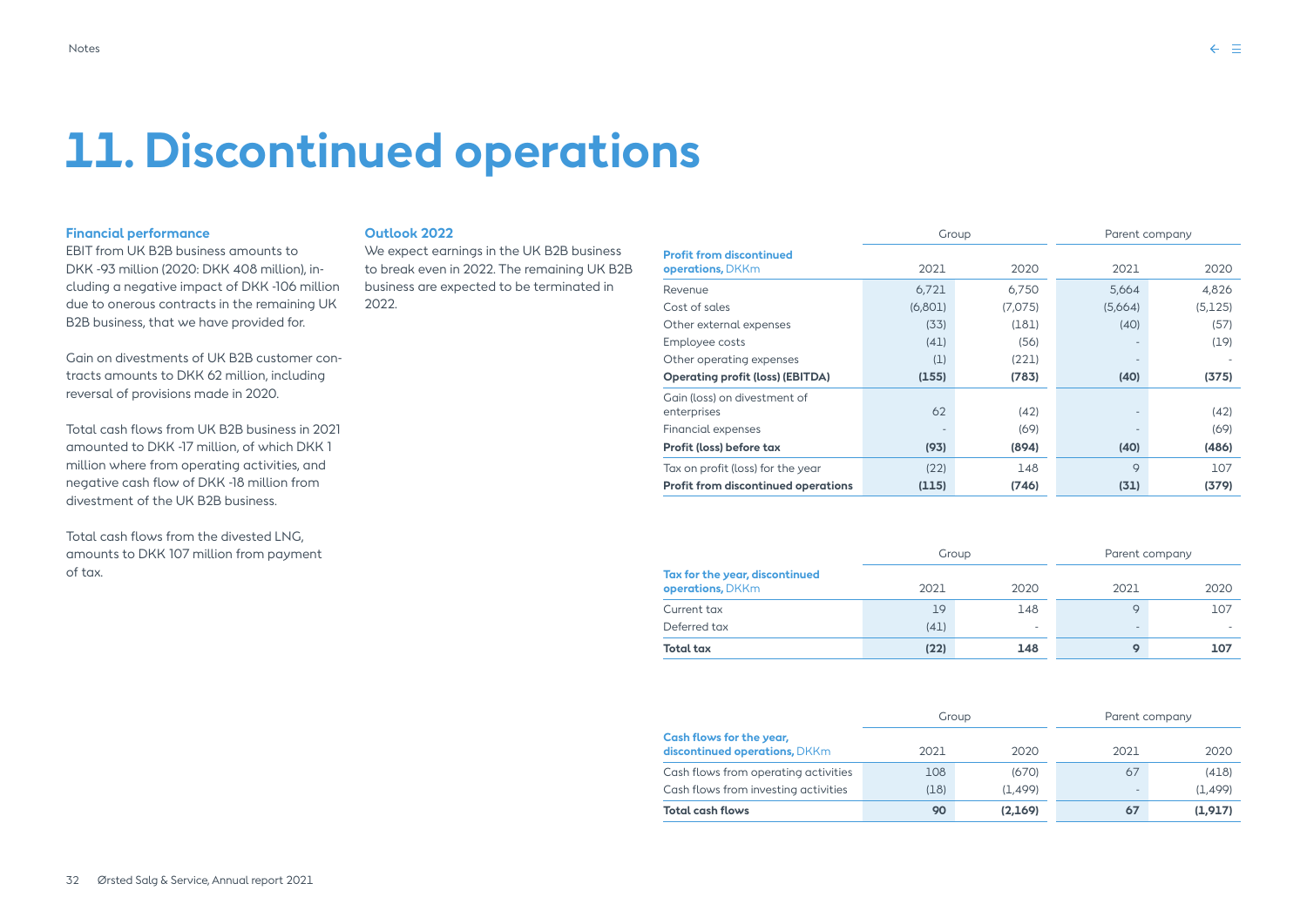# 11. Discontinued operations

### Financial performance

EBIT from UK B2B business amounts to DKK -93 million (2020: DKK 408 million), including a negative impact of DKK -106 million due to onerous contracts in the remaining UK B2B business, that we have provided for.

Gain on divestments of UK B2B customer contracts amounts to DKK 62 million, including reversal of provisions made in 2020.

Total cash flows from UK B2B business in 2021 amounted to DKK -17 million, of which DKK 1 million where from operating activities, and negative cash flow of DKK -18 million from divestment of the UK B2B business.

Total cash flows from the divested LNG, amounts to DKK 107 million from payment of tax.

### Outlook 2022

We expect earnings in the UK B2B business to break even in 2022. The remaining UK B2B business are expected to be terminated in 2022.

| **Profit from discontinued operations,** DKKm | Group | | Parent company | |
|---|---|---|---|---|
| | 2021 | 2020 | 2021 | 2020 |
| Revenue | 6,721 | 6,750 | 5,664 | 4,826 |
| Cost of sales | (6,801) | (7,075) | (5,664) | (5,125) |
| Other external expenses | (33) | (181) | (40) | (57) |
| Employee costs | (41) | (56) | - | (19) |
| Other operating expenses | (1) | (221) | - | - |
| **Operating profit (loss) (EBITDA)** | **(155)** | **(783)** | **(40)** | **(375)** |
| Gain (loss) on divestment of enterprises | 62 | (42) | - | (42) |
| Financial expenses | - | (69) | - | (69) |
| **Profit (loss) before tax** | **(93)** | **(894)** | **(40)** | **(486)** |
| Tax on profit (loss) for the year | (22) | 148 | 9 | 107 |
| **Profit from discontinued operations** | **(115)** | **(746)** | **(31)** | **(379)** |

| **Tax for the year, discontinued operations,** DKKm | Group | | Parent company | |
|---|---|---|---|---|
| | 2021 | 2020 | 2021 | 2020 |
| Current tax | 19 | 148 | 9 | 107 |
| Deferred tax | (41) | - | - | - |
| **Total tax** | **(22)** | **148** | **9** | **107** |

| **Cash flows for the year, discontinued operations,** DKKm | Group | | Parent company | |
|---|---|---|---|---|
| | 2021 | 2020 | 2021 | 2020 |
| Cash flows from operating activities | 108 | (670) | 67 | (418) |
| Cash flows from investing activities | (18) | (1,499) | - | (1,499) |
| **Total cash flows** | **90** | **(2,169)** | **67** | **(1,917)** |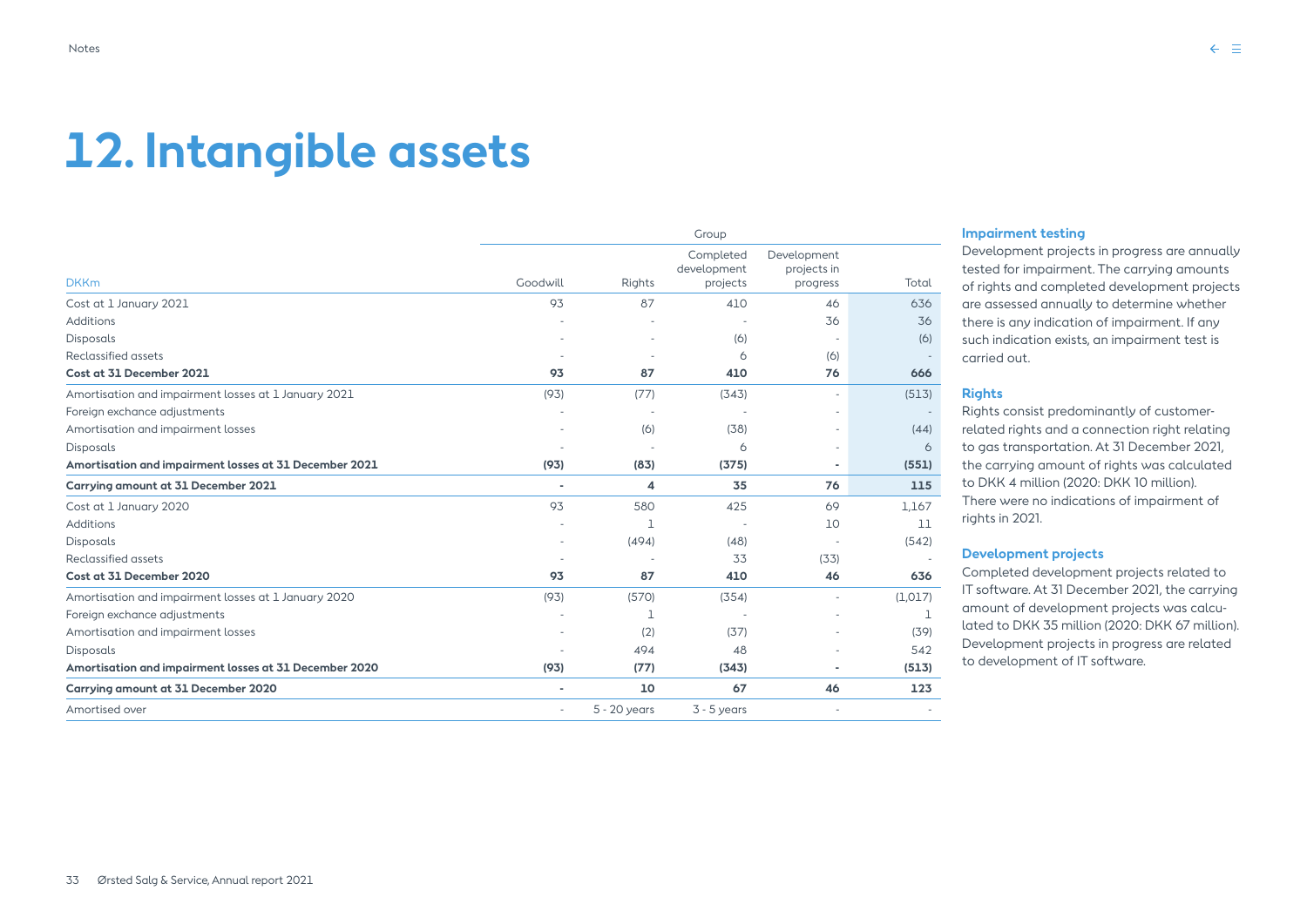# 12. Intangible assets

| DKKm | Group | | | | |
|---|---|---|---|---|---|
| | Goodwill | Rights | Completed development projects | Development projects in progress | Total |
| Cost at 1 January 2021 | 93 | 87 | 410 | 46 | 636 |
| Additions | - | - | - | 36 | 36 |
| Disposals | - | - | (6) | - | (6) |
| Reclassified assets | - | - | 6 | (6) | - |
| **Cost at 31 December 2021** | **93** | **87** | **410** | **76** | **666** |
| Amortisation and impairment losses at 1 January 2021 | (93) | (77) | (343) | - | (513) |
| Foreign exchange adjustments | - | - | - | - | - |
| Amortisation and impairment losses | - | (6) | (38) | - | (44) |
| Disposals | - | - | 6 | - | 6 |
| **Amortisation and impairment losses at 31 December 2021** | **(93)** | **(83)** | **(375)** | **-** | **(551)** |
| **Carrying amount at 31 December 2021** | **-** | **4** | **35** | **76** | **115** |
| Cost at 1 January 2020 | 93 | 580 | 425 | 69 | 1,167 |
| Additions | - | 1 | - | 10 | 11 |
| Disposals | - | (494) | (48) | - | (542) |
| Reclassified assets | - | - | 33 | (33) | - |
| **Cost at 31 December 2020** | **93** | **87** | **410** | **46** | **636** |
| Amortisation and impairment losses at 1 January 2020 | (93) | (570) | (354) | - | (1,017) |
| Foreign exchange adjustments | - | 1 | - | - | 1 |
| Amortisation and impairment losses | - | (2) | (37) | - | (39) |
| Disposals | - | 494 | 48 | - | 542 |
| **Amortisation and impairment losses at 31 December 2020** | **(93)** | **(77)** | **(343)** | **-** | **(513)** |
| **Carrying amount at 31 December 2020** | **-** | **10** | **67** | **46** | **123** |
| Amortised over | - | 5 - 20 years | 3 - 5 years | - | - |

### Impairment testing

Development projects in progress are annually tested for impairment. The carrying amounts of rights and completed development projects are assessed annually to determine whether there is any indication of impairment. If any such indication exists, an impairment test is carried out.

### Rights

Rights consist predominantly of customer-related rights and a connection right relating to gas transportation. At 31 December 2021, the carrying amount of rights was calculated to DKK 4 million (2020: DKK 10 million). There were no indications of impairment of rights in 2021.

### Development projects

Completed development projects related to IT software. At 31 December 2021, the carrying amount of development projects was calculated to DKK 35 million (2020: DKK 67 million). Development projects in progress are related to development of IT software.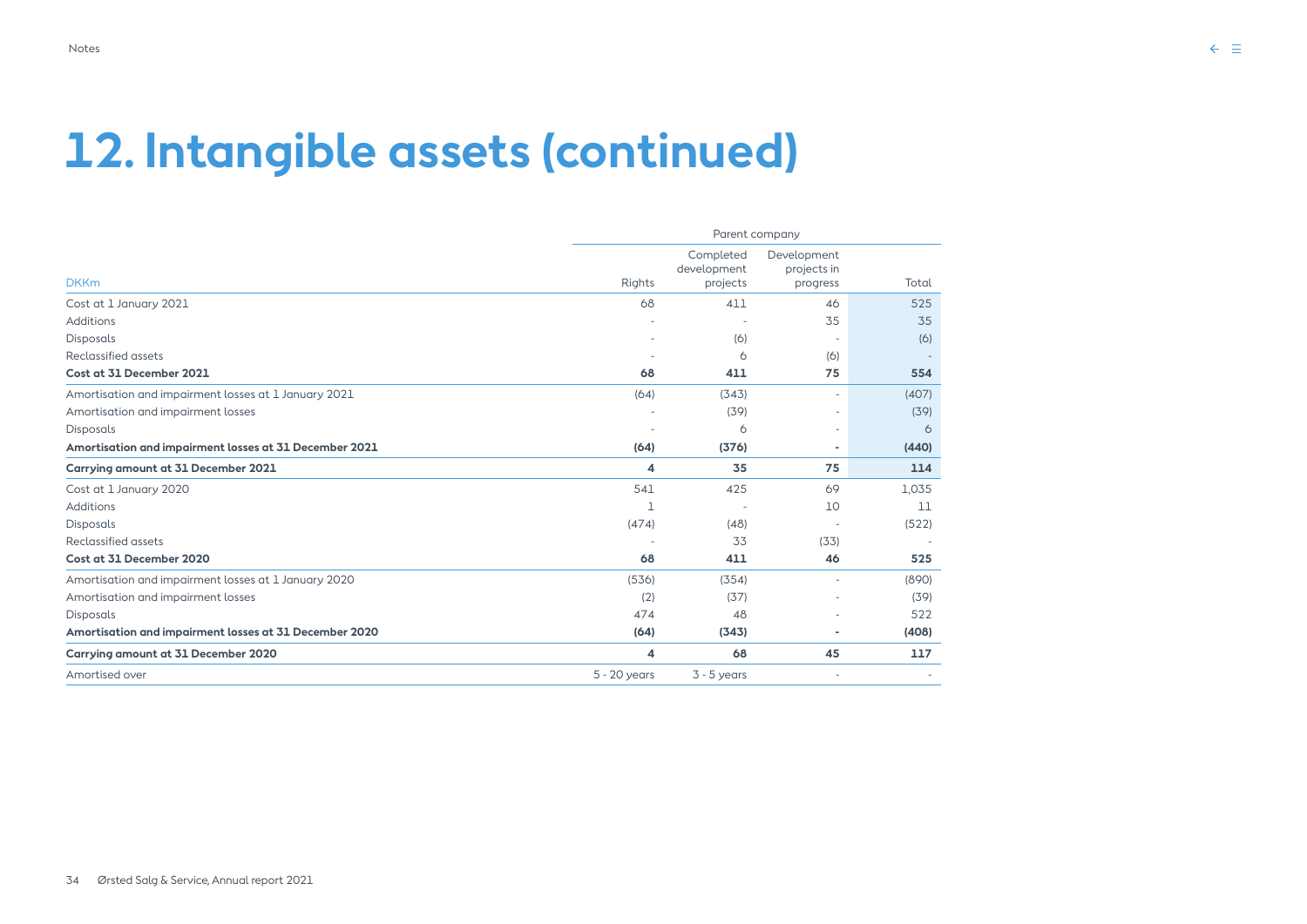# 12. Intangible assets (continued)

| DKKm | Parent company | | | |
|---|---|---|---|---|
| | Rights | Completed development projects | Development projects in progress | Total |
| Cost at 1 January 2021 | 68 | 411 | 46 | 525 |
| Additions | - | - | 35 | 35 |
| Disposals | - | (6) | - | (6) |
| Reclassified assets | - | 6 | (6) | - |
| **Cost at 31 December 2021** | **68** | **411** | **75** | **554** |
| Amortisation and impairment losses at 1 January 2021 | (64) | (343) | - | (407) |
| Amortisation and impairment losses | - | (39) | - | (39) |
| Disposals | - | 6 | - | 6 |
| **Amortisation and impairment losses at 31 December 2021** | **(64)** | **(376)** | **-** | **(440)** |
| **Carrying amount at 31 December 2021** | **4** | **35** | **75** | **114** |
| Cost at 1 January 2020 | 541 | 425 | 69 | 1,035 |
| Additions | 1 | - | 10 | 11 |
| Disposals | (474) | (48) | - | (522) |
| Reclassified assets | - | 33 | (33) | - |
| **Cost at 31 December 2020** | **68** | **411** | **46** | **525** |
| Amortisation and impairment losses at 1 January 2020 | (536) | (354) | - | (890) |
| Amortisation and impairment losses | (2) | (37) | - | (39) |
| Disposals | 474 | 48 | - | 522 |
| **Amortisation and impairment losses at 31 December 2020** | **(64)** | **(343)** | **-** | **(408)** |
| **Carrying amount at 31 December 2020** | **4** | **68** | **45** | **117** |
| Amortised over | 5 - 20 years | 3 - 5 years | - | - |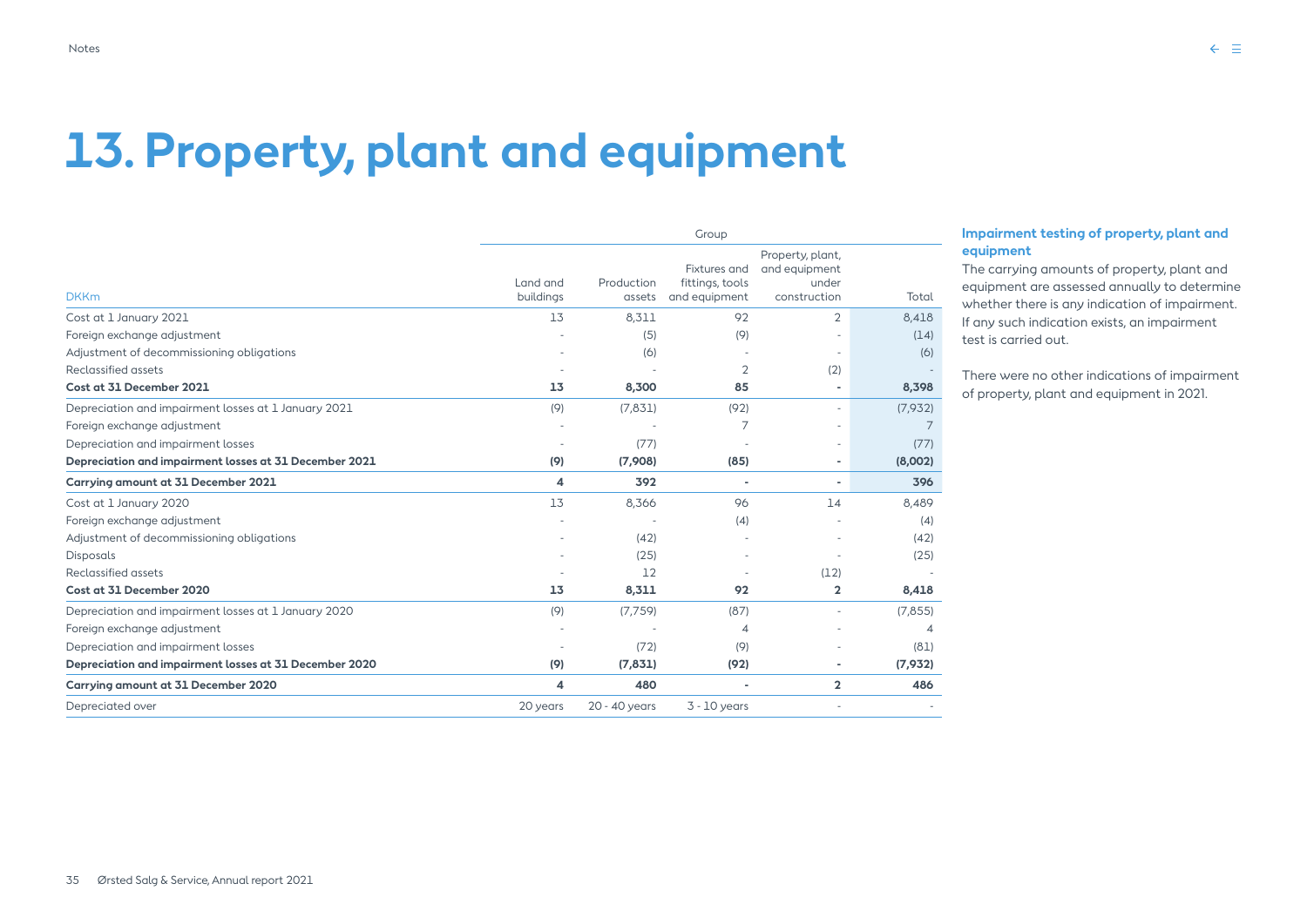# 13. Property, plant and equipment

| DKKm | Group | | | | |
|---|---|---|---|---|---|
| | Land and buildings | Production assets | Fixtures and fittings, tools and equipment | Property, plant, and equipment under construction | Total |
| Cost at 1 January 2021 | 13 | 8,311 | 92 | 2 | 8,418 |
| Foreign exchange adjustment | - | (5) | (9) | - | (14) |
| Adjustment of decommissioning obligations | - | (6) | - | - | (6) |
| Reclassified assets | - | - | 2 | (2) | - |
| **Cost at 31 December 2021** | **13** | **8,300** | **85** | **-** | **8,398** |
| Depreciation and impairment losses at 1 January 2021 | (9) | (7,831) | (92) | - | (7,932) |
| Foreign exchange adjustment | - | - | 7 | - | 7 |
| Depreciation and impairment losses | - | (77) | - | - | (77) |
| **Depreciation and impairment losses at 31 December 2021** | **(9)** | **(7,908)** | **(85)** | **-** | **(8,002)** |
| **Carrying amount at 31 December 2021** | **4** | **392** | **-** | **-** | **396** |
| Cost at 1 January 2020 | 13 | 8,366 | 96 | 14 | 8,489 |
| Foreign exchange adjustment | - | - | (4) | - | (4) |
| Adjustment of decommissioning obligations | - | (42) | - | - | (42) |
| Disposals | - | (25) | - | - | (25) |
| Reclassified assets | - | 12 | - | (12) | - |
| **Cost at 31 December 2020** | **13** | **8,311** | **92** | **2** | **8,418** |
| Depreciation and impairment losses at 1 January 2020 | (9) | (7,759) | (87) | - | (7,855) |
| Foreign exchange adjustment | - | - | 4 | - | 4 |
| Depreciation and impairment losses | - | (72) | (9) | - | (81) |
| **Depreciation and impairment losses at 31 December 2020** | **(9)** | **(7,831)** | **(92)** | **-** | **(7,932)** |
| **Carrying amount at 31 December 2020** | **4** | **480** | **-** | **2** | **486** |
| Depreciated over | 20 years | 20 - 40 years | 3 - 10 years | - | - |

### Impairment testing of property, plant and equipment

The carrying amounts of property, plant and equipment are assessed annually to determine whether there is any indication of impairment. If any such indication exists, an impairment test is carried out.

There were no other indications of impairment of property, plant and equipment in 2021.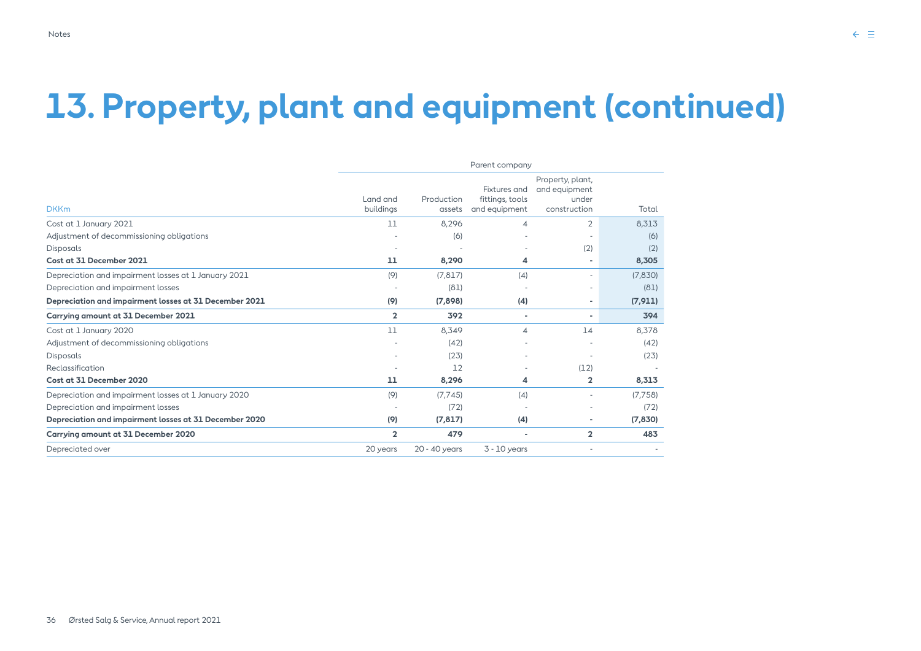# 13. Property, plant and equipment (continued)

| | Parent company | | | | |
|---|---|---|---|---|---|
| DKKm | Land and buildings | Production assets | Fixtures and fittings, tools and equipment | Property, plant, and equipment under construction | Total |
| Cost at 1 January 2021 | 11 | 8,296 | 4 | 2 | 8,313 |
| Adjustment of decommissioning obligations | - | (6) | - | - | (6) |
| Disposals | - | - | - | (2) | (2) |
| **Cost at 31 December 2021** | **11** | **8,290** | **4** | **-** | **8,305** |
| Depreciation and impairment losses at 1 January 2021 | (9) | (7,817) | (4) | - | (7,830) |
| Depreciation and impairment losses | - | (81) | - | - | (81) |
| **Depreciation and impairment losses at 31 December 2021** | **(9)** | **(7,898)** | **(4)** | **-** | **(7,911)** |
| **Carrying amount at 31 December 2021** | **2** | **392** | **-** | **-** | **394** |
| Cost at 1 January 2020 | 11 | 8,349 | 4 | 14 | 8,378 |
| Adjustment of decommissioning obligations | - | (42) | - | - | (42) |
| Disposals | - | (23) | - | - | (23) |
| Reclassification | - | 12 | - | (12) | - |
| **Cost at 31 December 2020** | **11** | **8,296** | **4** | **2** | **8,313** |
| Depreciation and impairment losses at 1 January 2020 | (9) | (7,745) | (4) | - | (7,758) |
| Depreciation and impairment losses | - | (72) | - | - | (72) |
| **Depreciation and impairment losses at 31 December 2020** | **(9)** | **(7,817)** | **(4)** | **-** | **(7,830)** |
| **Carrying amount at 31 December 2020** | **2** | **479** | **-** | **2** | **483** |
| Depreciated over | 20 years | 20 - 40 years | 3 - 10 years | - | - |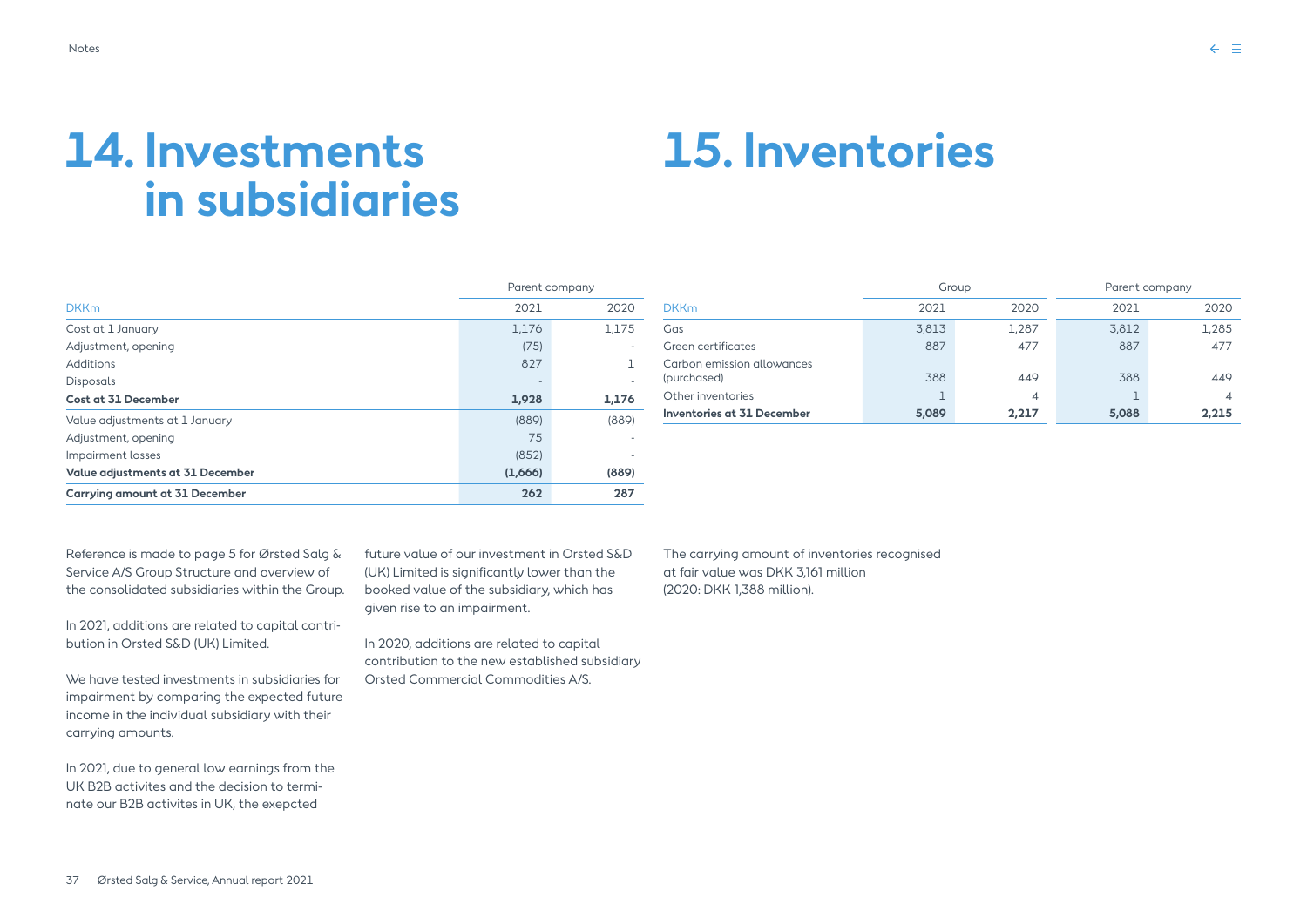# 14. Investments in subsidiaries

| DKKm | Parent company 2021 | Parent company 2020 |
|---|---|---|
| Cost at 1 January | 1,176 | 1,175 |
| Adjustment, opening | (75) | - |
| Additions | 827 | 1 |
| Disposals | - | - |
| **Cost at 31 December** | **1,928** | **1,176** |
| Value adjustments at 1 January | (889) | (889) |
| Adjustment, opening | 75 | - |
| Impairment losses | (852) | - |
| **Value adjustments at 31 December** | **(1,666)** | **(889)** |
| **Carrying amount at 31 December** | **262** | **287** |

Reference is made to page 5 for Ørsted Salg & Service A/S Group Structure and overview of the consolidated subsidiaries within the Group.

In 2021, additions are related to capital contribution in Orsted S&D (UK) Limited.

We have tested investments in subsidiaries for impairment by comparing the expected future income in the individual subsidiary with their carrying amounts.

In 2021, due to general low earnings from the UK B2B activites and the decision to terminate our B2B activites in UK, the exepcted future value of our investment in Orsted S&D (UK) Limited is significantly lower than the booked value of the subsidiary, which has given rise to an impairment.

In 2020, additions are related to capital contribution to the new established subsidiary Orsted Commercial Commodities A/S.

# 15. Inventories

| | Group | | Parent company | |
|---|---|---|---|---|
| DKKm | 2021 | 2020 | 2021 | 2020 |
| Gas | 3,813 | 1,287 | 3,812 | 1,285 |
| Green certificates | 887 | 477 | 887 | 477 |
| Carbon emission allowances (purchased) | 388 | 449 | 388 | 449 |
| Other inventories | 1 | 4 | 1 | 4 |
| **Inventories at 31 December** | **5,089** | **2,217** | **5,088** | **2,215** |

The carrying amount of inventories recognised at fair value was DKK 3,161 million (2020: DKK 1,388 million).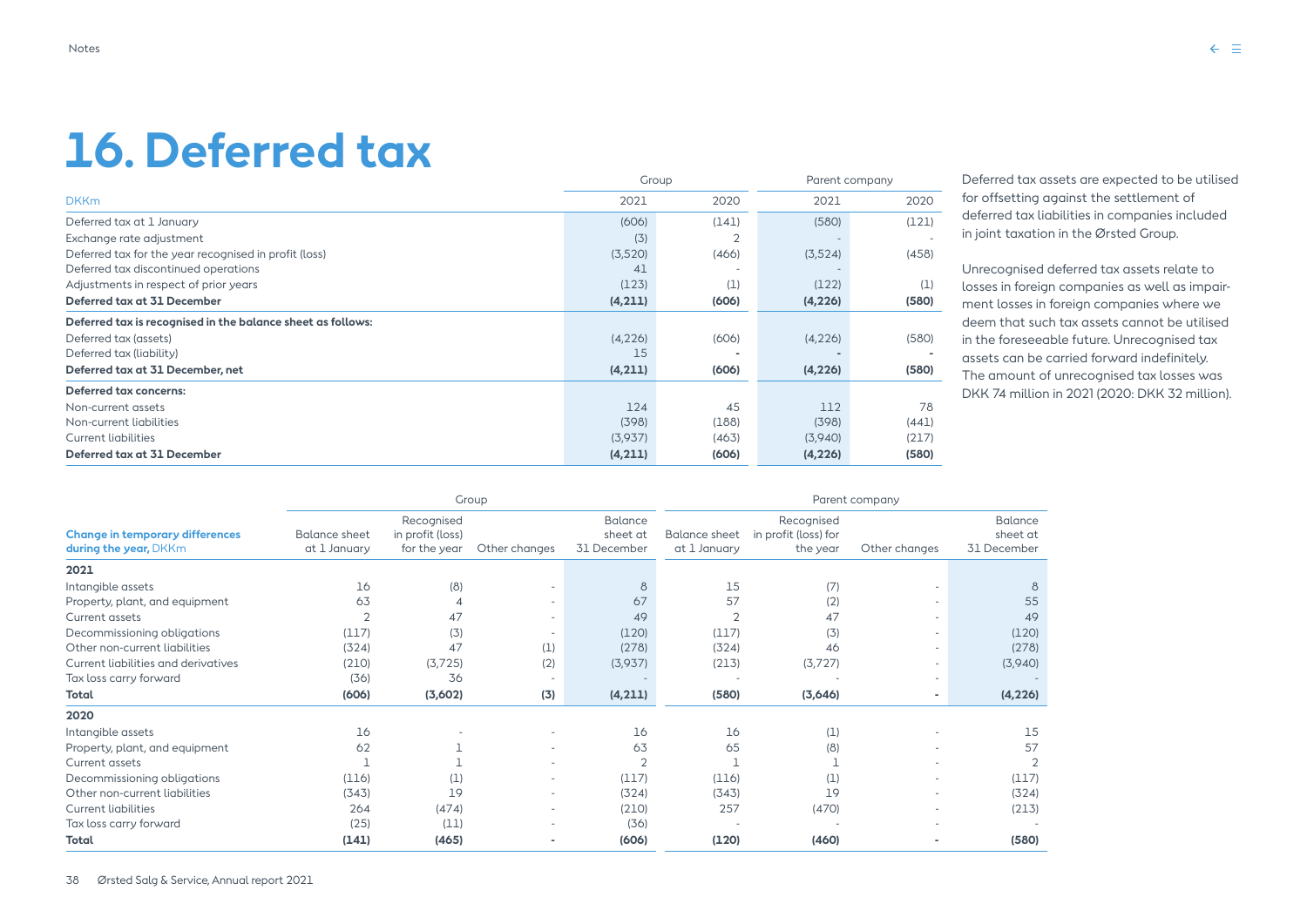# 16. Deferred tax

| DKKm | Group | | Parent company | |
|---|---|---|---|---|
| | 2021 | 2020 | 2021 | 2020 |
| Deferred tax at 1 January | (606) | (141) | (580) | (121) |
| Exchange rate adjustment | (3) | 2 | - | - |
| Deferred tax for the year recognised in profit (loss) | (3,520) | (466) | (3,524) | (458) |
| Deferred tax discontinued operations | 41 | - | - | |
| Adjustments in respect of prior years | (123) | (1) | (122) | (1) |
| **Deferred tax at 31 December** | **(4,211)** | **(606)** | **(4,226)** | **(580)** |
| **Deferred tax is recognised in the balance sheet as follows:** | | | | |
| Deferred tax (assets) | (4,226) | (606) | (4,226) | (580) |
| Deferred tax (liability) | 15 | - | - | - |
| **Deferred tax at 31 December, net** | **(4,211)** | **(606)** | **(4,226)** | **(580)** |
| **Deferred tax concerns:** | | | | |
| Non-current assets | 124 | 45 | 112 | 78 |
| Non-current liabilities | (398) | (188) | (398) | (441) |
| Current liabilities | (3,937) | (463) | (3,940) | (217) |
| **Deferred tax at 31 December** | **(4,211)** | **(606)** | **(4,226)** | **(580)** |

Deferred tax assets are expected to be utilised for offsetting against the settlement of deferred tax liabilities in companies included in joint taxation in the Ørsted Group.

Unrecognised deferred tax assets relate to losses in foreign companies as well as impairment losses in foreign companies where we deem that such tax assets cannot be utilised in the foreseeable future. Unrecognised tax assets can be carried forward indefinitely. The amount of unrecognised tax losses was DKK 74 million in 2021 (2020: DKK 32 million).

| Change in temporary differences during the year, DKKm | Group | | | | Parent company | | | |
|---|---|---|---|---|---|---|---|---|
| | Balance sheet at 1 January | Recognised in profit (loss) for the year | Other changes | Balance sheet at 31 December | Balance sheet at 1 January | Recognised in profit (loss) for the year | Other changes | Balance sheet at 31 December |
| **2021** | | | | | | | | |
| Intangible assets | 16 | (8) | - | 8 | 15 | (7) | - | 8 |
| Property, plant, and equipment | 63 | 4 | - | 67 | 57 | (2) | - | 55 |
| Current assets | 2 | 47 | - | 49 | 2 | 47 | - | 49 |
| Decommissioning obligations | (117) | (3) | - | (120) | (117) | (3) | - | (120) |
| Other non-current liabilities | (324) | 47 | (1) | (278) | (324) | 46 | - | (278) |
| Current liabilities and derivatives | (210) | (3,725) | (2) | (3,937) | (213) | (3,727) | - | (3,940) |
| Tax loss carry forward | (36) | 36 | - | - | - | - | - | - |
| **Total** | **(606)** | **(3,602)** | **(3)** | **(4,211)** | **(580)** | **(3,646)** | **-** | **(4,226)** |
| **2020** | | | | | | | | |
| Intangible assets | 16 | - | - | 16 | 16 | (1) | - | 15 |
| Property, plant, and equipment | 62 | 1 | - | 63 | 65 | (8) | - | 57 |
| Current assets | 1 | 1 | - | 2 | 1 | 1 | - | 2 |
| Decommissioning obligations | (116) | (1) | - | (117) | (116) | (1) | - | (117) |
| Other non-current liabilities | (343) | 19 | - | (324) | (343) | 19 | - | (324) |
| Current liabilities | 264 | (474) | - | (210) | 257 | (470) | - | (213) |
| Tax loss carry forward | (25) | (11) | - | (36) | - | - | - | - |
| **Total** | **(141)** | **(465)** | **-** | **(606)** | **(120)** | **(460)** | **-** | **(580)** |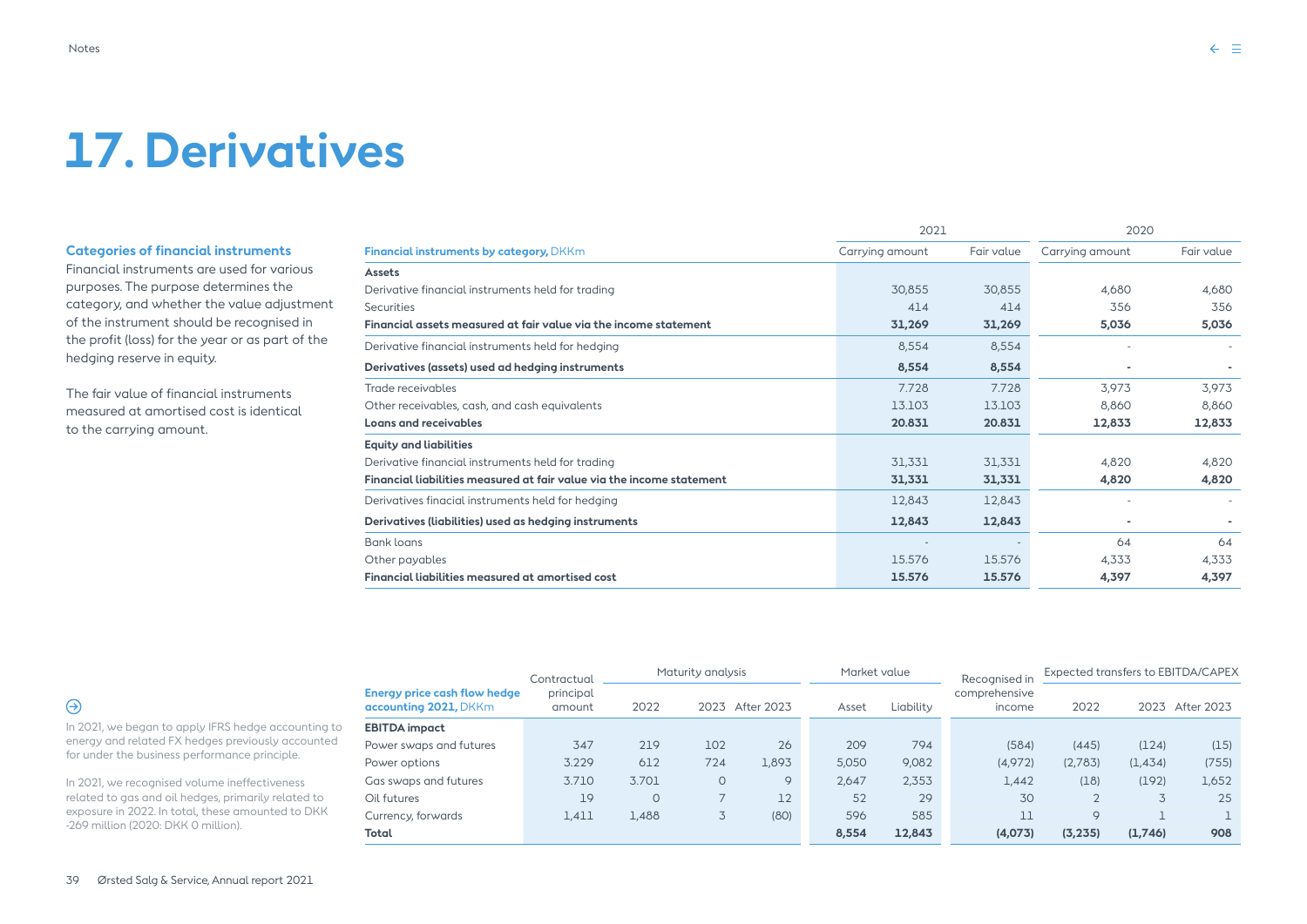# 17. Derivatives

**Categories of financial instruments**

Financial instruments are used for various purposes. The purpose determines the category, and whether the value adjustment of the instrument should be recognised in the profit (loss) for the year or as part of the hedging reserve in equity.

The fair value of financial instruments measured at amortised cost is identical to the carrying amount.

| **Financial instruments by category,** DKKm | 2021 Carrying amount | 2021 Fair value | 2020 Carrying amount | 2020 Fair value |
|---|---|---|---|---|
| **Assets** | | | | |
| Derivative financial instruments held for trading | 30,855 | 30,855 | 4,680 | 4,680 |
| Securities | 414 | 414 | 356 | 356 |
| **Financial assets measured at fair value via the income statement** | **31,269** | **31,269** | **5,036** | **5,036** |
| Derivative financial instruments held for hedging | 8,554 | 8,554 | - | - |
| **Derivatives (assets) used ad hedging instruments** | **8,554** | **8,554** | **-** | **-** |
| Trade receivables | 7.728 | 7.728 | 3,973 | 3,973 |
| Other receivables, cash, and cash equivalents | 13.103 | 13.103 | 8,860 | 8,860 |
| **Loans and receivables** | **20.831** | **20.831** | **12,833** | **12,833** |
| **Equity and liabilities** | | | | |
| Derivative financial instruments held for trading | 31,331 | 31,331 | 4,820 | 4,820 |
| **Financial liabilities measured at fair value via the income statement** | **31,331** | **31,331** | **4,820** | **4,820** |
| Derivatives finacial instruments held for hedging | 12,843 | 12,843 | - | - |
| **Derivatives (liabilities) used as hedging instruments** | **12,843** | **12,843** | **-** | **-** |
| Bank loans | - | - | 64 | 64 |
| Other payables | 15.576 | 15.576 | 4,333 | 4,333 |
| **Financial liabilities measured at amortised cost** | **15.576** | **15.576** | **4,397** | **4,397** |

In 2021, we began to apply IFRS hedge accounting to energy and related FX hedges previously accounted for under the business performance principle.

In 2021, we recognised volume ineffectiveness related to gas and oil hedges, primarily related to exposure in 2022. In total, these amounted to DKK -269 million (2020: DKK 0 million).

| **Energy price cash flow hedge accounting 2021,** DKKm | Contractual principal amount | Maturity analysis | | | Market value | | Recognised in comprehensive income | Expected transfers to EBITDA/CAPEX | | |
|---|---|---|---|---|---|---|---|---|---|---|
| | | 2022 | 2023 | After 2023 | Asset | Liability | | 2022 | 2023 | After 2023 |
| **EBITDA impact** | | | | | | | | | | |
| Power swaps and futures | 347 | 219 | 102 | 26 | 209 | 794 | (584) | (445) | (124) | (15) |
| Power options | 3.229 | 612 | 724 | 1,893 | 5,050 | 9,082 | (4,972) | (2,783) | (1,434) | (755) |
| Gas swaps and futures | 3.710 | 3.701 | 0 | 9 | 2,647 | 2,353 | 1,442 | (18) | (192) | 1,652 |
| Oil futures | 19 | 0 | 7 | 12 | 52 | 29 | 30 | 2 | 3 | 25 |
| Currency, forwards | 1,411 | 1,488 | 3 | (80) | 596 | 585 | 11 | 9 | 1 | 1 |
| **Total** | | | | | **8,554** | **12,843** | **(4,073)** | **(3,235)** | **(1,746)** | **908** |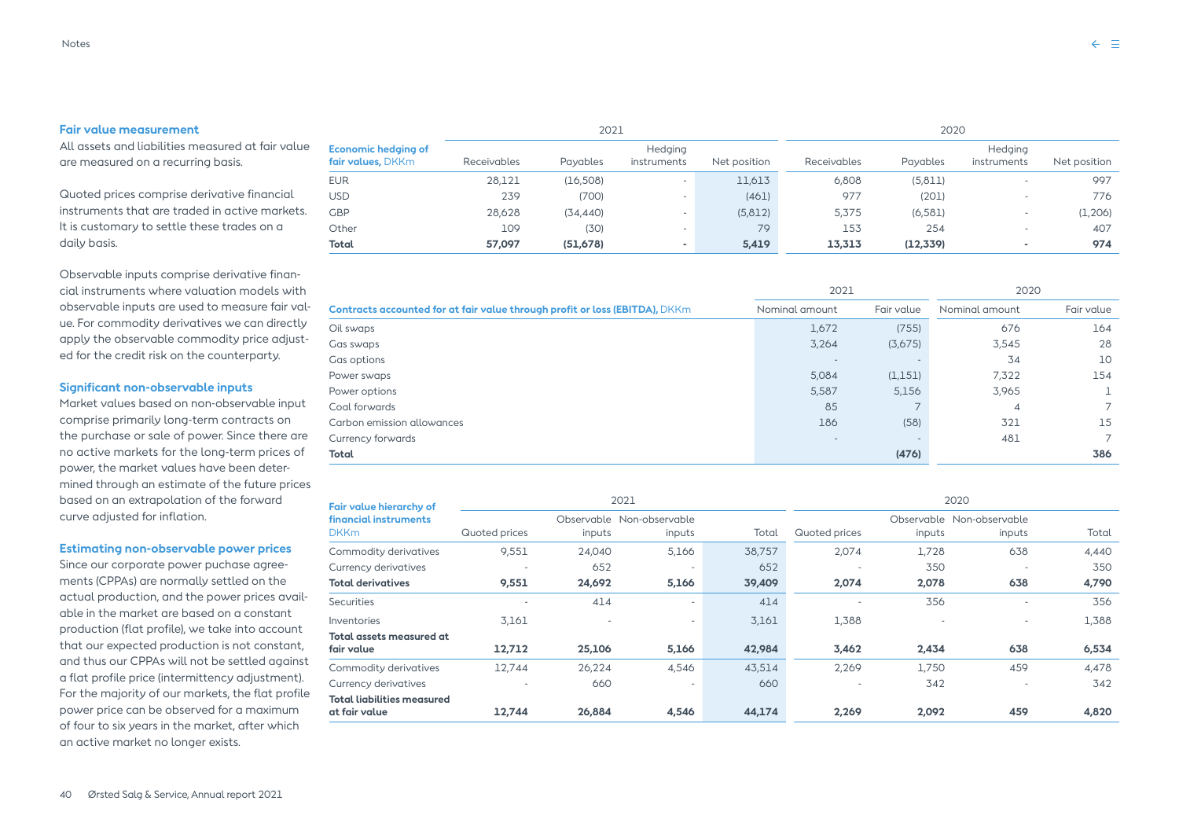### Fair value measurement

All assets and liabilities measured at fair value are measured on a recurring basis.

Quoted prices comprise derivative financial instruments that are traded in active markets. It is customary to settle these trades on a daily basis.

Observable inputs comprise derivative financial instruments where valuation models with observable inputs are used to measure fair value. For commodity derivatives we can directly apply the observable commodity price adjusted for the credit risk on the counterparty.

### Significant non-observable inputs

Market values based on non-observable input comprise primarily long-term contracts on the purchase or sale of power. Since there are no active markets for the long-term prices of power, the market values have been determined through an estimate of the future prices based on an extrapolation of the forward curve adjusted for inflation.

### Estimating non-observable power prices

Since our corporate power puchase agreements (CPPAs) are normally settled on the actual production, and the power prices available in the market are based on a constant production (flat profile), we take into account that our expected production is not constant, and thus our CPPAs will not be settled against a flat profile price (intermittency adjustment). For the majority of our markets, the flat profile power price can be observed for a maximum of four to six years in the market, after which an active market no longer exists.

| | 2021 | | | | 2020 | | | |
|---|---|---|---|---|---|---|---|---|
| **Economic hedging of fair values,** DKKm | Receivables | Payables | Hedging instruments | Net position | Receivables | Payables | Hedging instruments | Net position |
| EUR | 28,121 | (16,508) | - | 11,613 | 6,808 | (5,811) | - | 997 |
| USD | 239 | (700) | - | (461) | 977 | (201) | - | 776 |
| GBP | 28,628 | (34,440) | - | (5,812) | 5,375 | (6,581) | - | (1,206) |
| Other | 109 | (30) | - | 79 | 153 | 254 | - | 407 |
| **Total** | **57,097** | **(51,678)** | **-** | **5,419** | **13,313** | **(12,339)** | **-** | **974** |

| | 2021 | | 2020 | |
|---|---|---|---|---|
| **Contracts accounted for at fair value through profit or loss (EBITDA),** DKKm | Nominal amount | Fair value | Nominal amount | Fair value |
| Oil swaps | 1,672 | (755) | 676 | 164 |
| Gas swaps | 3,264 | (3,675) | 3,545 | 28 |
| Gas options | - | - | 34 | 10 |
| Power swaps | 5,084 | (1,151) | 7,322 | 154 |
| Power options | 5,587 | 5,156 | 3,965 | 1 |
| Coal forwards | 85 | 7 | 4 | 7 |
| Carbon emission allowances | 186 | (58) | 321 | 15 |
| Currency forwards | - | - | 481 | 7 |
| **Total** | | **(476)** | | **386** |

| | 2021 | | | | 2020 | | | |
|---|---|---|---|---|---|---|---|---|
| **Fair value hierarchy of financial instruments** DKKm | Quoted prices | Observable inputs | Non-observable inputs | Total | Quoted prices | Observable inputs | Non-observable inputs | Total |
| Commodity derivatives | 9,551 | 24,040 | 5,166 | 38,757 | 2,074 | 1,728 | 638 | 4,440 |
| Currency derivatives | - | 652 | - | 652 | - | 350 | - | 350 |
| **Total derivatives** | **9,551** | **24,692** | **5,166** | **39,409** | **2,074** | **2,078** | **638** | **4,790** |
| Securities | - | 414 | - | 414 | - | 356 | - | 356 |
| Inventories | 3,161 | - | - | 3,161 | 1,388 | - | - | 1,388 |
| **Total assets measured at fair value** | **12,712** | **25,106** | **5,166** | **42,984** | **3,462** | **2,434** | **638** | **6,534** |
| Commodity derivatives | 12,744 | 26,224 | 4,546 | 43,514 | 2,269 | 1,750 | 459 | 4,478 |
| Currency derivatives | - | 660 | - | 660 | - | 342 | - | 342 |
| **Total liabilities measured at fair value** | **12,744** | **26,884** | **4,546** | **44,174** | **2,269** | **2,092** | **459** | **4,820** |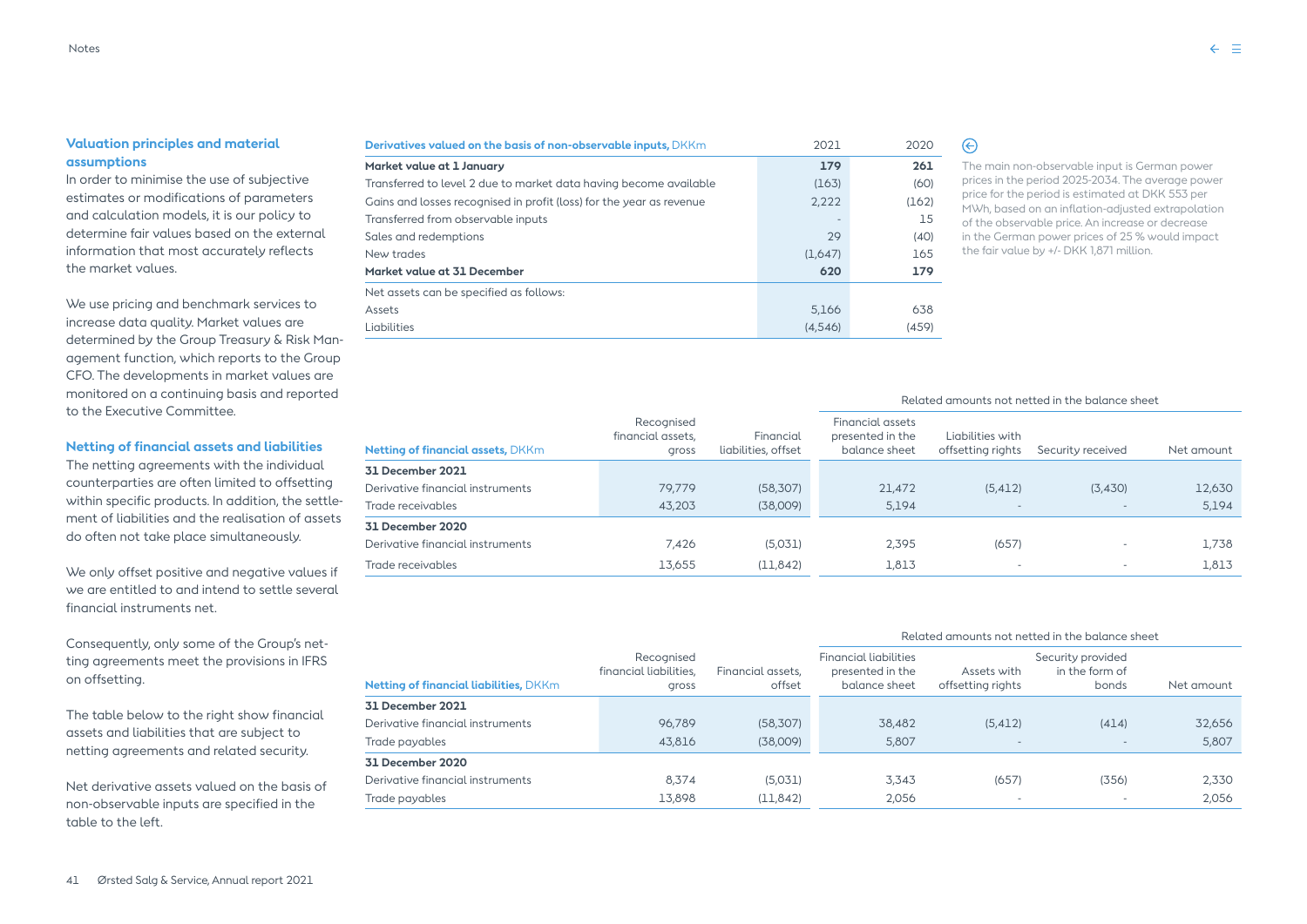## Valuation principles and material assumptions

In order to minimise the use of subjective estimates or modifications of parameters and calculation models, it is our policy to determine fair values based on the external information that most accurately reflects the market values.

We use pricing and benchmark services to increase data quality. Market values are determined by the Group Treasury & Risk Management function, which reports to the Group CFO. The developments in market values are monitored on a continuing basis and reported to the Executive Committee.

## Netting of financial assets and liabilities

The netting agreements with the individual counterparties are often limited to offsetting within specific products. In addition, the settlement of liabilities and the realisation of assets do often not take place simultaneously.

We only offset positive and negative values if we are entitled to and intend to settle several financial instruments net.

Consequently, only some of the Group's netting agreements meet the provisions in IFRS on offsetting.

The table below to the right show financial assets and liabilities that are subject to netting agreements and related security.

Net derivative assets valued on the basis of non-observable inputs are specified in the table to the left.

| Derivatives valued on the basis of non-observable inputs, DKKm | 2021 | 2020 |
|---|---|---|
| **Market value at 1 January** | **179** | **261** |
| Transferred to level 2 due to market data having become available | (163) | (60) |
| Gains and losses recognised in profit (loss) for the year as revenue | 2,222 | (162) |
| Transferred from observable inputs | - | 15 |
| Sales and redemptions | 29 | (40) |
| New trades | (1,647) | 165 |
| **Market value at 31 December** | **620** | **179** |
| Net assets can be specified as follows: | | |
| Assets | 5,166 | 638 |
| Liabilities | (4,546) | (459) |

The main non-observable input is German power prices in the period 2025-2034. The average power price for the period is estimated at DKK 553 per MWh, based on an inflation-adjusted extrapolation of the observable price. An increase or decrease in the German power prices of 25 % would impact the fair value by +/- DKK 1,871 million.

| | | | Related amounts not netted in the balance sheet | | | |
|---|---|---|---|---|---|---|
| **Netting of financial assets, DKKm** | Recognised financial assets, gross | Financial liabilities, offset | Financial assets presented in the balance sheet | Liabilities with offsetting rights | Security received | Net amount |
| **31 December 2021** | | | | | | |
| Derivative financial instruments | 79,779 | (58,307) | 21,472 | (5,412) | (3,430) | 12,630 |
| Trade receivables | 43,203 | (38,009) | 5,194 | - | - | 5,194 |
| **31 December 2020** | | | | | | |
| Derivative financial instruments | 7,426 | (5,031) | 2,395 | (657) | - | 1,738 |
| Trade receivables | 13,655 | (11,842) | 1,813 | - | - | 1,813 |

| | | | Related amounts not netted in the balance sheet | | | |
|---|---|---|---|---|---|---|
| **Netting of financial liabilities, DKKm** | Recognised financial liabilities, gross | Financial assets, offset | Financial liabilities presented in the balance sheet | Assets with offsetting rights | Security provided in the form of bonds | Net amount |
| **31 December 2021** | | | | | | |
| Derivative financial instruments | 96,789 | (58,307) | 38,482 | (5,412) | (414) | 32,656 |
| Trade payables | 43,816 | (38,009) | 5,807 | - | - | 5,807 |
| **31 December 2020** | | | | | | |
| Derivative financial instruments | 8,374 | (5,031) | 3,343 | (657) | (356) | 2,330 |
| Trade payables | 13,898 | (11,842) | 2,056 | - | - | 2,056 |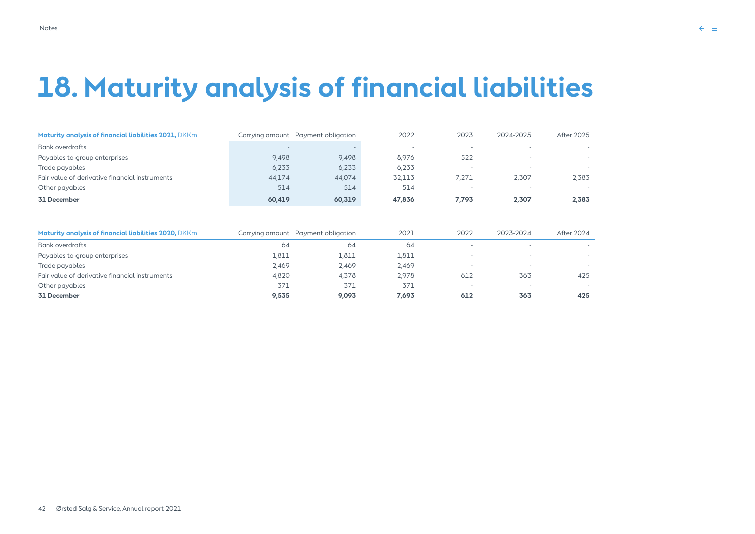# 18. Maturity analysis of financial liabilities

| **Maturity analysis of financial liabilities 2021,** DKKm | Carrying amount | Payment obligation | 2022 | 2023 | 2024-2025 | After 2025 |
|---|---|---|---|---|---|---|
| Bank overdrafts | - | - | - | - | - | - |
| Payables to group enterprises | 9,498 | 9,498 | 8,976 | 522 | - | - |
| Trade payables | 6,233 | 6,233 | 6,233 | - | - | - |
| Fair value of derivative financial instruments | 44,174 | 44,074 | 32,113 | 7,271 | 2,307 | 2,383 |
| Other payables | 514 | 514 | 514 | - | - | - |
| **31 December** | **60,419** | **60,319** | **47,836** | **7,793** | **2,307** | **2,383** |

| **Maturity analysis of financial liabilities 2020,** DKKm | Carrying amount | Payment obligation | 2021 | 2022 | 2023-2024 | After 2024 |
|---|---|---|---|---|---|---|
| Bank overdrafts | 64 | 64 | 64 | - | - | - |
| Payables to group enterprises | 1,811 | 1,811 | 1,811 | - | - | - |
| Trade payables | 2,469 | 2,469 | 2,469 | - | - | - |
| Fair value of derivative financial instruments | 4,820 | 4,378 | 2,978 | 612 | 363 | 425 |
| Other payables | 371 | 371 | 371 | - | - | - |
| **31 December** | **9,535** | **9,093** | **7,693** | **612** | **363** | **425** |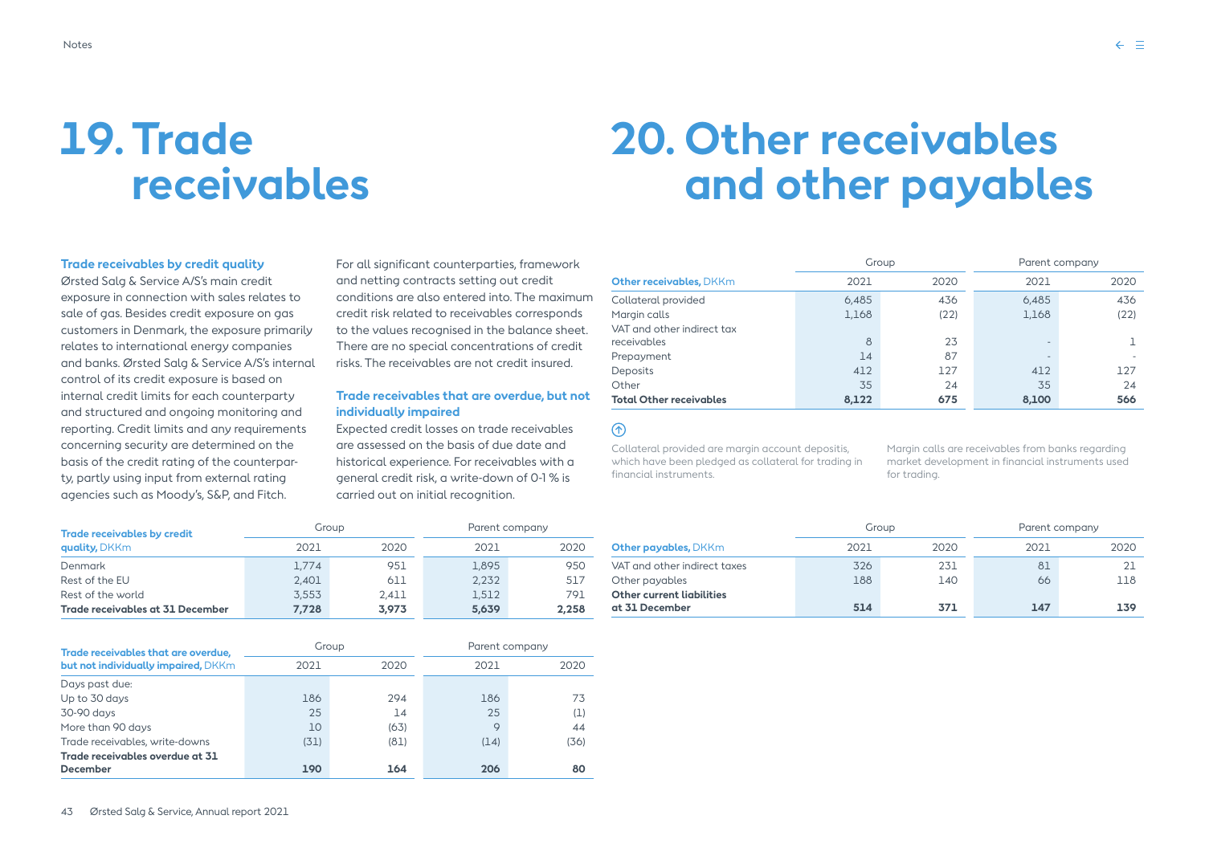# 19. Trade receivables

### Trade receivables by credit quality

Ørsted Salg & Service A/S's main credit exposure in connection with sales relates to sale of gas. Besides credit exposure on gas customers in Denmark, the exposure primarily relates to international energy companies and banks. Ørsted Salg & Service A/S's internal control of its credit exposure is based on internal credit limits for each counterparty and structured and ongoing monitoring and reporting. Credit limits and any requirements concerning security are determined on the basis of the credit rating of the counterparty, partly using input from external rating agencies such as Moody's, S&P, and Fitch.

For all significant counterparties, framework and netting contracts setting out credit conditions are also entered into. The maximum credit risk related to receivables corresponds to the values recognised in the balance sheet. There are no special concentrations of credit risks. The receivables are not credit insured.

### Trade receivables that are overdue, but not individually impaired

Expected credit losses on trade receivables are assessed on the basis of due date and historical experience. For receivables with a general credit risk, a write-down of 0-1 % is carried out on initial recognition.

| Trade receivables by credit quality, DKKm | Group | | Parent company | |
|---|---|---|---|---|
| | 2021 | 2020 | 2021 | 2020 |
| Denmark | 1,774 | 951 | 1,895 | 950 |
| Rest of the EU | 2,401 | 611 | 2,232 | 517 |
| Rest of the world | 3,553 | 2,411 | 1,512 | 791 |
| **Trade receivables at 31 December** | **7,728** | **3,973** | **5,639** | **2,258** |

| Trade receivables that are overdue, but not individually impaired, DKKm | Group | | Parent company | |
|---|---|---|---|---|
| | 2021 | 2020 | 2021 | 2020 |
| Days past due: | | | | |
| Up to 30 days | 186 | 294 | 186 | 73 |
| 30-90 days | 25 | 14 | 25 | (1) |
| More than 90 days | 10 | (63) | 9 | 44 |
| Trade receivables, write-downs | (31) | (81) | (14) | (36) |
| **Trade receivables overdue at 31 December** | **190** | **164** | **206** | **80** |

# 20. Other receivables and other payables

| Other receivables, DKKm | Group | | Parent company | |
|---|---|---|---|---|
| | 2021 | 2020 | 2021 | 2020 |
| Collateral provided | 6,485 | 436 | 6,485 | 436 |
| Margin calls | 1,168 | (22) | 1,168 | (22) |
| VAT and other indirect tax receivables | 8 | 23 | - | 1 |
| Prepayment | 14 | 87 | - | - |
| Deposits | 412 | 127 | 412 | 127 |
| Other | 35 | 24 | 35 | 24 |
| **Total Other receivables** | **8,122** | **675** | **8,100** | **566** |

Collateral provided are margin account depositis, which have been pledged as collateral for trading in financial instruments.

Margin calls are receivables from banks regarding market development in financial instruments used for trading.

| Other payables, DKKm | Group | | Parent company | |
|---|---|---|---|---|
| | 2021 | 2020 | 2021 | 2020 |
| VAT and other indirect taxes | 326 | 231 | 81 | 21 |
| Other payables | 188 | 140 | 66 | 118 |
| **Other current liabilities at 31 December** | **514** | **371** | **147** | **139** |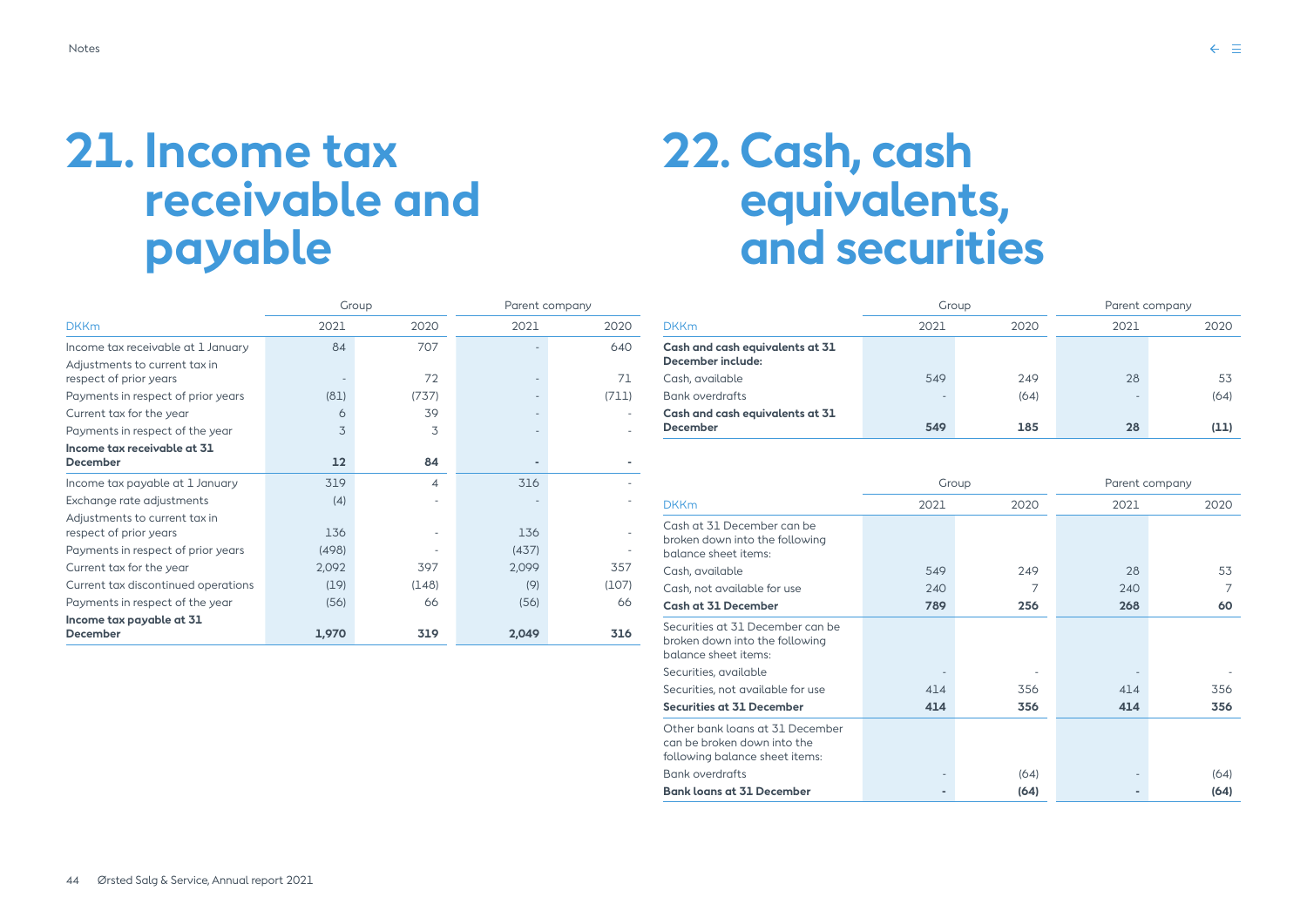# 21. Income tax receivable and payable

| DKKm | Group 2021 | Group 2020 | Parent company 2021 | Parent company 2020 |
|---|---|---|---|---|
| Income tax receivable at 1 January | 84 | 707 | - | 640 |
| Adjustments to current tax in respect of prior years | - | 72 | - | 71 |
| Payments in respect of prior years | (81) | (737) | - | (711) |
| Current tax for the year | 6 | 39 | - | - |
| Payments in respect of the year | 3 | 3 | - | - |
| **Income tax receivable at 31 December** | **12** | **84** | **-** | **-** |
| Income tax payable at 1 January | 319 | 4 | 316 | - |
| Exchange rate adjustments | (4) | - | - | - |
| Adjustments to current tax in respect of prior years | 136 | - | 136 | - |
| Payments in respect of prior years | (498) | - | (437) | - |
| Current tax for the year | 2,092 | 397 | 2,099 | 357 |
| Current tax discontinued operations | (19) | (148) | (9) | (107) |
| Payments in respect of the year | (56) | 66 | (56) | 66 |
| **Income tax payable at 31 December** | **1,970** | **319** | **2,049** | **316** |

# 22. Cash, cash equivalents, and securities

| DKKm | Group 2021 | Group 2020 | Parent company 2021 | Parent company 2020 |
|---|---|---|---|---|
| **Cash and cash equivalents at 31 December include:** | | | | |
| Cash, available | 549 | 249 | 28 | 53 |
| Bank overdrafts | - | (64) | - | (64) |
| **Cash and cash equivalents at 31 December** | **549** | **185** | **28** | **(11)** |

| DKKm | Group 2021 | Group 2020 | Parent company 2021 | Parent company 2020 |
|---|---|---|---|---|
| Cash at 31 December can be broken down into the following balance sheet items: | | | | |
| Cash, available | 549 | 249 | 28 | 53 |
| Cash, not available for use | 240 | 7 | 240 | 7 |
| **Cash at 31 December** | **789** | **256** | **268** | **60** |
| Securities at 31 December can be broken down into the following balance sheet items: | | | | |
| Securities, available | - | - | - | - |
| Securities, not available for use | 414 | 356 | 414 | 356 |
| **Securities at 31 December** | **414** | **356** | **414** | **356** |
| Other bank loans at 31 December can be broken down into the following balance sheet items: | | | | |
| Bank overdrafts | - | (64) | - | (64) |
| **Bank loans at 31 December** | **-** | **(64)** | **-** | **(64)** |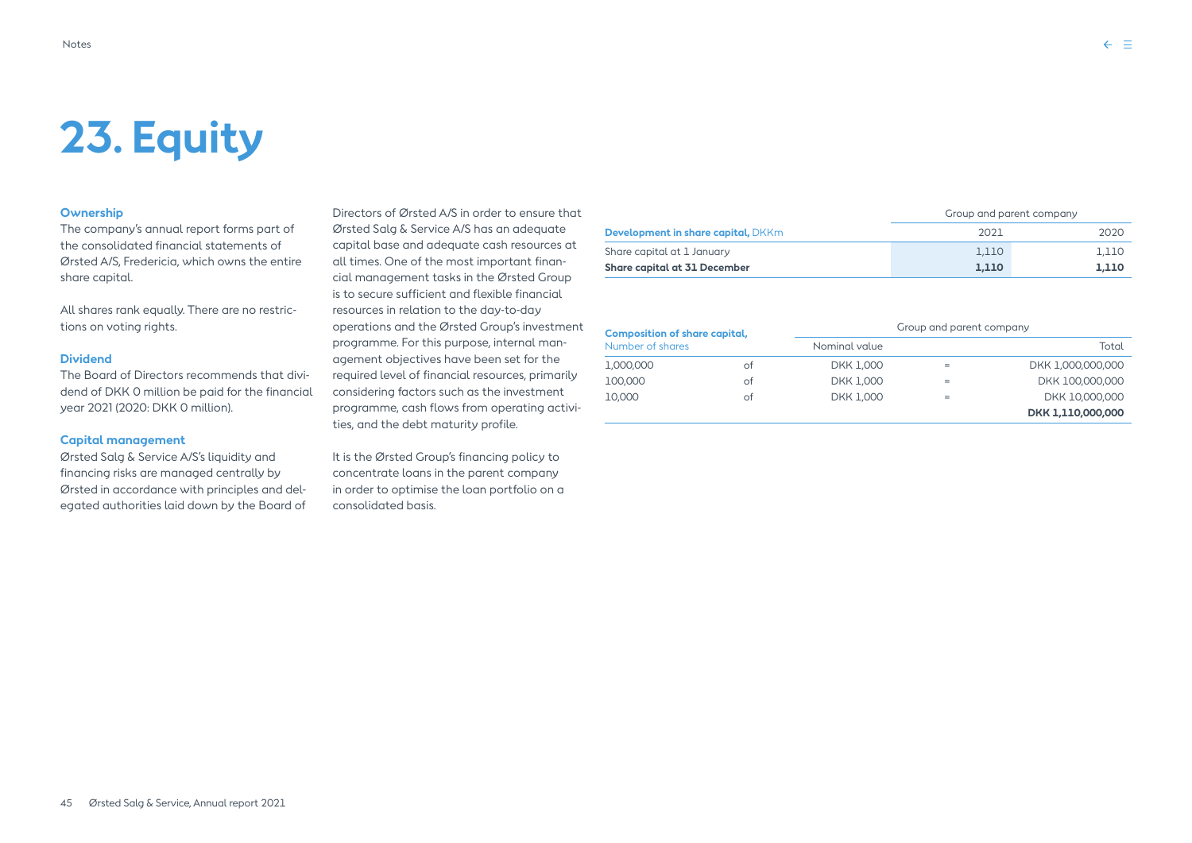// 23. Equity

# 23. Equity

### Ownership

The company's annual report forms part of the consolidated financial statements of Ørsted A/S, Fredericia, which owns the entire share capital.

All shares rank equally. There are no restrictions on voting rights.

### Dividend

The Board of Directors recommends that dividend of DKK 0 million be paid for the financial year 2021 (2020: DKK 0 million).

### Capital management

Ørsted Salg & Service A/S's liquidity and financing risks are managed centrally by Ørsted in accordance with principles and delegated authorities laid down by the Board of Directors of Ørsted A/S in order to ensure that Ørsted Salg & Service A/S has an adequate capital base and adequate cash resources at all times. One of the most important financial management tasks in the Ørsted Group is to secure sufficient and flexible financial resources in relation to the day-to-day operations and the Ørsted Group's investment programme. For this purpose, internal management objectives have been set for the required level of financial resources, primarily considering factors such as the investment programme, cash flows from operating activities, and the debt maturity profile.

It is the Ørsted Group's financing policy to concentrate loans in the parent company in order to optimise the loan portfolio on a consolidated basis.

| | Group and parent company | |
|---|---|---|
| **Development in share capital,** DKKm | 2021 | 2020 |
| Share capital at 1 January | 1,110 | 1,110 |
| **Share capital at 31 December** | **1,110** | **1,110** |

| **Composition of share capital,** Number of shares | | Group and parent company Nominal value | | Total |
|---|---|---|---|---|
| 1,000,000 | of | DKK 1,000 | = | DKK 1,000,000,000 |
| 100,000 | of | DKK 1,000 | = | DKK 100,000,000 |
| 10,000 | of | DKK 1,000 | = | DKK 10,000,000 |
| | | | | **DKK 1,110,000,000** |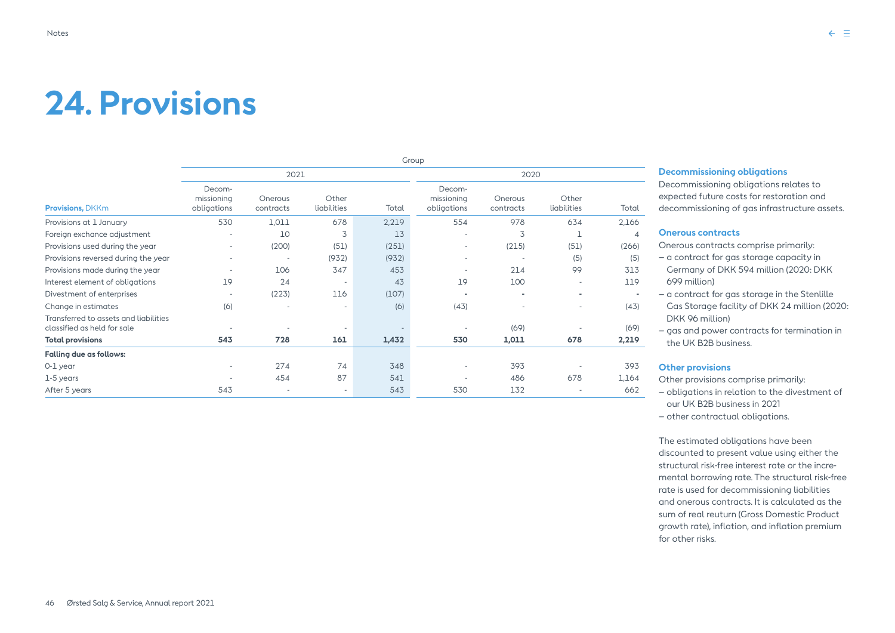# 24. Provisions

| Provisions, DKKm | Group | | | | | | | |
|---|---|---|---|---|---|---|---|---|
| | 2021 | | | | 2020 | | | |
| | Decom-missioning obligations | Onerous contracts | Other liabilities | Total | Decom-missioning obligations | Onerous contracts | Other liabilities | Total |
| Provisions at 1 January | 530 | 1,011 | 678 | 2,219 | 554 | 978 | 634 | 2,166 |
| Foreign exchange adjustment | - | 10 | 3 | 13 | - | 3 | 1 | 4 |
| Provisions used during the year | - | (200) | (51) | (251) | - | (215) | (51) | (266) |
| Provisions reversed during the year | - | - | (932) | (932) | - | - | (5) | (5) |
| Provisions made during the year | - | 106 | 347 | 453 | - | 214 | 99 | 313 |
| Interest element of obligations | 19 | 24 | - | 43 | 19 | 100 | - | 119 |
| Divestment of enterprises | - | (223) | 116 | (107) | - | - | - | - |
| Change in estimates | (6) | - | - | (6) | (43) | - | - | (43) |
| Transferred to assets and liabilities classified as held for sale | - | - | - | - | - | (69) | - | (69) |
| **Total provisions** | **543** | **728** | **161** | **1,432** | **530** | **1,011** | **678** | **2,219** |
| **Falling due as follows:** | | | | | | | | |
| 0-1 year | - | 274 | 74 | 348 | - | 393 | - | 393 |
| 1-5 years | - | 454 | 87 | 541 | - | 486 | 678 | 1,164 |
| After 5 years | 543 | - | - | 543 | 530 | 132 | - | 662 |

### Decommissioning obligations

Decommissioning obligations relates to expected future costs for restoration and decommissioning of gas infrastructure assets.

### Onerous contracts

Onerous contracts comprise primarily:

- a contract for gas storage capacity in Germany of DKK 594 million (2020: DKK 699 million)
- a contract for gas storage in the Stenlille Gas Storage facility of DKK 24 million (2020: DKK 96 million)
- gas and power contracts for termination in the UK B2B business.

### Other provisions

Other provisions comprise primarily:

- obligations in relation to the divestment of our UK B2B business in 2021
- other contractual obligations.

The estimated obligations have been discounted to present value using either the structural risk-free interest rate or the incremental borrowing rate. The structural risk-free rate is used for decommissioning liabilities and onerous contracts. It is calculated as the sum of real reuturn (Gross Domestic Product growth rate), inflation, and inflation premium for other risks.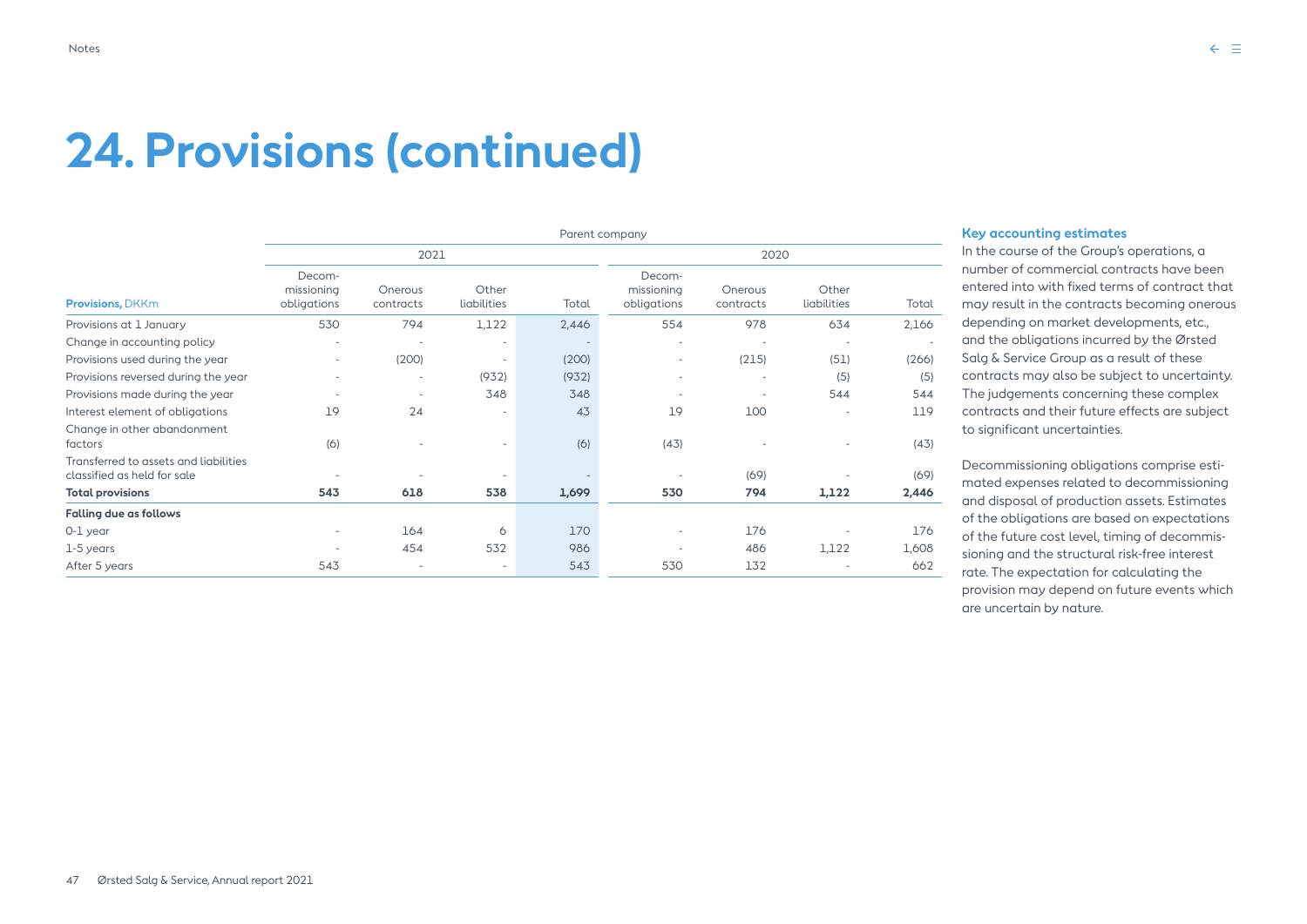# 24. Provisions (continued)

| Provisions, DKKm | Parent company | | | | | | | |
|---|---|---|---|---|---|---|---|---|
| | 2021 | | | | 2020 | | | |
| | Decom-missioning obligations | Onerous contracts | Other liabilities | Total | Decom-missioning obligations | Onerous contracts | Other liabilities | Total |
| Provisions at 1 January | 530 | 794 | 1,122 | 2,446 | 554 | 978 | 634 | 2,166 |
| Change in accounting policy | - | - | - | - | - | - | - | - |
| Provisions used during the year | - | (200) | - | (200) | - | (215) | (51) | (266) |
| Provisions reversed during the year | - | - | (932) | (932) | - | - | (5) | (5) |
| Provisions made during the year | - | - | 348 | 348 | - | - | 544 | 544 |
| Interest element of obligations | 19 | 24 | - | 43 | 19 | 100 | - | 119 |
| Change in other abandonment factors | (6) | - | - | (6) | (43) | - | - | (43) |
| Transferred to assets and liabilities classified as held for sale | - | - | - | - | - | (69) | - | (69) |
| **Total provisions** | **543** | **618** | **538** | **1,699** | **530** | **794** | **1,122** | **2,446** |
| **Falling due as follows** | | | | | | | | |
| 0-1 year | - | 164 | 6 | 170 | - | 176 | - | 176 |
| 1-5 years | - | 454 | 532 | 986 | - | 486 | 1,122 | 1,608 |
| After 5 years | 543 | - | - | 543 | 530 | 132 | - | 662 |

### Key accounting estimates

In the course of the Group's operations, a number of commercial contracts have been entered into with fixed terms of contract that may result in the contracts becoming onerous depending on market developments, etc., and the obligations incurred by the Ørsted Salg & Service Group as a result of these contracts may also be subject to uncertainty. The judgements concerning these complex contracts and their future effects are subject to significant uncertainties.

Decommissioning obligations comprise estimated expenses related to decommissioning and disposal of production assets. Estimates of the obligations are based on expectations of the future cost level, timing of decommissioning and the structural risk-free interest rate. The expectation for calculating the provision may depend on future events which are uncertain by nature.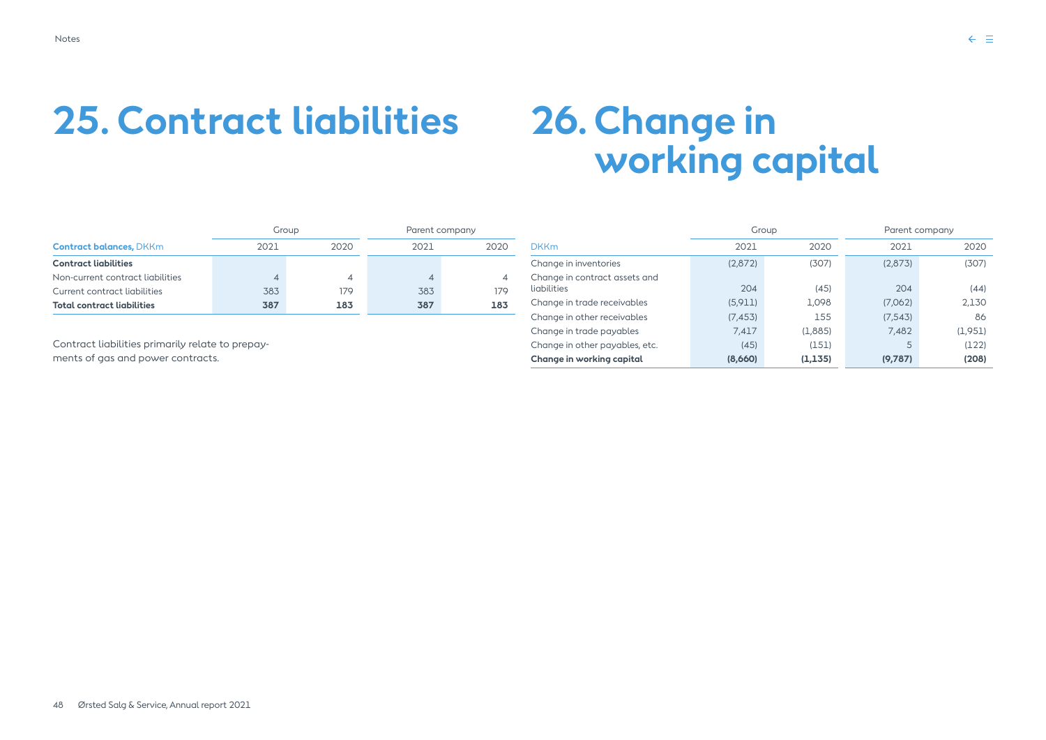# 25. Contract liabilities

| Contract balances, DKKm | Group | | Parent company | |
|---|---|---|---|---|
| | 2021 | 2020 | 2021 | 2020 |
| **Contract liabilities** | | | | |
| Non-current contract liabilities | 4 | 4 | 4 | 4 |
| Current contract liabilities | 383 | 179 | 383 | 179 |
| **Total contract liabilities** | **387** | **183** | **387** | **183** |

Contract liabilities primarily relate to prepayments of gas and power contracts.

# 26. Change in working capital

| DKKm | Group | | Parent company | |
|---|---|---|---|---|
| | 2021 | 2020 | 2021 | 2020 |
| Change in inventories | (2,872) | (307) | (2,873) | (307) |
| Change in contract assets and liabilities | 204 | (45) | 204 | (44) |
| Change in trade receivables | (5,911) | 1,098 | (7,062) | 2,130 |
| Change in other receivables | (7,453) | 155 | (7,543) | 86 |
| Change in trade payables | 7,417 | (1,885) | 7,482 | (1,951) |
| Change in other payables, etc. | (45) | (151) | 5 | (122) |
| **Change in working capital** | **(8,660)** | **(1,135)** | **(9,787)** | **(208)** |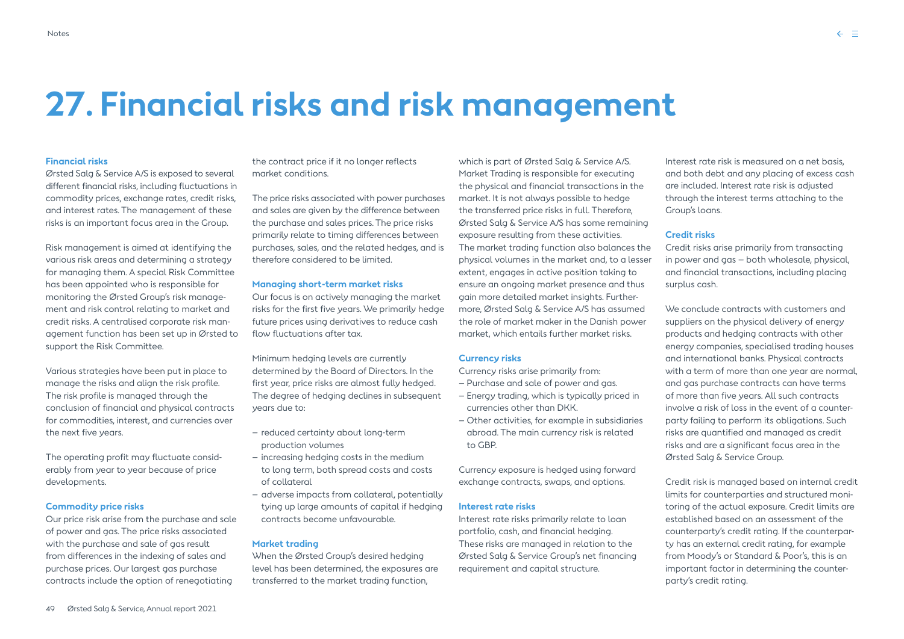# 27. Financial risks and risk management

### Financial risks

Ørsted Salg & Service A/S is exposed to several different financial risks, including fluctuations in commodity prices, exchange rates, credit risks, and interest rates. The management of these risks is an important focus area in the Group.

Risk management is aimed at identifying the various risk areas and determining a strategy for managing them. A special Risk Committee has been appointed who is responsible for monitoring the Ørsted Group's risk management and risk control relating to market and credit risks. A centralised corporate risk management function has been set up in Ørsted to support the Risk Committee.

Various strategies have been put in place to manage the risks and align the risk profile. The risk profile is managed through the conclusion of financial and physical contracts for commodities, interest, and currencies over the next five years.

The operating profit may fluctuate considerably from year to year because of price developments.

### Commodity price risks

Our price risk arise from the purchase and sale of power and gas. The price risks associated with the purchase and sale of gas result from differences in the indexing of sales and purchase prices. Our largest gas purchase contracts include the option of renegotiating the contract price if it no longer reflects market conditions.

The price risks associated with power purchases and sales are given by the difference between the purchase and sales prices. The price risks primarily relate to timing differences between purchases, sales, and the related hedges, and is therefore considered to be limited.

### Managing short-term market risks

Our focus is on actively managing the market risks for the first five years. We primarily hedge future prices using derivatives to reduce cash flow fluctuations after tax.

Minimum hedging levels are currently determined by the Board of Directors. In the first year, price risks are almost fully hedged. The degree of hedging declines in subsequent years due to:

- reduced certainty about long-term production volumes
- increasing hedging costs in the medium to long term, both spread costs and costs of collateral
- adverse impacts from collateral, potentially tying up large amounts of capital if hedging contracts become unfavourable.

### Market trading

When the Ørsted Group's desired hedging level has been determined, the exposures are transferred to the market trading function, which is part of Ørsted Salg & Service A/S. Market Trading is responsible for executing the physical and financial transactions in the market. It is not always possible to hedge the transferred price risks in full. Therefore, Ørsted Salg & Service A/S has some remaining exposure resulting from these activities. The market trading function also balances the physical volumes in the market and, to a lesser extent, engages in active position taking to ensure an ongoing market presence and thus gain more detailed market insights. Furthermore, Ørsted Salg & Service A/S has assumed the role of market maker in the Danish power market, which entails further market risks.

### Currency risks

Currency risks arise primarily from:

- Purchase and sale of power and gas.
- Energy trading, which is typically priced in currencies other than DKK.
- Other activities, for example in subsidiaries abroad. The main currency risk is related to GBP.

Currency exposure is hedged using forward exchange contracts, swaps, and options.

### Interest rate risks

Interest rate risks primarily relate to loan portfolio, cash, and financial hedging. These risks are managed in relation to the Ørsted Salg & Service Group's net financing requirement and capital structure.

Interest rate risk is measured on a net basis, and both debt and any placing of excess cash are included. Interest rate risk is adjusted through the interest terms attaching to the Group's loans.

### Credit risks

Credit risks arise primarily from transacting in power and gas – both wholesale, physical, and financial transactions, including placing surplus cash.

We conclude contracts with customers and suppliers on the physical delivery of energy products and hedging contracts with other energy companies, specialised trading houses and international banks. Physical contracts with a term of more than one year are normal, and gas purchase contracts can have terms of more than five years. All such contracts involve a risk of loss in the event of a counterparty failing to perform its obligations. Such risks are quantified and managed as credit risks and are a significant focus area in the Ørsted Salg & Service Group.

Credit risk is managed based on internal credit limits for counterparties and structured monitoring of the actual exposure. Credit limits are established based on an assessment of the counterparty's credit rating. If the counterparty has an external credit rating, for example from Moody's or Standard & Poor's, this is an important factor in determining the counterparty's credit rating.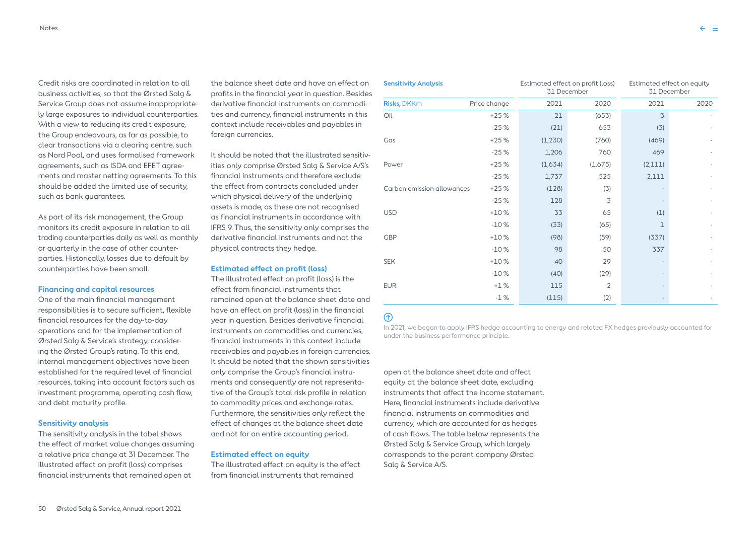Credit risks are coordinated in relation to all business activities, so that the Ørsted Salg & Service Group does not assume inappropriately large exposures to individual counterparties. With a view to reducing its credit exposure, the Group endeavours, as far as possible, to clear transactions via a clearing centre, such as Nord Pool, and uses formalised framework agreements, such as ISDA and EFET agreements and master netting agreements. To this should be added the limited use of security, such as bank guarantees.

As part of its risk management, the Group monitors its credit exposure in relation to all trading counterparties daily as well as monthly or quarterly in the case of other counterparties. Historically, losses due to default by counterparties have been small.

### Financing and capital resources

One of the main financial management responsibilities is to secure sufficient, flexible financial resources for the day-to-day operations and for the implementation of Ørsted Salg & Service's strategy, considering the Ørsted Group's rating. To this end, internal management objectives have been established for the required level of financial resources, taking into account factors such as investment programme, operating cash flow, and debt maturity profile.

### Sensitivity analysis

The sensitivity analysis in the tabel shows the effect of market value changes assuming a relative price change at 31 December. The illustrated effect on profit (loss) comprises financial instruments that remained open at the balance sheet date and have an effect on profits in the financial year in question. Besides derivative financial instruments on commodities and currency, financial instruments in this context include receivables and payables in foreign currencies.

It should be noted that the illustrated sensitivities only comprise Ørsted Salg & Service A/S's financial instruments and therefore exclude the effect from contracts concluded under which physical delivery of the underlying assets is made, as these are not recognised as financial instruments in accordance with IFRS 9. Thus, the sensitivity only comprises the derivative financial instruments and not the physical contracts they hedge.

### Estimated effect on profit (loss)

The illustrated effect on profit (loss) is the effect from financial instruments that remained open at the balance sheet date and have an effect on profit (loss) in the financial year in question. Besides derivative financial instruments on commodities and currencies, financial instruments in this context include receivables and payables in foreign currencies. It should be noted that the shown sensitivities only comprise the Group's financial instruments and consequently are not representative of the Group's total risk profile in relation to commodity prices and exchange rates. Furthermore, the sensitivities only reflect the effect of changes at the balance sheet date and not for an entire accounting period.

### Estimated effect on equity

The illustrated effect on equity is the effect from financial instruments that remained open at the balance sheet date and affect equity at the balance sheet date, excluding instruments that affect the income statement. Here, financial instruments include derivative financial instruments on commodities and currency, which are accounted for as hedges of cash flows. The table below represents the Ørsted Salg & Service Group, which largely corresponds to the parent company Ørsted Salg & Service A/S.

**Sensitivity Analysis**

| Risks, DKKm | Price change | Estimated effect on profit (loss) 31 December | | Estimated effect on equity 31 December | |
|---|---|---|---|---|---|
| | | 2021 | 2020 | 2021 | 2020 |
| Oil | +25 % | 21 | (653) | 3 | - |
| | -25 % | (21) | 653 | (3) | - |
| Gas | +25 % | (1,230) | (760) | (469) | - |
| | -25 % | 1,206 | 760 | 469 | - |
| Power | +25 % | (1,634) | (1,675) | (2,111) | - |
| | -25 % | 1,737 | 525 | 2,111 | - |
| Carbon emission allowances | +25 % | (128) | (3) | - | - |
| | -25 % | 128 | 3 | - | - |
| USD | +10 % | 33 | 65 | (1) | - |
| | -10 % | (33) | (65) | 1 | - |
| GBP | +10 % | (98) | (59) | (337) | - |
| | -10 % | 98 | 50 | 337 | - |
| SEK | +10 % | 40 | 29 | - | - |
| | -10 % | (40) | (29) | - | - |
| EUR | +1 % | 115 | 2 | - | - |
| | -1 % | (115) | (2) | - | - |

In 2021, we began to apply IFRS hedge accounting to energy and related FX hedges previously accounted for under the business performance principle.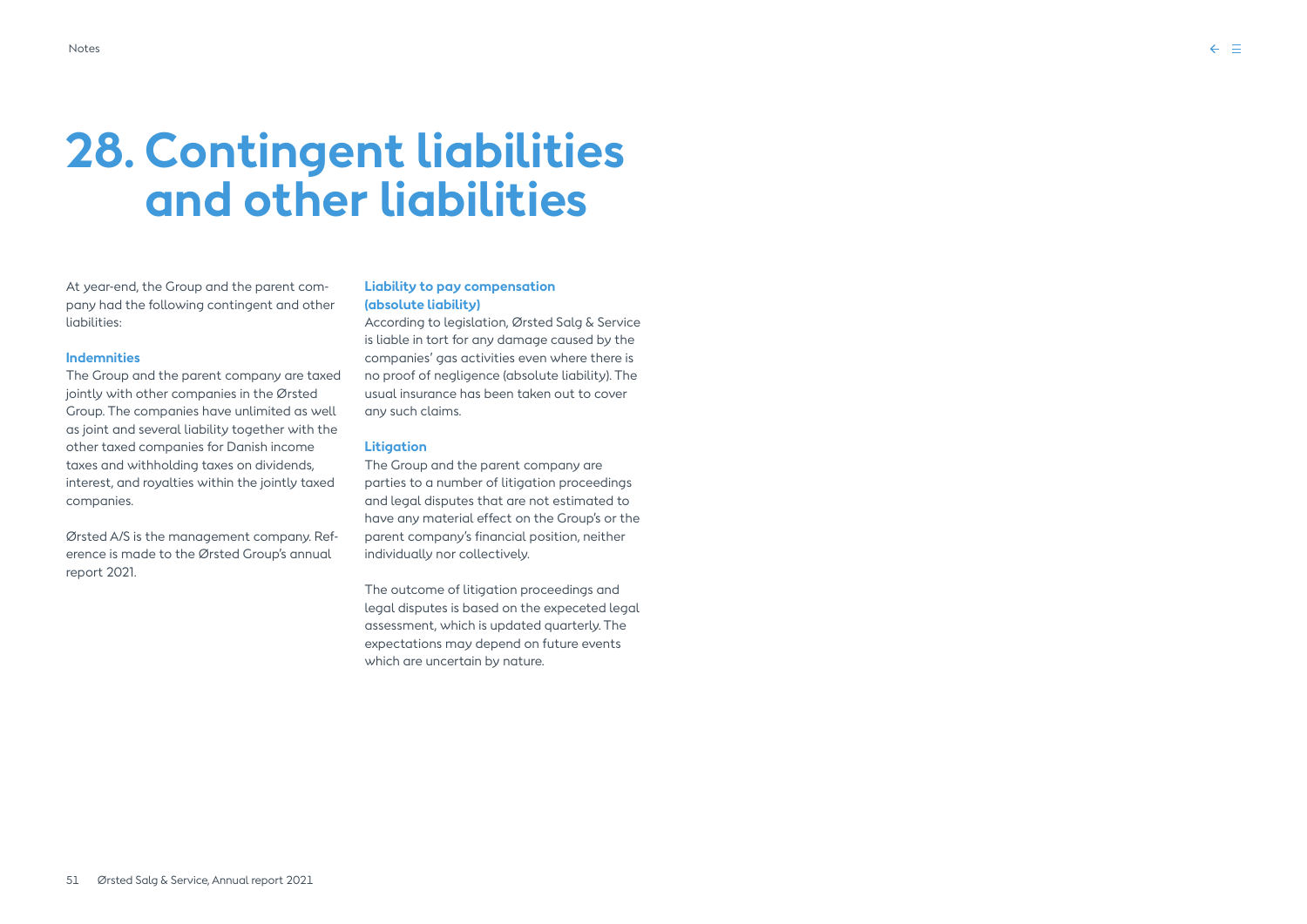# 28. Contingent liabilities and other liabilities

At year-end, the Group and the parent company had the following contingent and other liabilities:

### Indemnities

The Group and the parent company are taxed jointly with other companies in the Ørsted Group. The companies have unlimited as well as joint and several liability together with the other taxed companies for Danish income taxes and withholding taxes on dividends, interest, and royalties within the jointly taxed companies.

Ørsted A/S is the management company. Reference is made to the Ørsted Group's annual report 2021.

### Liability to pay compensation (absolute liability)

According to legislation, Ørsted Salg & Service is liable in tort for any damage caused by the companies' gas activities even where there is no proof of negligence (absolute liability). The usual insurance has been taken out to cover any such claims.

### Litigation

The Group and the parent company are parties to a number of litigation proceedings and legal disputes that are not estimated to have any material effect on the Group's or the parent company's financial position, neither individually nor collectively.

The outcome of litigation proceedings and legal disputes is based on the expeceted legal assessment, which is updated quarterly. The expectations may depend on future events which are uncertain by nature.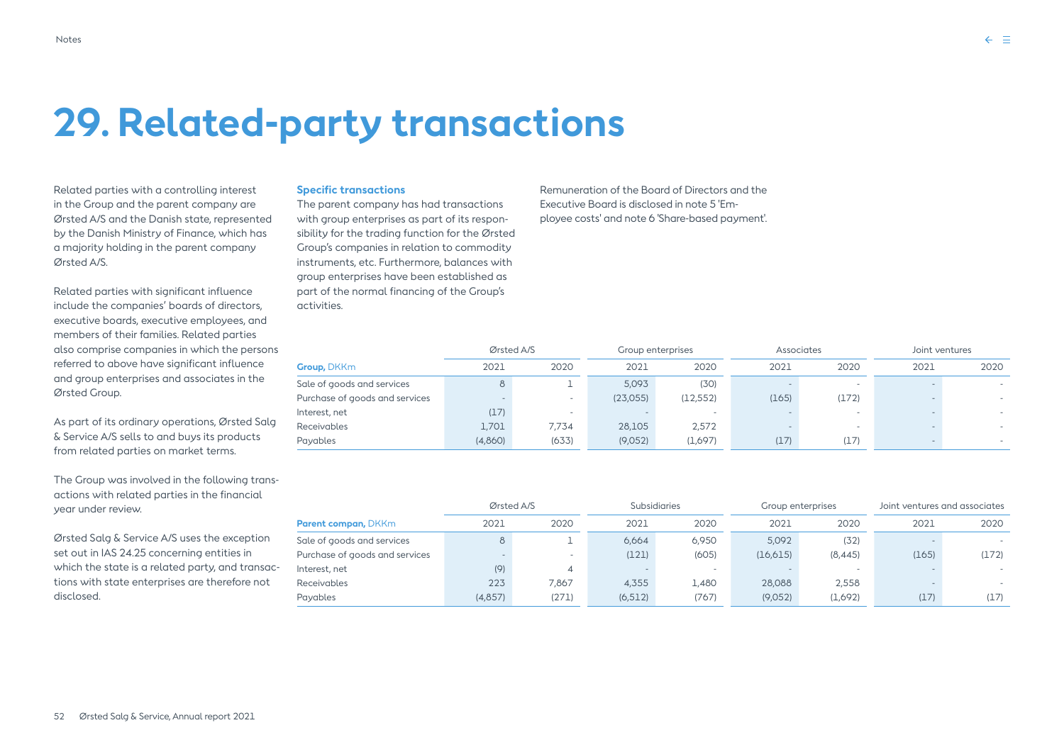# 29. Related-party transactions

Related parties with a controlling interest in the Group and the parent company are Ørsted A/S and the Danish state, represented by the Danish Ministry of Finance, which has a majority holding in the parent company Ørsted A/S.

Related parties with significant influence include the companies' boards of directors, executive boards, executive employees, and members of their families. Related parties also comprise companies in which the persons referred to above have significant influence and group enterprises and associates in the Ørsted Group.

As part of its ordinary operations, Ørsted Salg & Service A/S sells to and buys its products from related parties on market terms.

The Group was involved in the following transactions with related parties in the financial year under review.

Ørsted Salg & Service A/S uses the exception set out in IAS 24.25 concerning entities in which the state is a related party, and transactions with state enterprises are therefore not disclosed.

**Specific transactions**

The parent company has had transactions with group enterprises as part of its responsibility for the trading function for the Ørsted Group's companies in relation to commodity instruments, etc. Furthermore, balances with group enterprises have been established as part of the normal financing of the Group's activities.

Remuneration of the Board of Directors and the Executive Board is disclosed in note 5 'Employee costs' and note 6 'Share-based payment'.

| | Ørsted A/S | | Group enterprises | | Associates | | Joint ventures | |
|---|---|---|---|---|---|---|---|---|
| **Group,** DKKm | 2021 | 2020 | 2021 | 2020 | 2021 | 2020 | 2021 | 2020 |
| Sale of goods and services | 8 | 1 | 5,093 | (30) | - | - | - | - |
| Purchase of goods and services | - | - | (23,055) | (12,552) | (165) | (172) | - | - |
| Interest, net | (17) | - | - | - | - | - | - | - |
| Receivables | 1,701 | 7,734 | 28,105 | 2,572 | - | - | - | - |
| Payables | (4,860) | (633) | (9,052) | (1,697) | (17) | (17) | - | - |

| | Ørsted A/S | | Subsidiaries | | Group enterprises | | Joint ventures and associates | |
|---|---|---|---|---|---|---|---|---|
| **Parent compan,** DKKm | 2021 | 2020 | 2021 | 2020 | 2021 | 2020 | 2021 | 2020 |
| Sale of goods and services | 8 | 1 | 6,664 | 6,950 | 5,092 | (32) | - | - |
| Purchase of goods and services | - | - | (121) | (605) | (16,615) | (8,445) | (165) | (172) |
| Interest, net | (9) | 4 | - | - | - | - | - | - |
| Receivables | 223 | 7,867 | 4,355 | 1,480 | 28,088 | 2,558 | - | - |
| Payables | (4,857) | (271) | (6,512) | (767) | (9,052) | (1,692) | (17) | (17) |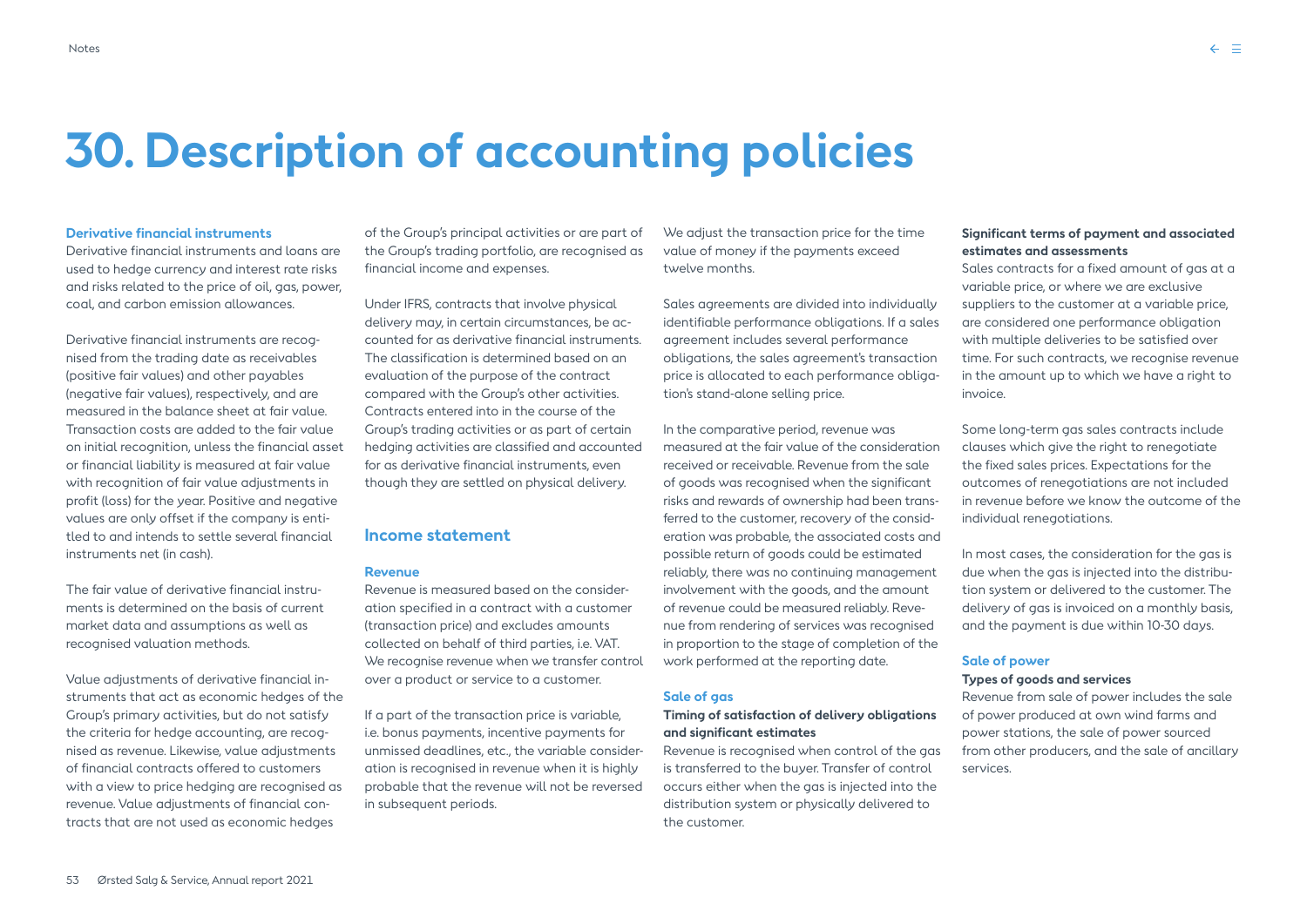# 30. Description of accounting policies

### Derivative financial instruments

Derivative financial instruments and loans are used to hedge currency and interest rate risks and risks related to the price of oil, gas, power, coal, and carbon emission allowances.

Derivative financial instruments are recognised from the trading date as receivables (positive fair values) and other payables (negative fair values), respectively, and are measured in the balance sheet at fair value. Transaction costs are added to the fair value on initial recognition, unless the financial asset or financial liability is measured at fair value with recognition of fair value adjustments in profit (loss) for the year. Positive and negative values are only offset if the company is entitled to and intends to settle several financial instruments net (in cash).

The fair value of derivative financial instruments is determined on the basis of current market data and assumptions as well as recognised valuation methods.

Value adjustments of derivative financial instruments that act as economic hedges of the Group's primary activities, but do not satisfy the criteria for hedge accounting, are recognised as revenue. Likewise, value adjustments of financial contracts offered to customers with a view to price hedging are recognised as revenue. Value adjustments of financial contracts that are not used as economic hedges of the Group's principal activities or are part of the Group's trading portfolio, are recognised as financial income and expenses.

Under IFRS, contracts that involve physical delivery may, in certain circumstances, be accounted for as derivative financial instruments. The classification is determined based on an evaluation of the purpose of the contract compared with the Group's other activities. Contracts entered into in the course of the Group's trading activities or as part of certain hedging activities are classified and accounted for as derivative financial instruments, even though they are settled on physical delivery.

## Income statement

### Revenue

Revenue is measured based on the consideration specified in a contract with a customer (transaction price) and excludes amounts collected on behalf of third parties, i.e. VAT. We recognise revenue when we transfer control over a product or service to a customer.

If a part of the transaction price is variable, i.e. bonus payments, incentive payments for unmissed deadlines, etc., the variable consideration is recognised in revenue when it is highly probable that the revenue will not be reversed in subsequent periods.

We adjust the transaction price for the time value of money if the payments exceed twelve months.

Sales agreements are divided into individually identifiable performance obligations. If a sales agreement includes several performance obligations, the sales agreement's transaction price is allocated to each performance obligation's stand-alone selling price.

In the comparative period, revenue was measured at the fair value of the consideration received or receivable. Revenue from the sale of goods was recognised when the significant risks and rewards of ownership had been transferred to the customer, recovery of the consideration was probable, the associated costs and possible return of goods could be estimated reliably, there was no continuing management involvement with the goods, and the amount of revenue could be measured reliably. Revenue from rendering of services was recognised in proportion to the stage of completion of the work performed at the reporting date.

### Sale of gas

**Timing of satisfaction of delivery obligations and significant estimates**

Revenue is recognised when control of the gas is transferred to the buyer. Transfer of control occurs either when the gas is injected into the distribution system or physically delivered to the customer.

**Significant terms of payment and associated estimates and assessments**

Sales contracts for a fixed amount of gas at a variable price, or where we are exclusive suppliers to the customer at a variable price, are considered one performance obligation with multiple deliveries to be satisfied over time. For such contracts, we recognise revenue in the amount up to which we have a right to invoice.

Some long-term gas sales contracts include clauses which give the right to renegotiate the fixed sales prices. Expectations for the outcomes of renegotiations are not included in revenue before we know the outcome of the individual renegotiations.

In most cases, the consideration for the gas is due when the gas is injected into the distribution system or delivered to the customer. The delivery of gas is invoiced on a monthly basis, and the payment is due within 10-30 days.

### Sale of power

**Types of goods and services**

Revenue from sale of power includes the sale of power produced at own wind farms and power stations, the sale of power sourced from other producers, and the sale of ancillary services.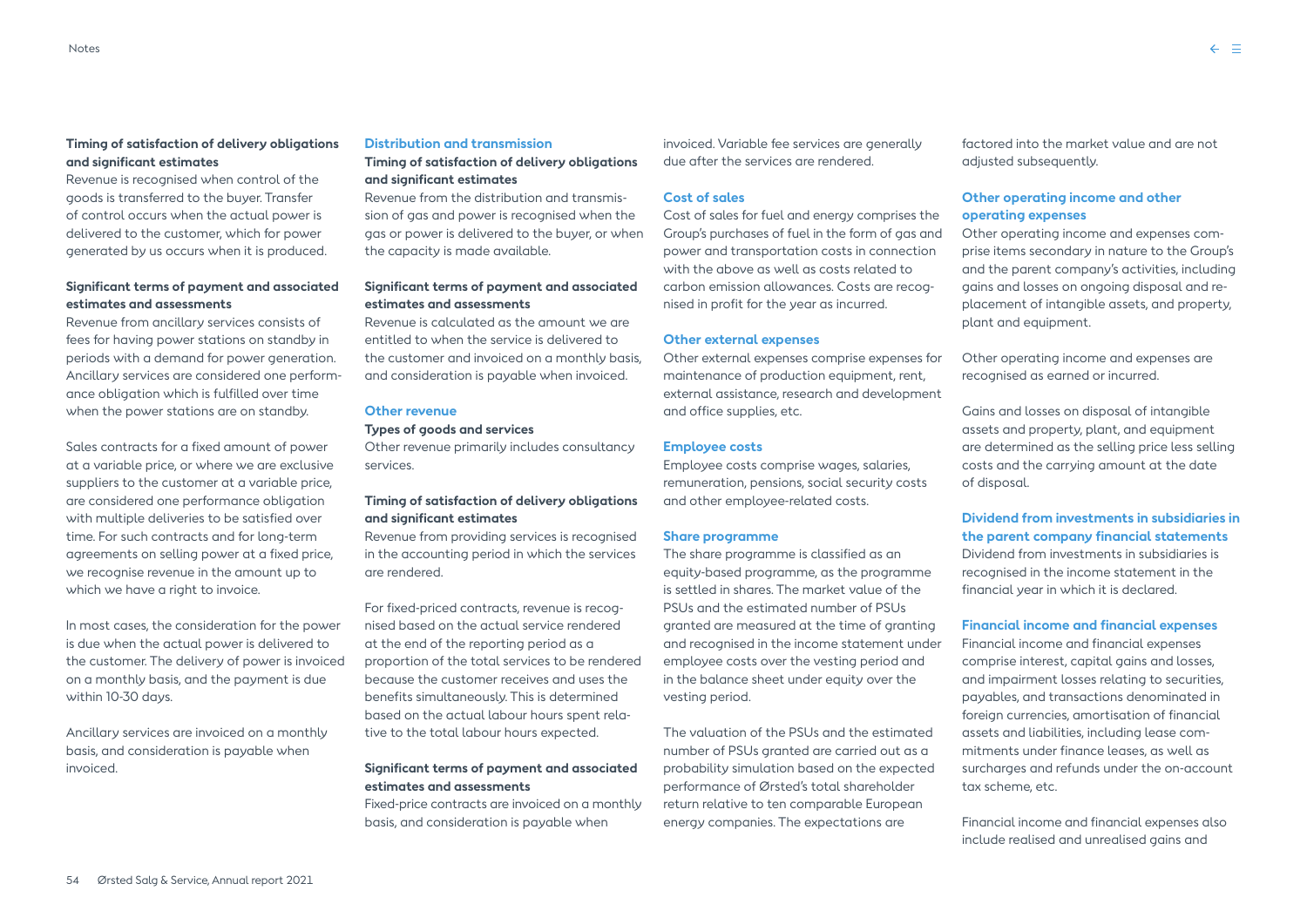**Timing of satisfaction of delivery obligations and significant estimates**

Revenue is recognised when control of the goods is transferred to the buyer. Transfer of control occurs when the actual power is delivered to the customer, which for power generated by us occurs when it is produced.

**Significant terms of payment and associated estimates and assessments**

Revenue from ancillary services consists of fees for having power stations on standby in periods with a demand for power generation. Ancillary services are considered one performance obligation which is fulfilled over time when the power stations are on standby.

Sales contracts for a fixed amount of power at a variable price, or where we are exclusive suppliers to the customer at a variable price, are considered one performance obligation with multiple deliveries to be satisfied over time. For such contracts and for long-term agreements on selling power at a fixed price, we recognise revenue in the amount up to which we have a right to invoice.

In most cases, the consideration for the power is due when the actual power is delivered to the customer. The delivery of power is invoiced on a monthly basis, and the payment is due within 10-30 days.

Ancillary services are invoiced on a monthly basis, and consideration is payable when invoiced.

## Distribution and transmission

**Timing of satisfaction of delivery obligations and significant estimates**

Revenue from the distribution and transmission of gas and power is recognised when the gas or power is delivered to the buyer, or when the capacity is made available.

**Significant terms of payment and associated estimates and assessments**

Revenue is calculated as the amount we are entitled to when the service is delivered to the customer and invoiced on a monthly basis, and consideration is payable when invoiced.

## Other revenue

**Types of goods and services**

Other revenue primarily includes consultancy services.

**Timing of satisfaction of delivery obligations and significant estimates**

Revenue from providing services is recognised in the accounting period in which the services are rendered.

For fixed-priced contracts, revenue is recognised based on the actual service rendered at the end of the reporting period as a proportion of the total services to be rendered because the customer receives and uses the benefits simultaneously. This is determined based on the actual labour hours spent relative to the total labour hours expected.

**Significant terms of payment and associated estimates and assessments**

Fixed-price contracts are invoiced on a monthly basis, and consideration is payable when invoiced. Variable fee services are generally due after the services are rendered.

## Cost of sales

Cost of sales for fuel and energy comprises the Group's purchases of fuel in the form of gas and power and transportation costs in connection with the above as well as costs related to carbon emission allowances. Costs are recognised in profit for the year as incurred.

## Other external expenses

Other external expenses comprise expenses for maintenance of production equipment, rent, external assistance, research and development and office supplies, etc.

## Employee costs

Employee costs comprise wages, salaries, remuneration, pensions, social security costs and other employee-related costs.

## Share programme

The share programme is classified as an equity-based programme, as the programme is settled in shares. The market value of the PSUs and the estimated number of PSUs granted are measured at the time of granting and recognised in the income statement under employee costs over the vesting period and in the balance sheet under equity over the vesting period.

The valuation of the PSUs and the estimated number of PSUs granted are carried out as a probability simulation based on the expected performance of Ørsted's total shareholder return relative to ten comparable European energy companies. The expectations are factored into the market value and are not adjusted subsequently.

## Other operating income and other operating expenses

Other operating income and expenses comprise items secondary in nature to the Group's and the parent company's activities, including gains and losses on ongoing disposal and replacement of intangible assets, and property, plant and equipment.

Other operating income and expenses are recognised as earned or incurred.

Gains and losses on disposal of intangible assets and property, plant, and equipment are determined as the selling price less selling costs and the carrying amount at the date of disposal.

## Dividend from investments in subsidiaries in the parent company financial statements

Dividend from investments in subsidiaries is recognised in the income statement in the financial year in which it is declared.

## Financial income and financial expenses

Financial income and financial expenses comprise interest, capital gains and losses, and impairment losses relating to securities, payables, and transactions denominated in foreign currencies, amortisation of financial assets and liabilities, including lease commitments under finance leases, as well as surcharges and refunds under the on-account tax scheme, etc.

Financial income and financial expenses also include realised and unrealised gains and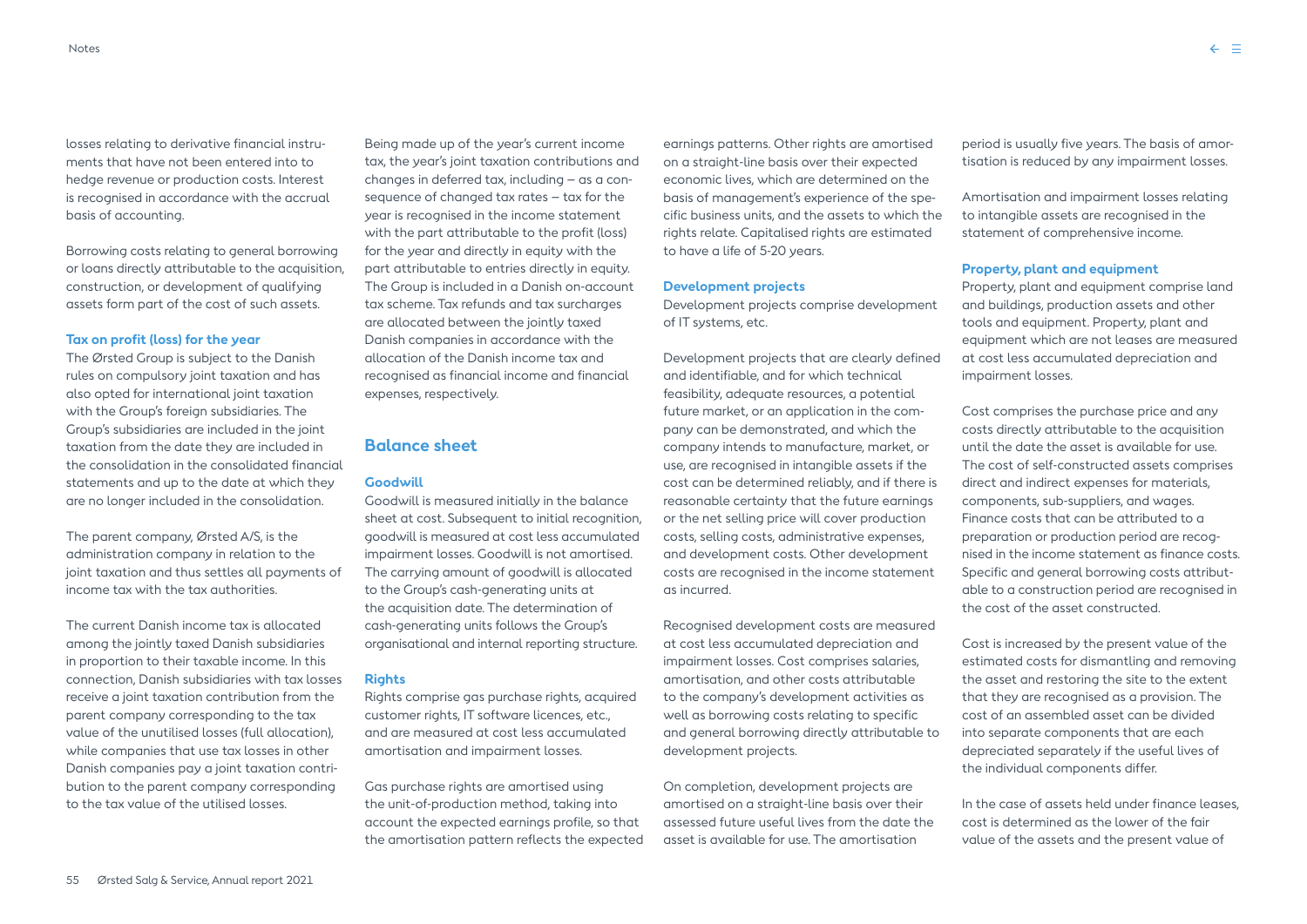losses relating to derivative financial instruments that have not been entered into to hedge revenue or production costs. Interest is recognised in accordance with the accrual basis of accounting.

Borrowing costs relating to general borrowing or loans directly attributable to the acquisition, construction, or development of qualifying assets form part of the cost of such assets.

**Tax on profit (loss) for the year**

The Ørsted Group is subject to the Danish rules on compulsory joint taxation and has also opted for international joint taxation with the Group's foreign subsidiaries. The Group's subsidiaries are included in the joint taxation from the date they are included in the consolidation in the consolidated financial statements and up to the date at which they are no longer included in the consolidation.

The parent company, Ørsted A/S, is the administration company in relation to the joint taxation and thus settles all payments of income tax with the tax authorities.

The current Danish income tax is allocated among the jointly taxed Danish subsidiaries in proportion to their taxable income. In this connection, Danish subsidiaries with tax losses receive a joint taxation contribution from the parent company corresponding to the tax value of the unutilised losses (full allocation), while companies that use tax losses in other Danish companies pay a joint taxation contribution to the parent company corresponding to the tax value of the utilised losses.

Being made up of the year's current income tax, the year's joint taxation contributions and changes in deferred tax, including – as a consequence of changed tax rates – tax for the year is recognised in the income statement with the part attributable to the profit (loss) for the year and directly in equity with the part attributable to entries directly in equity. The Group is included in a Danish on-account tax scheme. Tax refunds and tax surcharges are allocated between the jointly taxed Danish companies in accordance with the allocation of the Danish income tax and recognised as financial income and financial expenses, respectively.

## Balance sheet

**Goodwill**

Goodwill is measured initially in the balance sheet at cost. Subsequent to initial recognition, goodwill is measured at cost less accumulated impairment losses. Goodwill is not amortised. The carrying amount of goodwill is allocated to the Group's cash-generating units at the acquisition date. The determination of cash-generating units follows the Group's organisational and internal reporting structure.

**Rights**

Rights comprise gas purchase rights, acquired customer rights, IT software licences, etc., and are measured at cost less accumulated amortisation and impairment losses.

Gas purchase rights are amortised using the unit-of-production method, taking into account the expected earnings profile, so that the amortisation pattern reflects the expected earnings patterns. Other rights are amortised on a straight-line basis over their expected economic lives, which are determined on the basis of management's experience of the specific business units, and the assets to which the rights relate. Capitalised rights are estimated to have a life of 5-20 years.

**Development projects**

Development projects comprise development of IT systems, etc.

Development projects that are clearly defined and identifiable, and for which technical feasibility, adequate resources, a potential future market, or an application in the company can be demonstrated, and which the company intends to manufacture, market, or use, are recognised in intangible assets if the cost can be determined reliably, and if there is reasonable certainty that the future earnings or the net selling price will cover production costs, selling costs, administrative expenses, and development costs. Other development costs are recognised in the income statement as incurred.

Recognised development costs are measured at cost less accumulated depreciation and impairment losses. Cost comprises salaries, amortisation, and other costs attributable to the company's development activities as well as borrowing costs relating to specific and general borrowing directly attributable to development projects.

On completion, development projects are amortised on a straight-line basis over their assessed future useful lives from the date the asset is available for use. The amortisation period is usually five years. The basis of amortisation is reduced by any impairment losses.

Amortisation and impairment losses relating to intangible assets are recognised in the statement of comprehensive income.

**Property, plant and equipment**

Property, plant and equipment comprise land and buildings, production assets and other tools and equipment. Property, plant and equipment which are not leases are measured at cost less accumulated depreciation and impairment losses.

Cost comprises the purchase price and any costs directly attributable to the acquisition until the date the asset is available for use. The cost of self-constructed assets comprises direct and indirect expenses for materials, components, sub-suppliers, and wages. Finance costs that can be attributed to a preparation or production period are recognised in the income statement as finance costs. Specific and general borrowing costs attributable to a construction period are recognised in the cost of the asset constructed.

Cost is increased by the present value of the estimated costs for dismantling and removing the asset and restoring the site to the extent that they are recognised as a provision. The cost of an assembled asset can be divided into separate components that are each depreciated separately if the useful lives of the individual components differ.

In the case of assets held under finance leases, cost is determined as the lower of the fair value of the assets and the present value of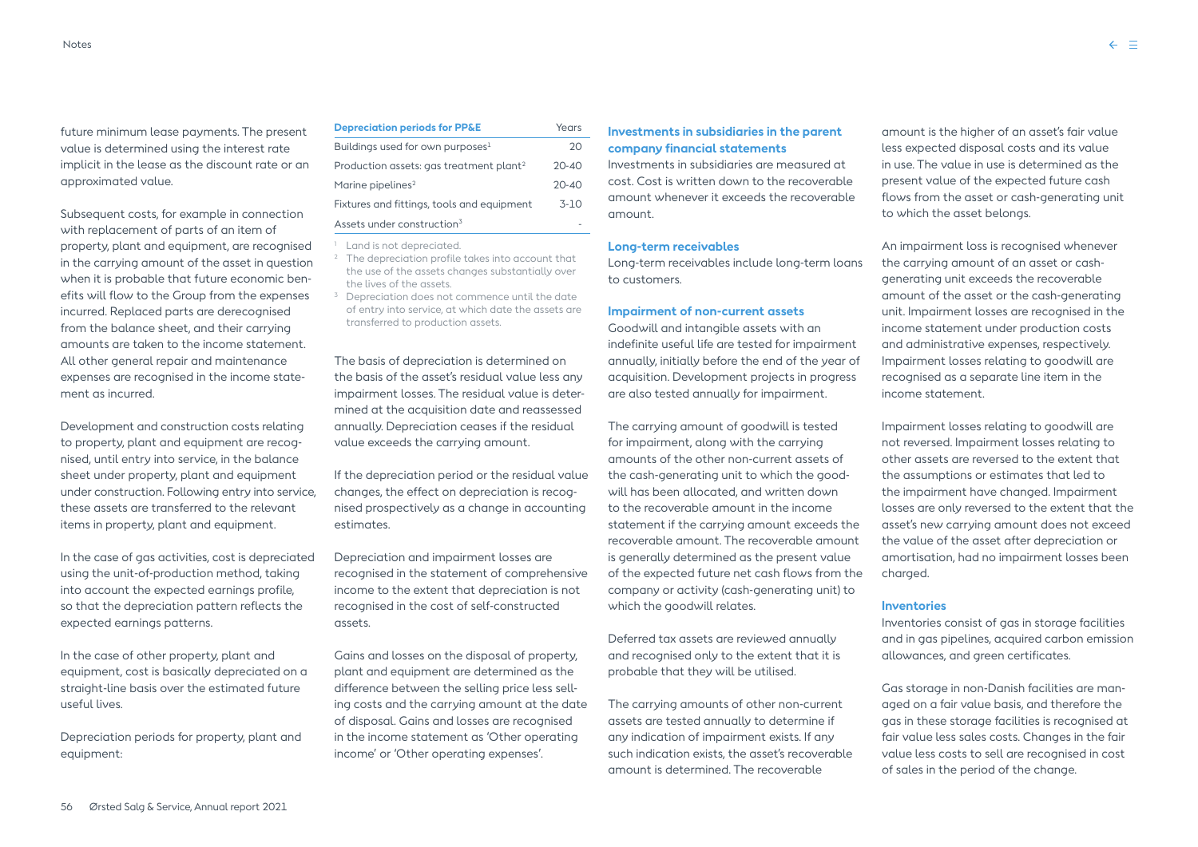future minimum lease payments. The present value is determined using the interest rate implicit in the lease as the discount rate or an approximated value.

Subsequent costs, for example in connection with replacement of parts of an item of property, plant and equipment, are recognised in the carrying amount of the asset in question when it is probable that future economic benefits will flow to the Group from the expenses incurred. Replaced parts are derecognised from the balance sheet, and their carrying amounts are taken to the income statement. All other general repair and maintenance expenses are recognised in the income statement as incurred.

Development and construction costs relating to property, plant and equipment are recognised, until entry into service, in the balance sheet under property, plant and equipment under construction. Following entry into service, these assets are transferred to the relevant items in property, plant and equipment.

In the case of gas activities, cost is depreciated using the unit-of-production method, taking into account the expected earnings profile, so that the depreciation pattern reflects the expected earnings patterns.

In the case of other property, plant and equipment, cost is basically depreciated on a straight-line basis over the estimated future useful lives.

Depreciation periods for property, plant and equipment:

| Depreciation periods for PP&E | Years |
|---|---|
| Buildings used for own purposes[1] | 20 |
| Production assets: gas treatment plant[2] | 20-40 |
| Marine pipelines[2] | 20-40 |
| Fixtures and fittings, tools and equipment | 3-10 |
| Assets under construction[3] | - |

[1] Land is not depreciated.
[2] The depreciation profile takes into account that the use of the assets changes substantially over the lives of the assets.
[3] Depreciation does not commence until the date of entry into service, at which date the assets are transferred to production assets.

The basis of depreciation is determined on the basis of the asset's residual value less any impairment losses. The residual value is determined at the acquisition date and reassessed annually. Depreciation ceases if the residual value exceeds the carrying amount.

If the depreciation period or the residual value changes, the effect on depreciation is recognised prospectively as a change in accounting estimates.

Depreciation and impairment losses are recognised in the statement of comprehensive income to the extent that depreciation is not recognised in the cost of self-constructed assets.

Gains and losses on the disposal of property, plant and equipment are determined as the difference between the selling price less selling costs and the carrying amount at the date of disposal. Gains and losses are recognised in the income statement as 'Other operating income' or 'Other operating expenses'.

### Investments in subsidiaries in the parent company financial statements

Investments in subsidiaries are measured at cost. Cost is written down to the recoverable amount whenever it exceeds the recoverable amount.

### Long-term receivables

Long-term receivables include long-term loans to customers.

### Impairment of non-current assets

Goodwill and intangible assets with an indefinite useful life are tested for impairment annually, initially before the end of the year of acquisition. Development projects in progress are also tested annually for impairment.

The carrying amount of goodwill is tested for impairment, along with the carrying amounts of the other non-current assets of the cash-generating unit to which the goodwill has been allocated, and written down to the recoverable amount in the income statement if the carrying amount exceeds the recoverable amount. The recoverable amount is generally determined as the present value of the expected future net cash flows from the company or activity (cash-generating unit) to which the goodwill relates.

Deferred tax assets are reviewed annually and recognised only to the extent that it is probable that they will be utilised.

The carrying amounts of other non-current assets are tested annually to determine if any indication of impairment exists. If any such indication exists, the asset's recoverable amount is determined. The recoverable amount is the higher of an asset's fair value less expected disposal costs and its value in use. The value in use is determined as the present value of the expected future cash flows from the asset or cash-generating unit to which the asset belongs.

An impairment loss is recognised whenever the carrying amount of an asset or cash-generating unit exceeds the recoverable amount of the asset or the cash-generating unit. Impairment losses are recognised in the income statement under production costs and administrative expenses, respectively. Impairment losses relating to goodwill are recognised as a separate line item in the income statement.

Impairment losses relating to goodwill are not reversed. Impairment losses relating to other assets are reversed to the extent that the assumptions or estimates that led to the impairment have changed. Impairment losses are only reversed to the extent that the asset's new carrying amount does not exceed the value of the asset after depreciation or amortisation, had no impairment losses been charged.

### Inventories

Inventories consist of gas in storage facilities and in gas pipelines, acquired carbon emission allowances, and green certificates.

Gas storage in non-Danish facilities are managed on a fair value basis, and therefore the gas in these storage facilities is recognised at fair value less sales costs. Changes in the fair value less costs to sell are recognised in cost of sales in the period of the change.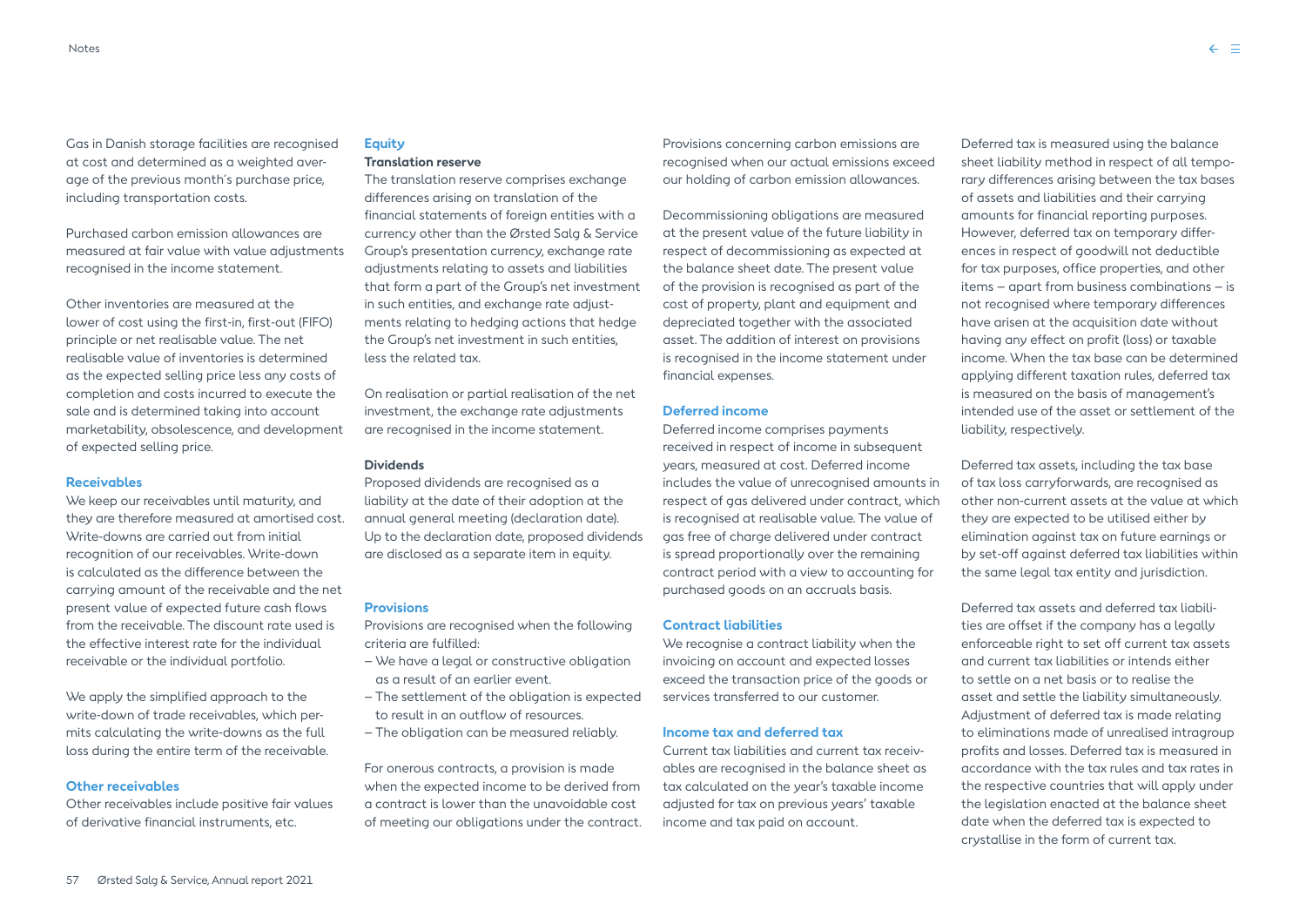Gas in Danish storage facilities are recognised at cost and determined as a weighted average of the previous month's purchase price, including transportation costs.

Purchased carbon emission allowances are measured at fair value with value adjustments recognised in the income statement.

Other inventories are measured at the lower of cost using the first-in, first-out (FIFO) principle or net realisable value. The net realisable value of inventories is determined as the expected selling price less any costs of completion and costs incurred to execute the sale and is determined taking into account marketability, obsolescence, and development of expected selling price.

### Receivables

We keep our receivables until maturity, and they are therefore measured at amortised cost. Write-downs are carried out from initial recognition of our receivables. Write-down is calculated as the difference between the carrying amount of the receivable and the net present value of expected future cash flows from the receivable. The discount rate used is the effective interest rate for the individual receivable or the individual portfolio.

We apply the simplified approach to the write-down of trade receivables, which permits calculating the write-downs as the full loss during the entire term of the receivable.

### Other receivables

Other receivables include positive fair values of derivative financial instruments, etc.

### Equity

**Translation reserve**

The translation reserve comprises exchange differences arising on translation of the financial statements of foreign entities with a currency other than the Ørsted Salg & Service Group's presentation currency, exchange rate adjustments relating to assets and liabilities that form a part of the Group's net investment in such entities, and exchange rate adjustments relating to hedging actions that hedge the Group's net investment in such entities, less the related tax.

On realisation or partial realisation of the net investment, the exchange rate adjustments are recognised in the income statement.

**Dividends**

Proposed dividends are recognised as a liability at the date of their adoption at the annual general meeting (declaration date). Up to the declaration date, proposed dividends are disclosed as a separate item in equity.

### Provisions

Provisions are recognised when the following criteria are fulfilled:

- We have a legal or constructive obligation as a result of an earlier event.
- The settlement of the obligation is expected to result in an outflow of resources.
- The obligation can be measured reliably.

For onerous contracts, a provision is made when the expected income to be derived from a contract is lower than the unavoidable cost of meeting our obligations under the contract.

Provisions concerning carbon emissions are recognised when our actual emissions exceed our holding of carbon emission allowances.

Decommissioning obligations are measured at the present value of the future liability in respect of decommissioning as expected at the balance sheet date. The present value of the provision is recognised as part of the cost of property, plant and equipment and depreciated together with the associated asset. The addition of interest on provisions is recognised in the income statement under financial expenses.

### Deferred income

Deferred income comprises payments received in respect of income in subsequent years, measured at cost. Deferred income includes the value of unrecognised amounts in respect of gas delivered under contract, which is recognised at realisable value. The value of gas free of charge delivered under contract is spread proportionally over the remaining contract period with a view to accounting for purchased goods on an accruals basis.

### Contract liabilities

We recognise a contract liability when the invoicing on account and expected losses exceed the transaction price of the goods or services transferred to our customer.

### Income tax and deferred tax

Current tax liabilities and current tax receivables are recognised in the balance sheet as tax calculated on the year's taxable income adjusted for tax on previous years' taxable income and tax paid on account.

Deferred tax is measured using the balance sheet liability method in respect of all temporary differences arising between the tax bases of assets and liabilities and their carrying amounts for financial reporting purposes. However, deferred tax on temporary differences in respect of goodwill not deductible for tax purposes, office properties, and other items – apart from business combinations – is not recognised where temporary differences have arisen at the acquisition date without having any effect on profit (loss) or taxable income. When the tax base can be determined applying different taxation rules, deferred tax is measured on the basis of management's intended use of the asset or settlement of the liability, respectively.

Deferred tax assets, including the tax base of tax loss carryforwards, are recognised as other non-current assets at the value at which they are expected to be utilised either by elimination against tax on future earnings or by set-off against deferred tax liabilities within the same legal tax entity and jurisdiction.

Deferred tax assets and deferred tax liabilities are offset if the company has a legally enforceable right to set off current tax assets and current tax liabilities or intends either to settle on a net basis or to realise the asset and settle the liability simultaneously. Adjustment of deferred tax is made relating to eliminations made of unrealised intragroup profits and losses. Deferred tax is measured in accordance with the tax rules and tax rates in the respective countries that will apply under the legislation enacted at the balance sheet date when the deferred tax is expected to crystallise in the form of current tax.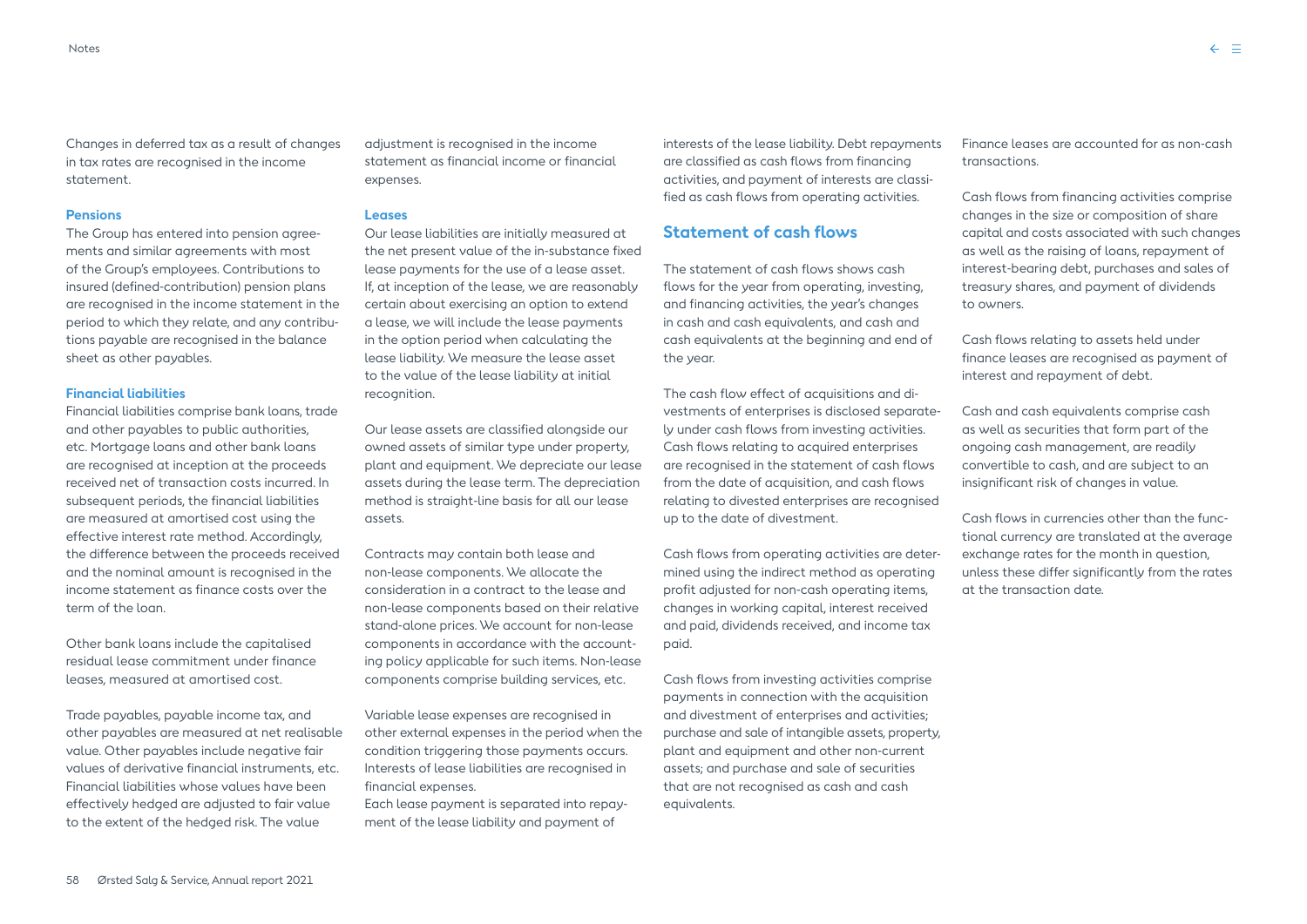Changes in deferred tax as a result of changes in tax rates are recognised in the income statement.

### Pensions

The Group has entered into pension agreements and similar agreements with most of the Group's employees. Contributions to insured (defined-contribution) pension plans are recognised in the income statement in the period to which they relate, and any contributions payable are recognised in the balance sheet as other payables.

### Financial liabilities

Financial liabilities comprise bank loans, trade and other payables to public authorities, etc. Mortgage loans and other bank loans are recognised at inception at the proceeds received net of transaction costs incurred. In subsequent periods, the financial liabilities are measured at amortised cost using the effective interest rate method. Accordingly, the difference between the proceeds received and the nominal amount is recognised in the income statement as finance costs over the term of the loan.

Other bank loans include the capitalised residual lease commitment under finance leases, measured at amortised cost.

Trade payables, payable income tax, and other payables are measured at net realisable value. Other payables include negative fair values of derivative financial instruments, etc. Financial liabilities whose values have been effectively hedged are adjusted to fair value to the extent of the hedged risk. The value adjustment is recognised in the income statement as financial income or financial expenses.

### Leases

Our lease liabilities are initially measured at the net present value of the in-substance fixed lease payments for the use of a lease asset. If, at inception of the lease, we are reasonably certain about exercising an option to extend a lease, we will include the lease payments in the option period when calculating the lease liability. We measure the lease asset to the value of the lease liability at initial recognition.

Our lease assets are classified alongside our owned assets of similar type under property, plant and equipment. We depreciate our lease assets during the lease term. The depreciation method is straight-line basis for all our lease assets.

Contracts may contain both lease and non-lease components. We allocate the consideration in a contract to the lease and non-lease components based on their relative stand-alone prices. We account for non-lease components in accordance with the accounting policy applicable for such items. Non-lease components comprise building services, etc.

Variable lease expenses are recognised in other external expenses in the period when the condition triggering those payments occurs. Interests of lease liabilities are recognised in financial expenses.
Each lease payment is separated into repayment of the lease liability and payment of interests of the lease liability. Debt repayments are classified as cash flows from financing activities, and payment of interests are classified as cash flows from operating activities.

## Statement of cash flows

The statement of cash flows shows cash flows for the year from operating, investing, and financing activities, the year's changes in cash and cash equivalents, and cash and cash equivalents at the beginning and end of the year.

The cash flow effect of acquisitions and divestments of enterprises is disclosed separately under cash flows from investing activities. Cash flows relating to acquired enterprises are recognised in the statement of cash flows from the date of acquisition, and cash flows relating to divested enterprises are recognised up to the date of divestment.

Cash flows from operating activities are determined using the indirect method as operating profit adjusted for non-cash operating items, changes in working capital, interest received and paid, dividends received, and income tax paid.

Cash flows from investing activities comprise payments in connection with the acquisition and divestment of enterprises and activities; purchase and sale of intangible assets, property, plant and equipment and other non-current assets; and purchase and sale of securities that are not recognised as cash and cash equivalents.

Finance leases are accounted for as non-cash transactions.

Cash flows from financing activities comprise changes in the size or composition of share capital and costs associated with such changes as well as the raising of loans, repayment of interest-bearing debt, purchases and sales of treasury shares, and payment of dividends to owners.

Cash flows relating to assets held under finance leases are recognised as payment of interest and repayment of debt.

Cash and cash equivalents comprise cash as well as securities that form part of the ongoing cash management, are readily convertible to cash, and are subject to an insignificant risk of changes in value.

Cash flows in currencies other than the functional currency are translated at the average exchange rates for the month in question, unless these differ significantly from the rates at the transaction date.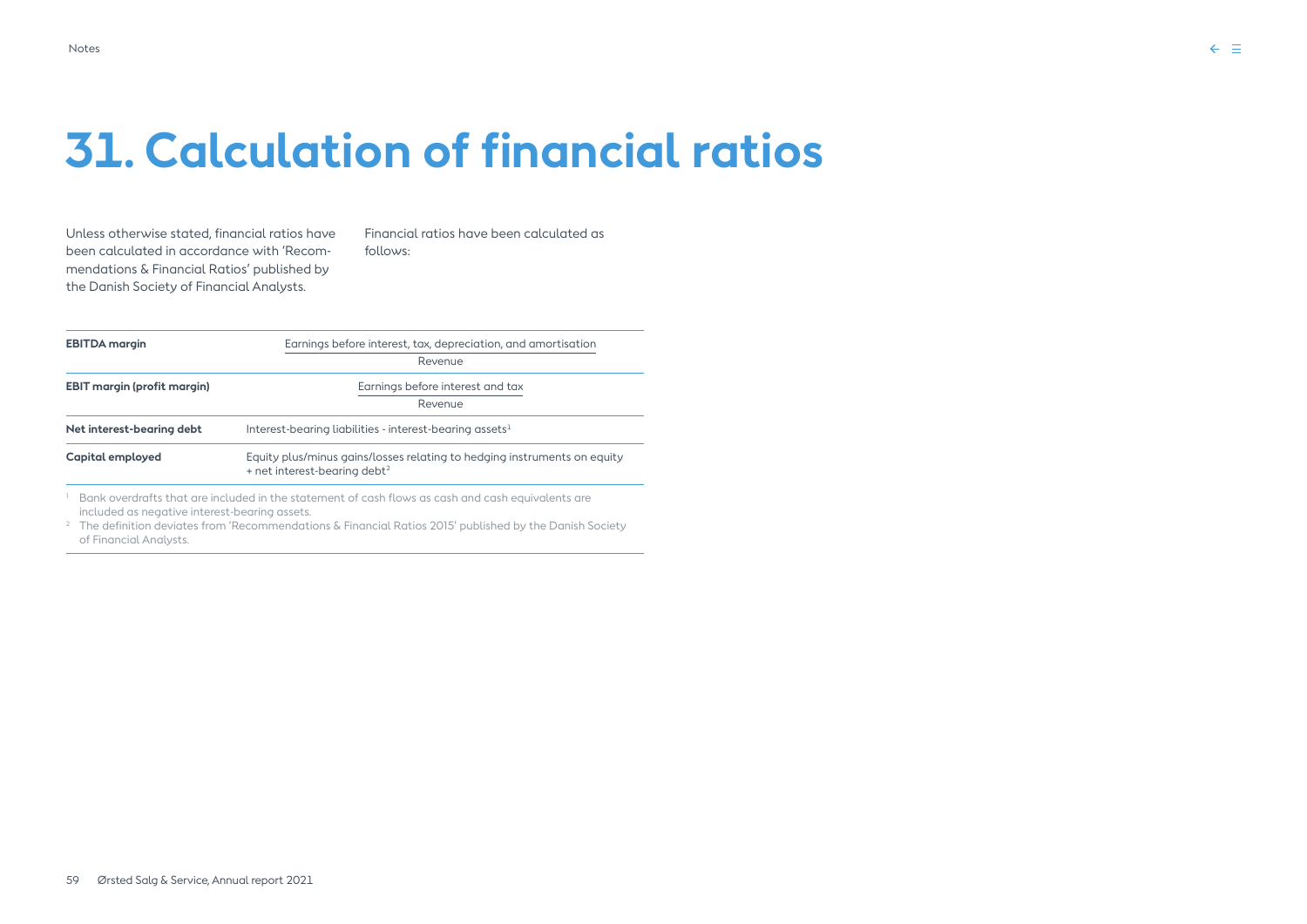# 31. Calculation of financial ratios

Unless otherwise stated, financial ratios have been calculated in accordance with 'Recommendations & Financial Ratios' published by the Danish Society of Financial Analysts.

Financial ratios have been calculated as follows:

| | |
|---|---|
| **EBITDA margin** | $\frac{\text{Earnings before interest, tax, depreciation, and amortisation}}{\text{Revenue}}$ |
| **EBIT margin (profit margin)** | $\frac{\text{Earnings before interest and tax}}{\text{Revenue}}$ |
| **Net interest-bearing debt** | Interest-bearing liabilities - interest-bearing assets[1] |
| **Capital employed** | Equity plus/minus gains/losses relating to hedging instruments on equity + net interest-bearing debt[2] |

[1] Bank overdrafts that are included in the statement of cash flows as cash and cash equivalents are included as negative interest-bearing assets.

[2] The definition deviates from 'Recommendations & Financial Ratios 2015' published by the Danish Society of Financial Analysts.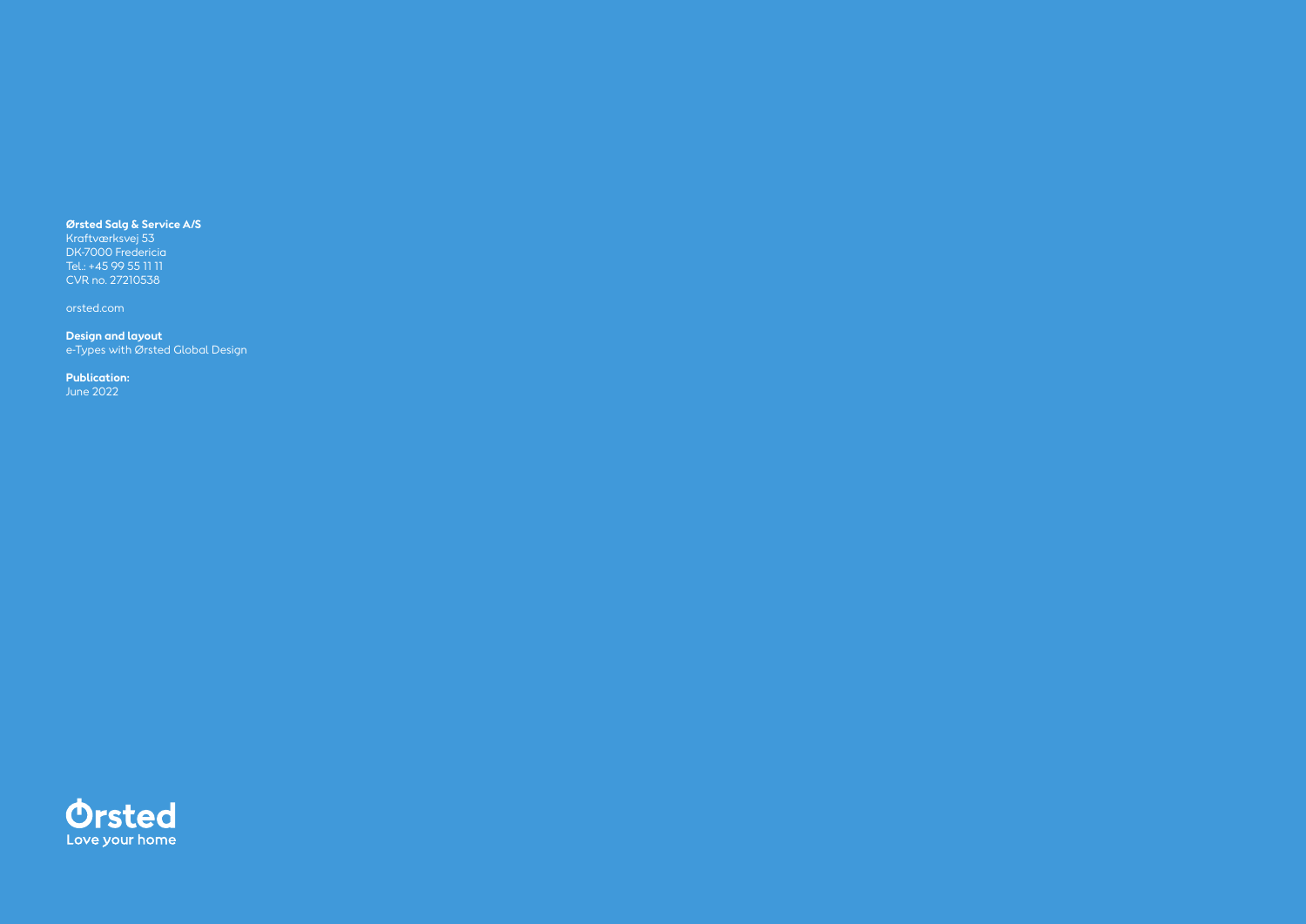**Ørsted Salg & Service A/S**
Kraftværksvej 53
DK-7000 Fredericia
Tel.: +45 99 55 11 11
CVR no. 27210538

orsted.com

**Design and layout**
e-Types with Ørsted Global Design

**Publication:**
June 2022

Ørsted
Love your home